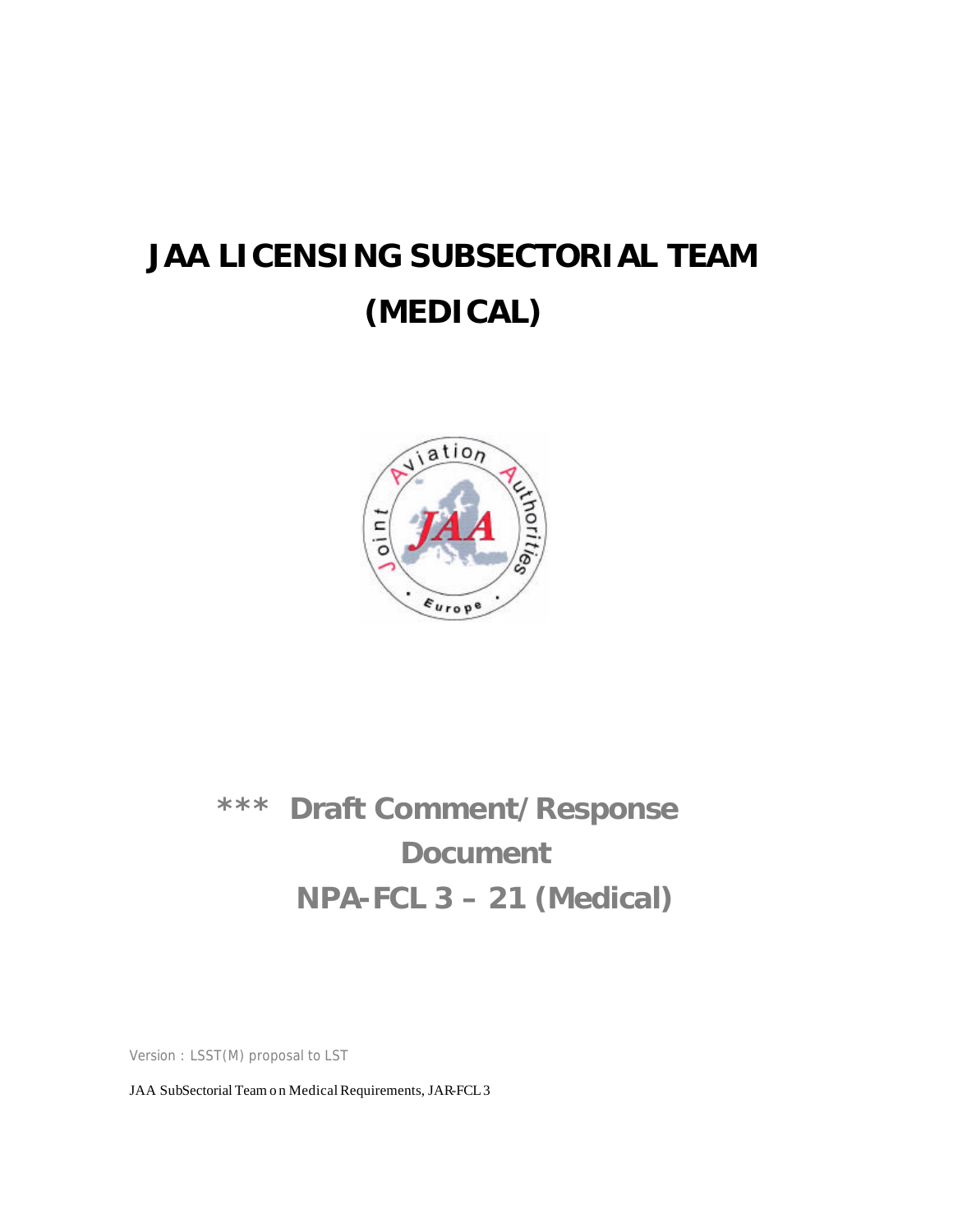# JAA LICENSING SUBSECTORIAL TEAM (MEDICAL)

## *** Draft Comment/Response Document NPA-FCL 3 – 21 (Medical)

Version : LSST(M) proposal to LST

JAA SubSectorial Team on Medical Requirements, JAR-FCL 3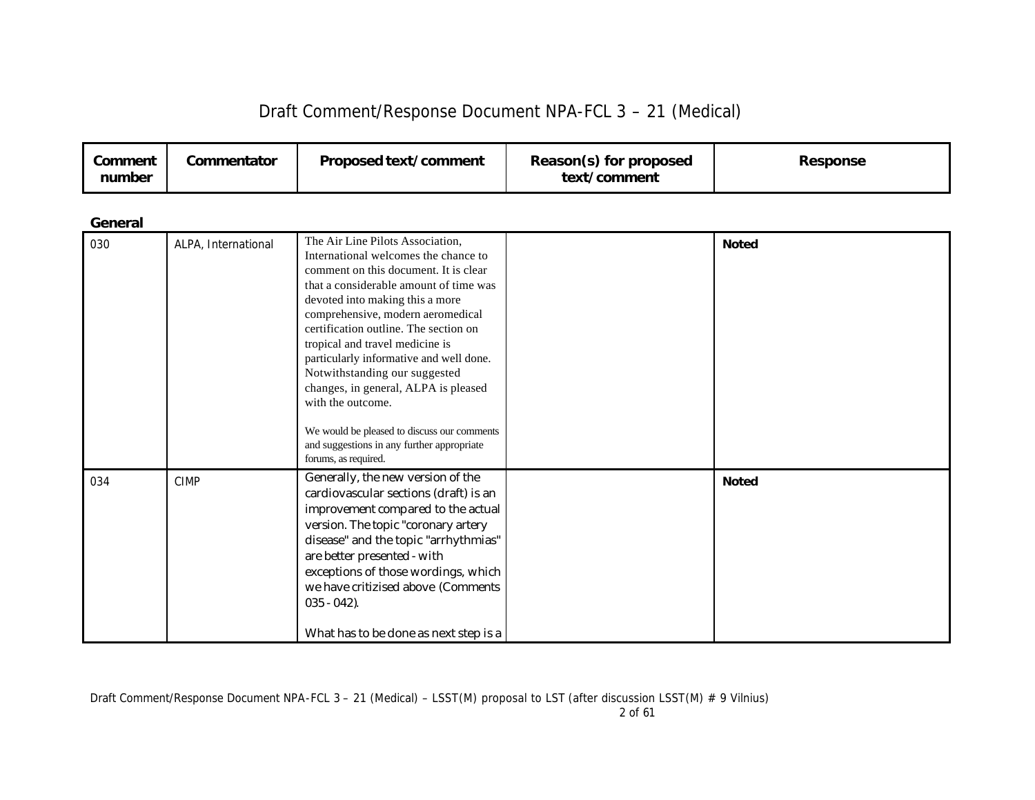# Draft Comment/Response Document NPA-FCL 3 – 21 (Medical)

| Comment number | Commentator | Proposed text/comment | Reason(s) for proposed text/comment | Response |
|---|---|---|---|---|

## General

| Comment number | Commentator | Proposed text/comment | Reason(s) for proposed text/comment | Response |
|---|---|---|---|---|
| 030 | ALPA, International | The Air Line Pilots Association, International welcomes the chance to comment on this document. It is clear that a considerable amount of time was devoted into making this a more comprehensive, modern aeromedical certification outline. The section on tropical and travel medicine is particularly informative and well done. Notwithstanding our suggested changes, in general, ALPA is pleased with the outcome.<br><br>We would be pleased to discuss our comments and suggestions in any further appropriate forums, as required. | | **Noted** |
| 034 | CIMP | Generally, the new version of the cardiovascular sections (draft) is an improvement compared to the actual version. The topic "coronary artery disease" and the topic "arrhythmias" are better presented - with exceptions of those wordings, which we have critizised above (Comments 035 - 042).<br><br>What has to be done as next step is a | | **Noted** |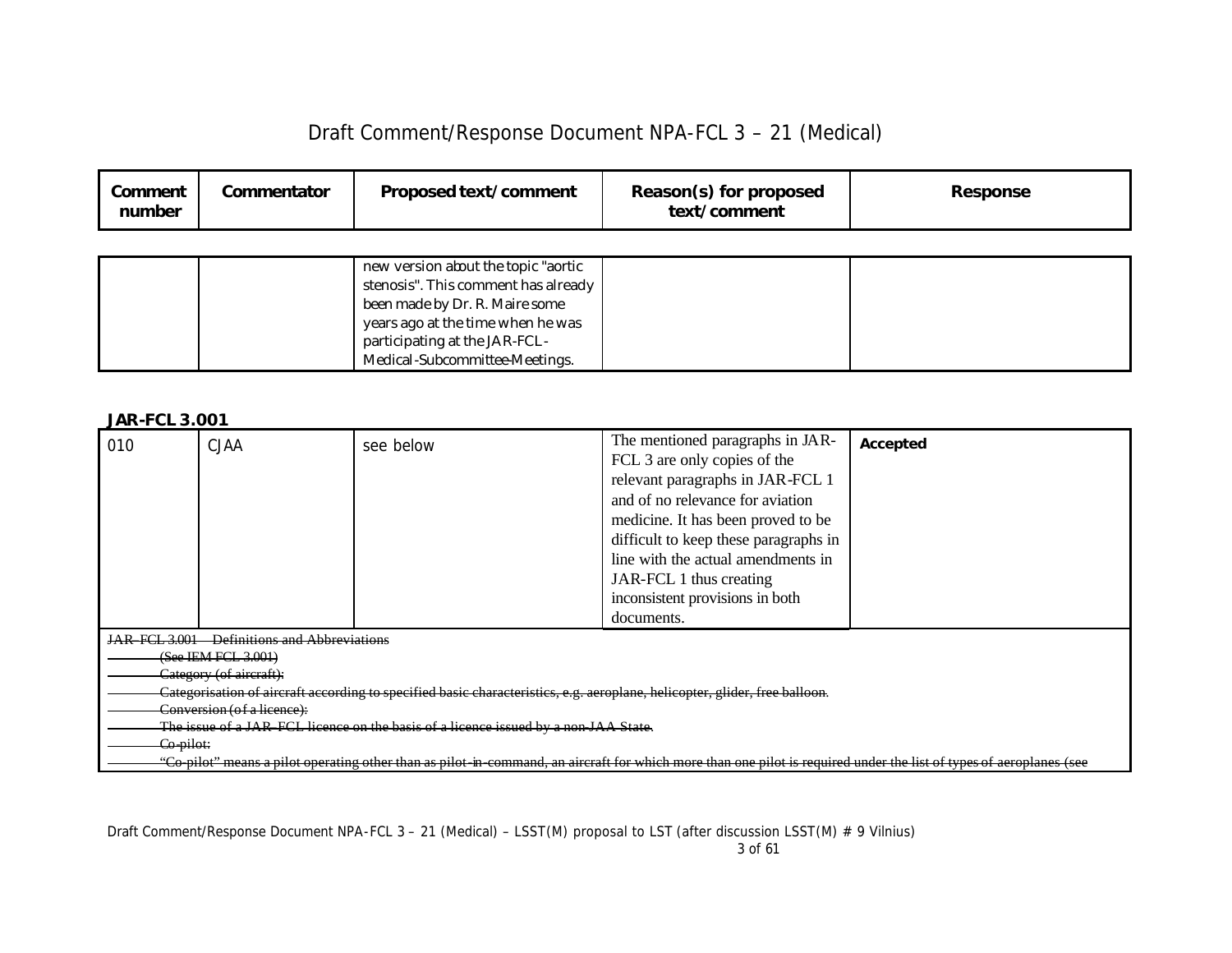| Comment number | Commentator | Proposed text/comment | Reason(s) for proposed text/comment | Response |
|---|---|---|---|---|
| | | new version about the topic "aortic stenosis". This comment has already been made by Dr. R. Maire some years ago at the time when he was participating at the JAR-FCL-Medical-Subcommittee-Meetings. | | |

**JAR-FCL 3.001**

| Comment number | Commentator | Proposed text/comment | Reason(s) for proposed text/comment | Response |
|---|---|---|---|---|
| 010 | CJAA | see below | The mentioned paragraphs in JAR-FCL 3 are only copies of the relevant paragraphs in JAR-FCL 1 and of no relevance for aviation medicine. It has been proved to be difficult to keep these paragraphs in line with the actual amendments in JAR-FCL 1 thus creating inconsistent provisions in both documents. | **Accepted** |

~~JAR-FCL 3.001 Definitions and Abbreviations~~

~~(See IEM FCL 3.001)~~

~~Category (of aircraft):~~

~~Categorisation of aircraft according to specified basic characteristics, e.g. aeroplane, helicopter, glider, free balloon.~~

~~Conversion (of a licence):~~

~~The issue of a JAR-FCL licence on the basis of a licence issued by a non-JAA State.~~

~~Co-pilot:~~

~~"Co-pilot" means a pilot operating other than as pilot-in-command, an aircraft for which more than one pilot is required under the list of types of aeroplanes (see~~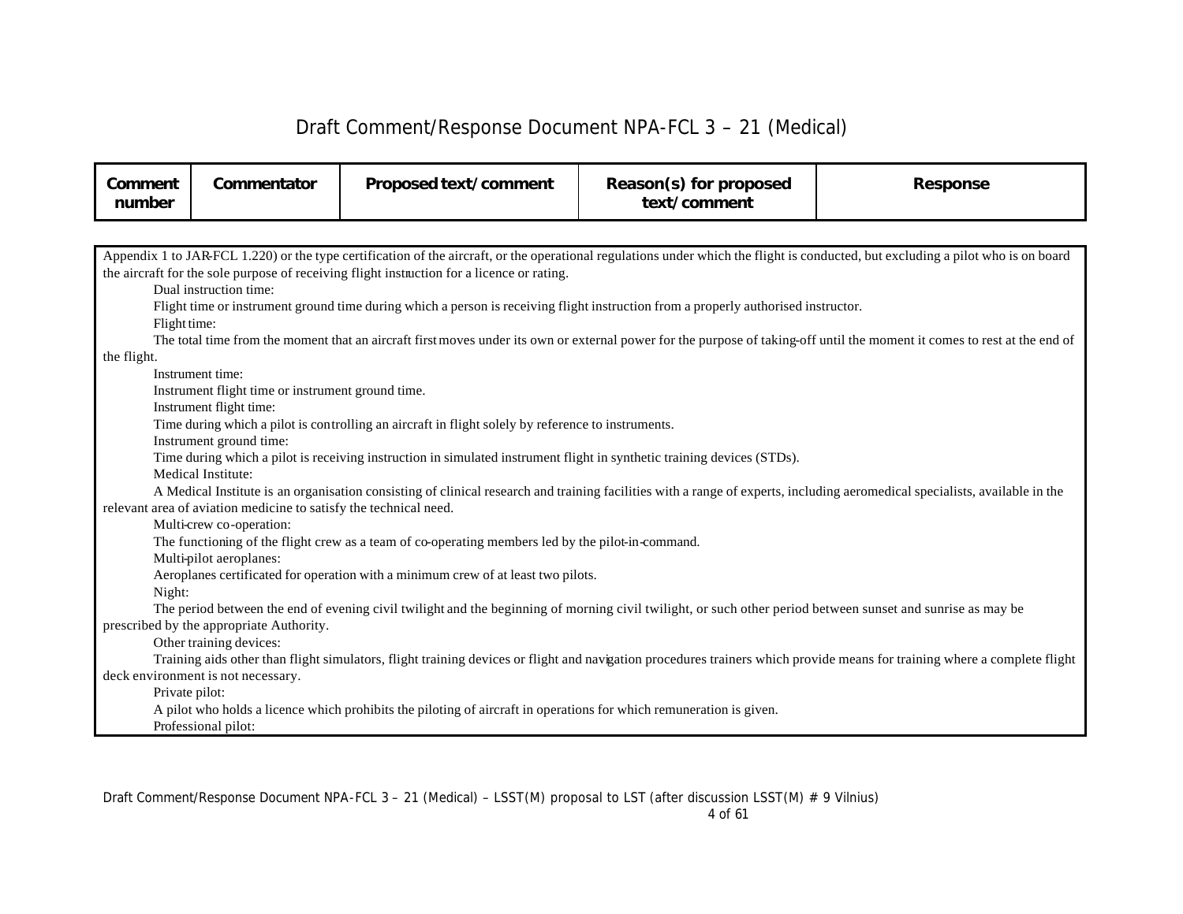| Comment number | Commentator | Proposed text/comment | Reason(s) for proposed text/comment | Response |
|---|---|---|---|---|

Appendix 1 to JAR-FCL 1.220) or the type certification of the aircraft, or the operational regulations under which the flight is conducted, but excluding a pilot who is on board the aircraft for the sole purpose of receiving flight instruction for a licence or rating.

Dual instruction time:

Flight time or instrument ground time during which a person is receiving flight instruction from a properly authorised instructor.

Flight time:

The total time from the moment that an aircraft first moves under its own or external power for the purpose of taking-off until the moment it comes to rest at the end of the flight.

Instrument time:

Instrument flight time or instrument ground time.

Instrument flight time:

Time during which a pilot is controlling an aircraft in flight solely by reference to instruments.

Instrument ground time:

Time during which a pilot is receiving instruction in simulated instrument flight in synthetic training devices (STDs).

Medical Institute:

A Medical Institute is an organisation consisting of clinical research and training facilities with a range of experts, including aeromedical specialists, available in the relevant area of aviation medicine to satisfy the technical need.

Multi-crew co-operation:

The functioning of the flight crew as a team of co-operating members led by the pilot-in-command.

Multi-pilot aeroplanes:

Aeroplanes certificated for operation with a minimum crew of at least two pilots.

Night:

The period between the end of evening civil twilight and the beginning of morning civil twilight, or such other period between sunset and sunrise as may be prescribed by the appropriate Authority.

Other training devices:

Training aids other than flight simulators, flight training devices or flight and navigation procedures trainers which provide means for training where a complete flight deck environment is not necessary.

Private pilot:

A pilot who holds a licence which prohibits the piloting of aircraft in operations for which remuneration is given.

Professional pilot: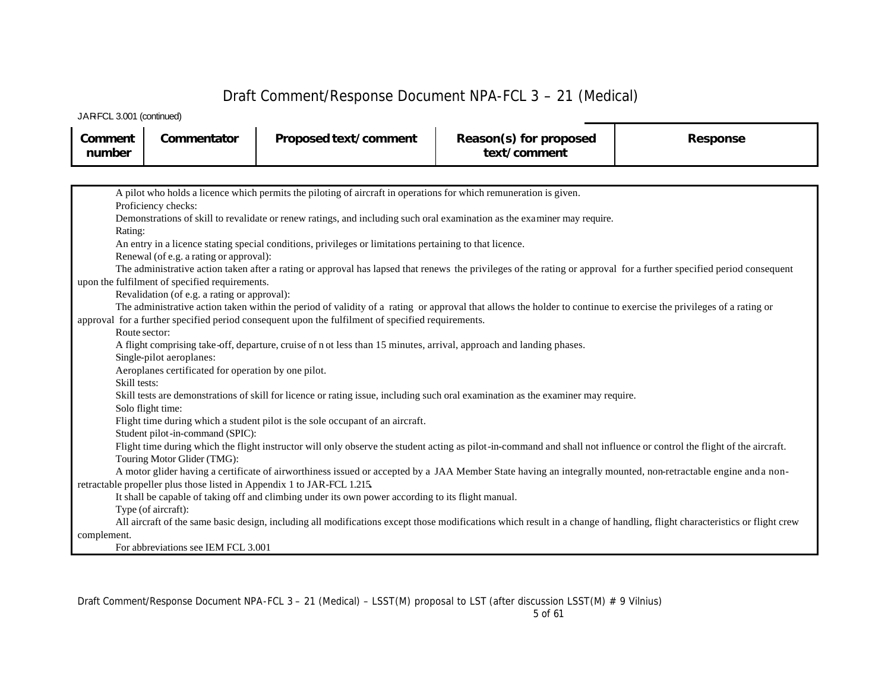JAR-FCL 3.001 (continued)

| Comment number | Commentator | Proposed text/comment | Reason(s) for proposed text/comment | Response |
|---|---|---|---|---|

A pilot who holds a licence which permits the piloting of aircraft in operations for which remuneration is given.

Proficiency checks:

Demonstrations of skill to revalidate or renew ratings, and including such oral examination as the examiner may require.

Rating:

An entry in a licence stating special conditions, privileges or limitations pertaining to that licence.

Renewal (of e.g. a rating or approval):

The administrative action taken after a rating or approval has lapsed that renews the privileges of the rating or approval for a further specified period consequent upon the fulfilment of specified requirements.

Revalidation (of e.g. a rating or approval):

The administrative action taken within the period of validity of a rating or approval that allows the holder to continue to exercise the privileges of a rating or approval for a further specified period consequent upon the fulfilment of specified requirements.

Route sector:

A flight comprising take-off, departure, cruise of not less than 15 minutes, arrival, approach and landing phases.

Single-pilot aeroplanes:

Aeroplanes certificated for operation by one pilot.

Skill tests:

Skill tests are demonstrations of skill for licence or rating issue, including such oral examination as the examiner may require.

Solo flight time:

Flight time during which a student pilot is the sole occupant of an aircraft.

Student pilot-in-command (SPIC):

Flight time during which the flight instructor will only observe the student acting as pilot-in-command and shall not influence or control the flight of the aircraft.

Touring Motor Glider (TMG):

A motor glider having a certificate of airworthiness issued or accepted by a JAA Member State having an integrally mounted, non-retractable engine and a non-retractable propeller plus those listed in Appendix 1 to JAR-FCL 1.215.

It shall be capable of taking off and climbing under its own power according to its flight manual.

Type (of aircraft):

All aircraft of the same basic design, including all modifications except those modifications which result in a change of handling, flight characteristics or flight crew complement.

For abbreviations see IEM FCL 3.001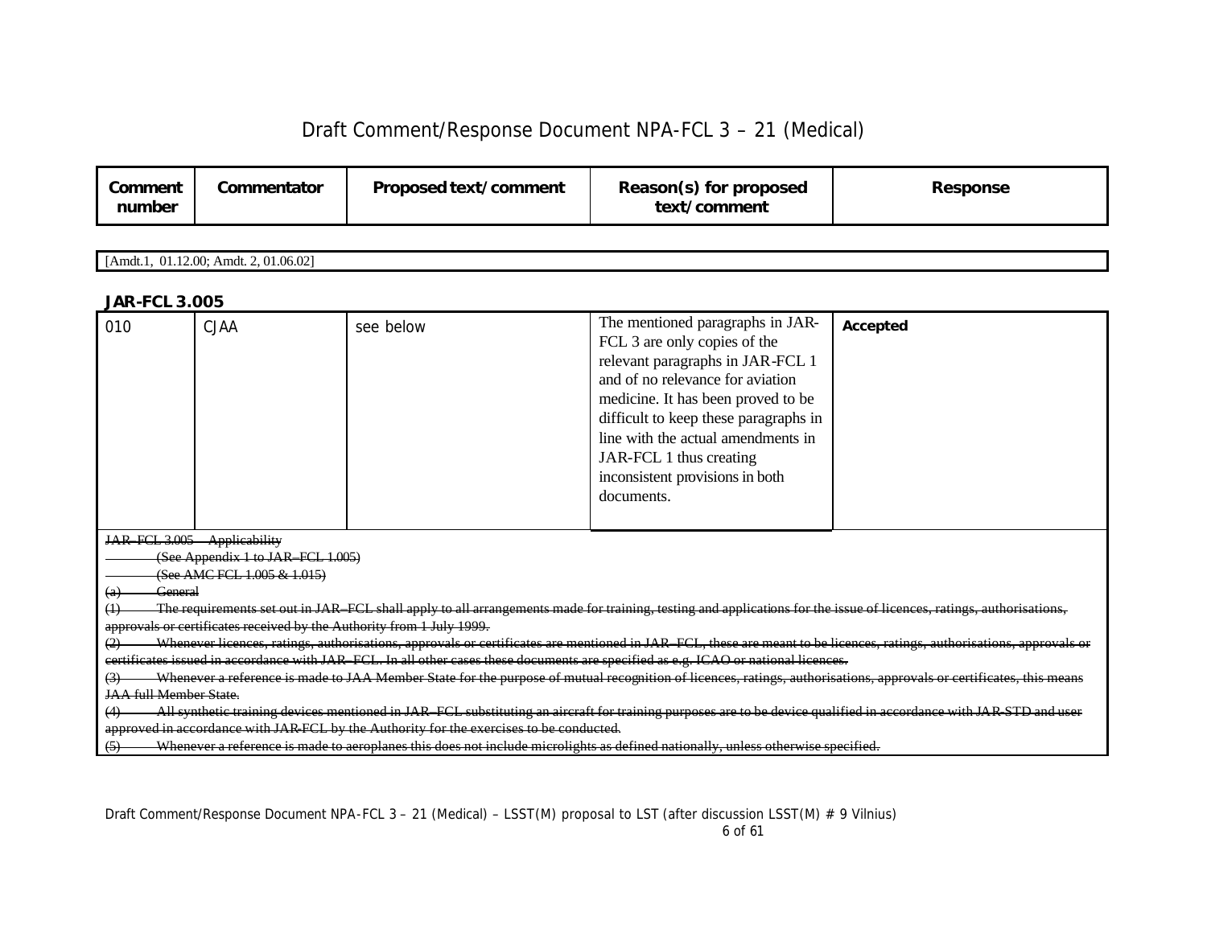# Draft Comment/Response Document NPA-FCL 3 – 21 (Medical)

| Comment number | Commentator | Proposed text/comment | Reason(s) for proposed text/comment | Response |
|---|---|---|---|---|

[Amdt.1, 01.12.00; Amdt. 2, 01.06.02]

**JAR-FCL 3.005**

| Comment number | Commentator | Proposed text/comment | Reason(s) for proposed text/comment | Response |
|---|---|---|---|---|
| 010 | CJAA | see below | The mentioned paragraphs in JAR-FCL 3 are only copies of the relevant paragraphs in JAR-FCL 1 and of no relevance for aviation medicine. It has been proved to be difficult to keep these paragraphs in line with the actual amendments in JAR-FCL 1 thus creating inconsistent provisions in both documents. | **Accepted** |

~~JAR–FCL 3.005 Applicability~~

~~(See Appendix 1 to JAR–FCL 1.005)~~

~~(See AMC FCL 1.005 & 1.015)~~

~~(a) General~~

~~(1) The requirements set out in JAR–FCL shall apply to all arrangements made for training, testing and applications for the issue of licences, ratings, authorisations, approvals or certificates received by the Authority from 1 July 1999.~~

~~(2) Whenever licences, ratings, authorisations, approvals or certificates are mentioned in JAR–FCL, these are meant to be licences, ratings, authorisations, approvals or certificates issued in accordance with JAR–FCL. In all other cases these documents are specified as e.g. ICAO or national licences.~~

~~(3) Whenever a reference is made to JAA Member State for the purpose of mutual recognition of licences, ratings, authorisations, approvals or certificates, this means JAA full Member State.~~

~~(4) All synthetic training devices mentioned in JAR–FCL substituting an aircraft for training purposes are to be device qualified in accordance with JAR-STD and user approved in accordance with JAR-FCL by the Authority for the exercises to be conducted.~~

~~(5) Whenever a reference is made to aeroplanes this does not include microlights as defined nationally, unless otherwise specified.~~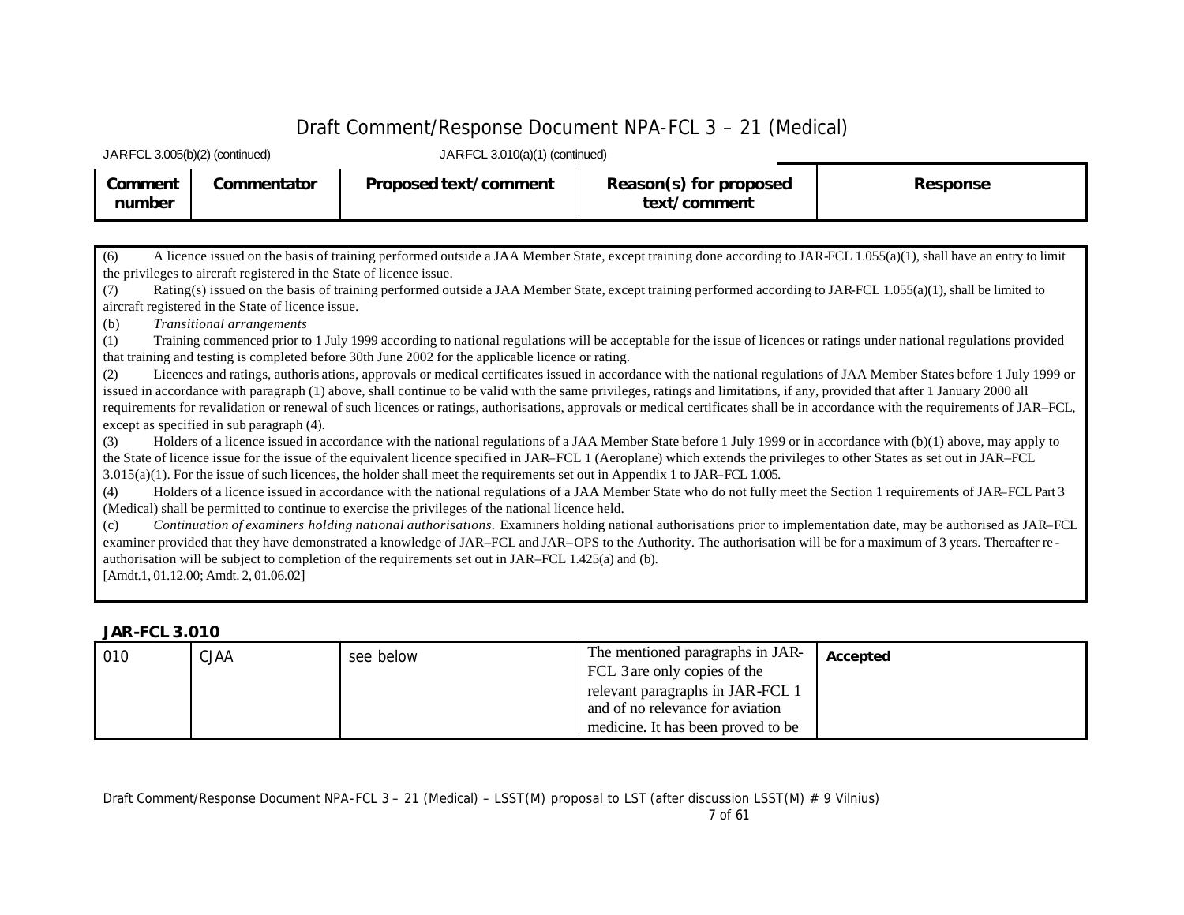JAR-FCL 3.005(b)(2) (continued) JAR-FCL 3.010(a)(1) (continued)

| Comment number | Commentator | Proposed text/comment | Reason(s) for proposed text/comment | Response |
|---|---|---|---|---|

(6) A licence issued on the basis of training performed outside a JAA Member State, except training done according to JAR-FCL 1.055(a)(1), shall have an entry to limit the privileges to aircraft registered in the State of licence issue.

(7) Rating(s) issued on the basis of training performed outside a JAA Member State, except training performed according to JAR-FCL 1.055(a)(1), shall be limited to aircraft registered in the State of licence issue.

(b) *Transitional arrangements*

(1) Training commenced prior to 1 July 1999 according to national regulations will be acceptable for the issue of licences or ratings under national regulations provided that training and testing is completed before 30th June 2002 for the applicable licence or rating.

(2) Licences and ratings, authorisations, approvals or medical certificates issued in accordance with the national regulations of JAA Member States before 1 July 1999 or issued in accordance with paragraph (1) above, shall continue to be valid with the same privileges, ratings and limitations, if any, provided that after 1 January 2000 all requirements for revalidation or renewal of such licences or ratings, authorisations, approvals or medical certificates shall be in accordance with the requirements of JAR–FCL, except as specified in sub paragraph (4).

(3) Holders of a licence issued in accordance with the national regulations of a JAA Member State before 1 July 1999 or in accordance with (b)(1) above, may apply to the State of licence issue for the issue of the equivalent licence specified in JAR–FCL 1 (Aeroplane) which extends the privileges to other States as set out in JAR–FCL 3.015(a)(1). For the issue of such licences, the holder shall meet the requirements set out in Appendix 1 to JAR–FCL 1.005.

(4) Holders of a licence issued in accordance with the national regulations of a JAA Member State who do not fully meet the Section 1 requirements of JAR–FCL Part 3 (Medical) shall be permitted to continue to exercise the privileges of the national licence held.

(c) *Continuation of examiners holding national authorisations.* Examiners holding national authorisations prior to implementation date, may be authorised as JAR–FCL examiner provided that they have demonstrated a knowledge of JAR–FCL and JAR–OPS to the Authority. The authorisation will be for a maximum of 3 years. Thereafter re-authorisation will be subject to completion of the requirements set out in JAR–FCL 1.425(a) and (b).

[Amdt.1, 01.12.00; Amdt. 2, 01.06.02]

**JAR-FCL 3.010**

| Comment number | Commentator | Proposed text/comment | Reason(s) for proposed text/comment | Response |
|---|---|---|---|---|
| 010 | CJAA | see below | The mentioned paragraphs in JAR-FCL 3 are only copies of the relevant paragraphs in JAR-FCL 1 and of no relevance for aviation medicine. It has been proved to be | **Accepted** |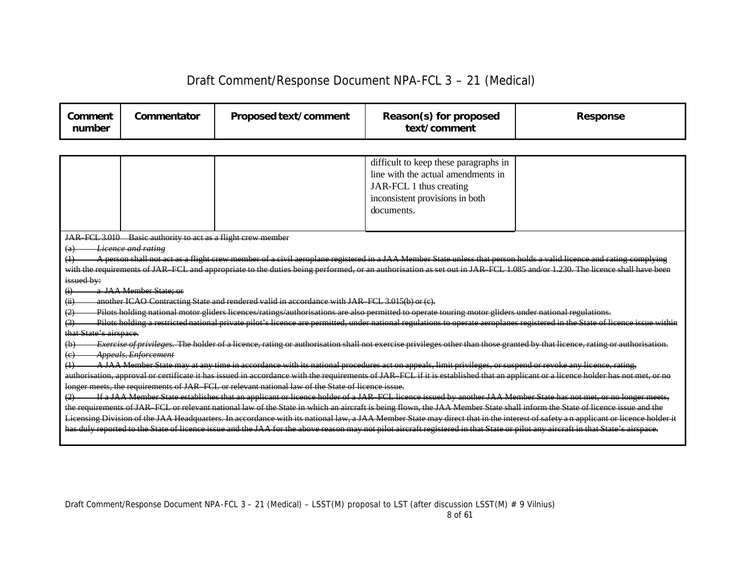# Draft Comment/Response Document NPA-FCL 3 – 21 (Medical)

| Comment number | Commentator | Proposed text/comment | Reason(s) for proposed text/comment | Response |
|---|---|---|---|---|
| | | | difficult to keep these paragraphs in line with the actual amendments in JAR-FCL 1 thus creating inconsistent provisions in both documents. | |

~~JAR–FCL 3.010 Basic authority to act as a flight crew member~~

~~(a) *Licence and rating*~~

~~(1) A person shall not act as a flight crew member of a civil aeroplane registered in a JAA Member State unless that person holds a valid licence and rating complying with the requirements of JAR–FCL and appropriate to the duties being performed, or an authorisation as set out in JAR–FCL 1.085 and/or 1.230. The licence shall have been issued by:~~

~~(i) a JAA Member State; or~~

~~(ii) another ICAO Contracting State and rendered valid in accordance with JAR–FCL 3.015(b) or (c).~~

~~(2) Pilots holding national motor gliders licences/ratings/authorisations are also permitted to operate touring motor gliders under national regulations.~~

~~(3) Pilots holding a restricted national private pilot's licence are permitted, under national regulations to operate aeroplanes registered in the State of licence issue within that State's airspace.~~

~~(b) *Exercise of privileges.* The holder of a licence, rating or authorisation shall not exercise privileges other than those granted by that licence, rating or authorisation.~~

~~(c) *Appeals, Enforcement*~~

~~(1) A JAA Member State may at any time in accordance with its national procedures act on appeals, limit privileges, or suspend or revoke any licence, rating, authorisation, approval or certificate it has issued in accordance with the requirements of JAR–FCL if it is established that an applicant or a licence holder has not met, or no longer meets, the requirements of JAR–FCL or relevant national law of the State of licence issue.~~

~~(2) If a JAA Member State establishes that an applicant or licence holder of a JAR–FCL licence issued by another JAA Member State has not met, or no longer meets, the requirements of JAR–FCL or relevant national law of the State in which an aircraft is being flown, the JAA Member State shall inform the State of licence issue and the Licensing Division of the JAA Headquarters. In accordance with its national law, a JAA Member State may direct that in the interest of safety a n applicant or licence holder it has duly reported to the State of licence issue and the JAA for the above reason may not pilot aircraft registered in that State or pilot any aircraft in that State's airspace.~~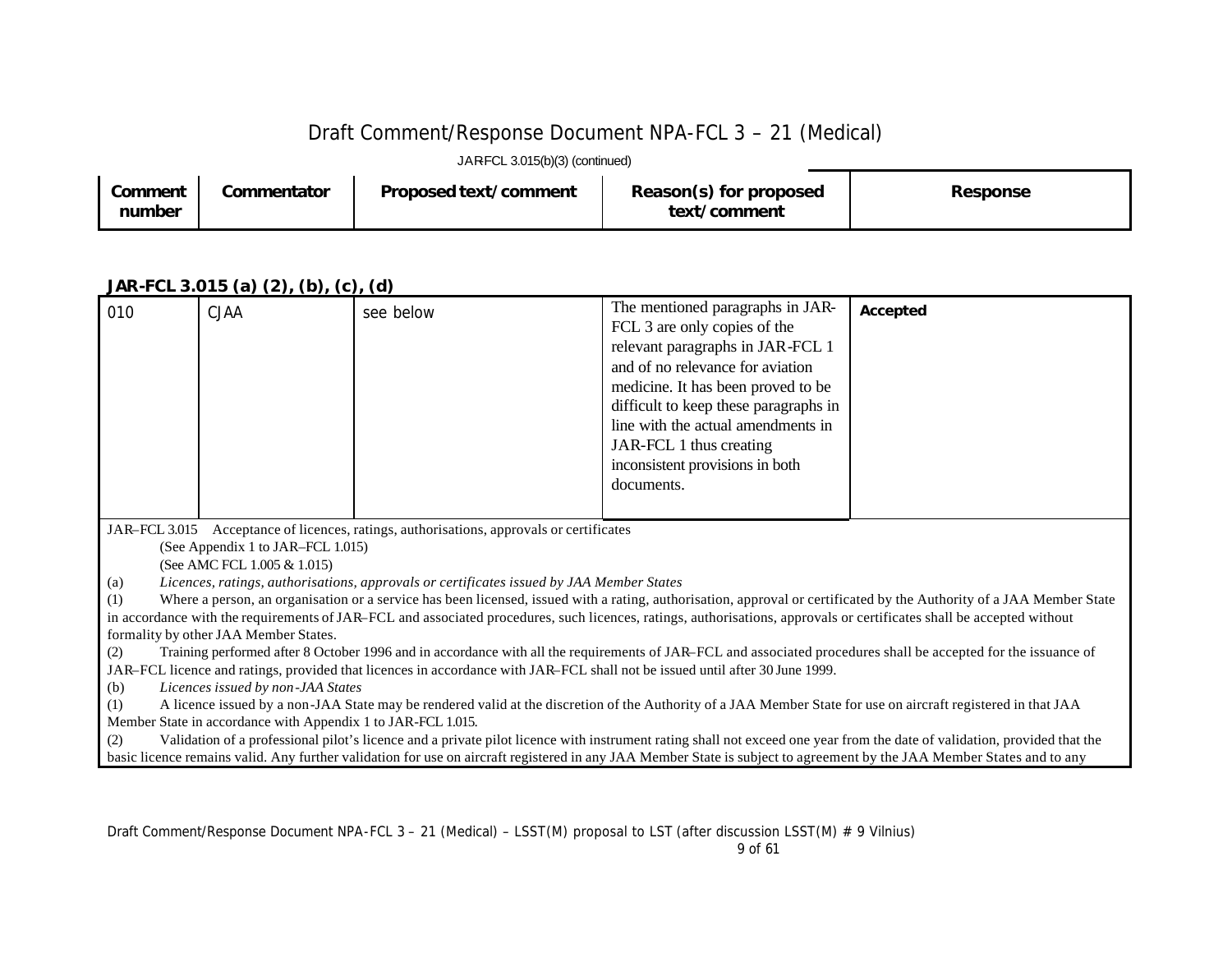JAR-FCL 3.015(b)(3) (continued)

| Comment number | Commentator | Proposed text/comment | Reason(s) for proposed text/comment | Response |
|---|---|---|---|---|

**JAR-FCL 3.015 (a) (2), (b), (c), (d)**

| Comment number | Commentator | Proposed text/comment | Reason(s) for proposed text/comment | Response |
|---|---|---|---|---|
| 010 | CJAA | see below | The mentioned paragraphs in JAR-FCL 3 are only copies of the relevant paragraphs in JAR-FCL 1 and of no relevance for aviation medicine. It has been proved to be difficult to keep these paragraphs in line with the actual amendments in JAR-FCL 1 thus creating inconsistent provisions in both documents. | **Accepted** |

JAR–FCL 3.015 Acceptance of licences, ratings, authorisations, approvals or certificates
(See Appendix 1 to JAR–FCL 1.015)
(See AMC FCL 1.005 & 1.015)

(a) *Licences, ratings, authorisations, approvals or certificates issued by JAA Member States*

(1) Where a person, an organisation or a service has been licensed, issued with a rating, authorisation, approval or certificated by the Authority of a JAA Member State in accordance with the requirements of JAR–FCL and associated procedures, such licences, ratings, authorisations, approvals or certificates shall be accepted without formality by other JAA Member States.

(2) Training performed after 8 October 1996 and in accordance with all the requirements of JAR–FCL and associated procedures shall be accepted for the issuance of JAR–FCL licence and ratings, provided that licences in accordance with JAR–FCL shall not be issued until after 30 June 1999.

(b) *Licences issued by non-JAA States*

(1) A licence issued by a non-JAA State may be rendered valid at the discretion of the Authority of a JAA Member State for use on aircraft registered in that JAA Member State in accordance with Appendix 1 to JAR-FCL 1.015.

(2) Validation of a professional pilot's licence and a private pilot licence with instrument rating shall not exceed one year from the date of validation, provided that the basic licence remains valid. Any further validation for use on aircraft registered in any JAA Member State is subject to agreement by the JAA Member States and to any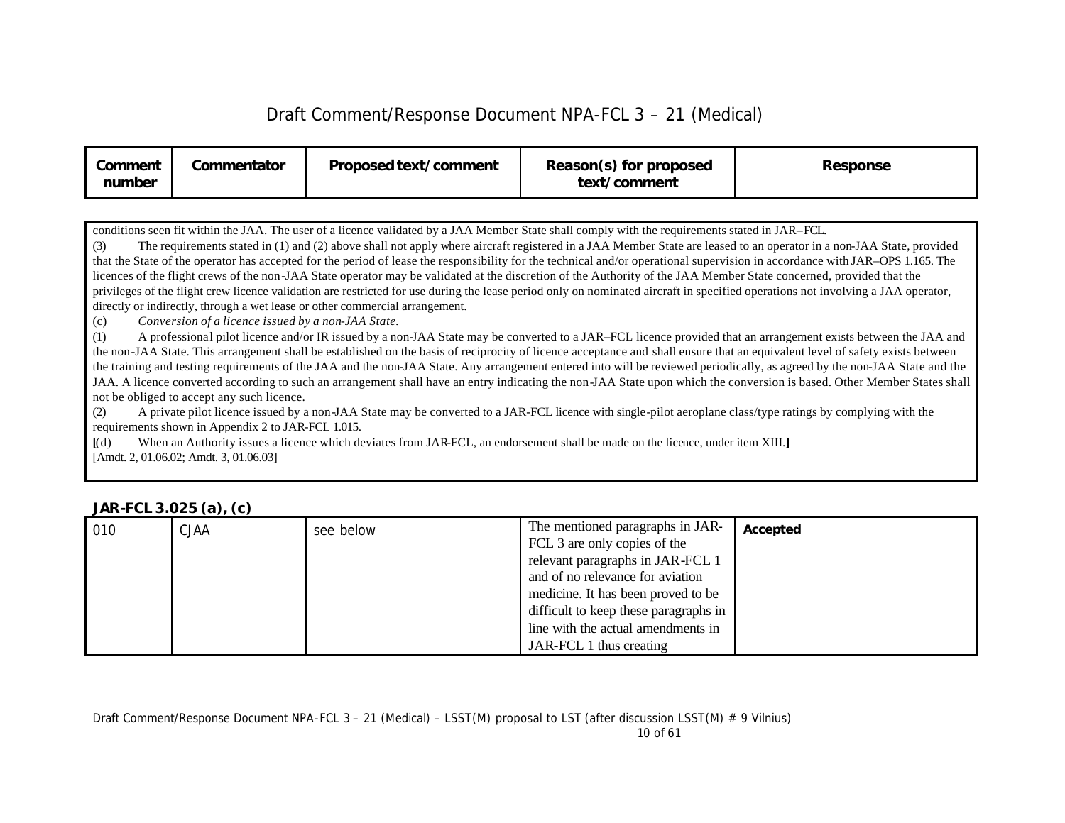| Comment number | Commentator | Proposed text/comment | Reason(s) for proposed text/comment | Response |
|---|---|---|---|---|

conditions seen fit within the JAA. The user of a licence validated by a JAA Member State shall comply with the requirements stated in JAR–FCL.

(3) The requirements stated in (1) and (2) above shall not apply where aircraft registered in a JAA Member State are leased to an operator in a non-JAA State, provided that the State of the operator has accepted for the period of lease the responsibility for the technical and/or operational supervision in accordance with JAR–OPS 1.165. The licences of the flight crews of the non-JAA State operator may be validated at the discretion of the Authority of the JAA Member State concerned, provided that the privileges of the flight crew licence validation are restricted for use during the lease period only on nominated aircraft in specified operations not involving a JAA operator, directly or indirectly, through a wet lease or other commercial arrangement.

(c) *Conversion of a licence issued by a non-JAA State.*

(1) A professional pilot licence and/or IR issued by a non-JAA State may be converted to a JAR–FCL licence provided that an arrangement exists between the JAA and the non-JAA State. This arrangement shall be established on the basis of reciprocity of licence acceptance and shall ensure that an equivalent level of safety exists between the training and testing requirements of the JAA and the non-JAA State. Any arrangement entered into will be reviewed periodically, as agreed by the non-JAA State and the JAA. A licence converted according to such an arrangement shall have an entry indicating the non-JAA State upon which the conversion is based. Other Member States shall not be obliged to accept any such licence.

(2) A private pilot licence issued by a non-JAA State may be converted to a JAR-FCL licence with single-pilot aeroplane class/type ratings by complying with the requirements shown in Appendix 2 to JAR-FCL 1.015.

**[**(d) When an Authority issues a licence which deviates from JAR-FCL, an endorsement shall be made on the licence, under item XIII.**]**

[Amdt. 2, 01.06.02; Amdt. 3, 01.06.03]

### JAR-FCL 3.025 (a), (c)

| Comment number | Commentator | Proposed text/comment | Reason(s) for proposed text/comment | Response |
|---|---|---|---|---|
| 010 | CJAA | see below | The mentioned paragraphs in JAR-FCL 3 are only copies of the relevant paragraphs in JAR-FCL 1 and of no relevance for aviation medicine. It has been proved to be difficult to keep these paragraphs in line with the actual amendments in JAR-FCL 1 thus creating | **Accepted** |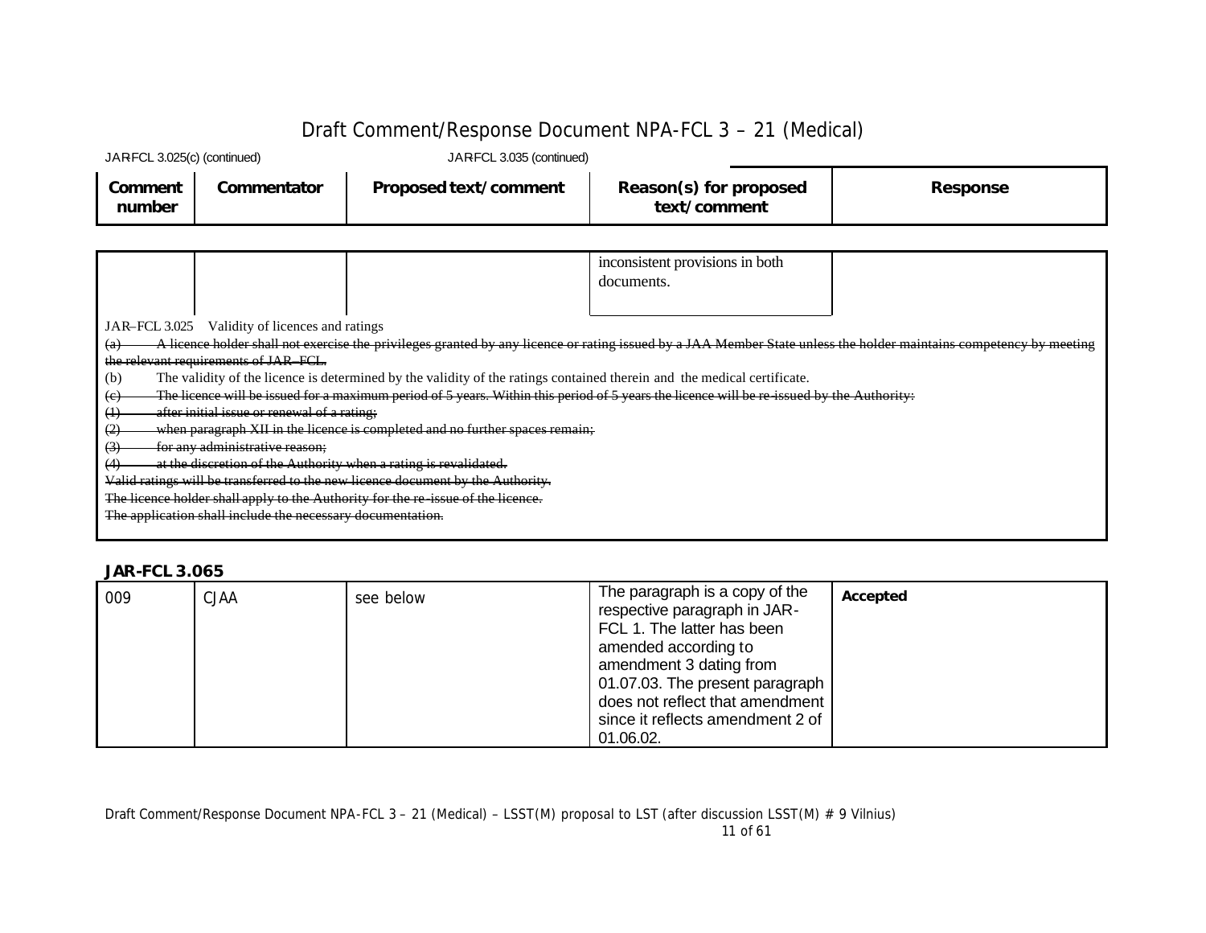# Draft Comment/Response Document NPA-FCL 3 – 21 (Medical)

JAR-FCL 3.025(c) (continued) JAR-FCL 3.035 (continued)

| Comment number | Commentator | Proposed text/comment | Reason(s) for proposed text/comment | Response |
|---|---|---|---|---|
| | | | inconsistent provisions in both documents. | |

JAR–FCL 3.025 Validity of licences and ratings

~~(a) A licence holder shall not exercise the privileges granted by any licence or rating issued by a JAA Member State unless the holder maintains competency by meeting the relevant requirements of JAR–FCL.~~

(b) The validity of the licence is determined by the validity of the ratings contained therein and the medical certificate.

~~(c) The licence will be issued for a maximum period of 5 years. Within this period of 5 years the licence will be re-issued by the Authority:~~

~~(1) after initial issue or renewal of a rating;~~

~~(2) when paragraph XII in the licence is completed and no further spaces remain;~~

~~(3) for any administrative reason;~~

~~(4) at the discretion of the Authority when a rating is revalidated.~~

~~Valid ratings will be transferred to the new licence document by the Authority.~~

~~The licence holder shall apply to the Authority for the re-issue of the licence.~~

~~The application shall include the necessary documentation.~~

**JAR-FCL 3.065**

| Comment number | Commentator | Proposed text/comment | Reason(s) for proposed text/comment | Response |
|---|---|---|---|---|
| 009 | CJAA | see below | The paragraph is a copy of the respective paragraph in JAR-FCL 1. The latter has been amended according to amendment 3 dating from 01.07.03. The present paragraph does not reflect that amendment since it reflects amendment 2 of 01.06.02. | **Accepted** |

Draft Comment/Response Document NPA-FCL 3 – 21 (Medical) – LSST(M) proposal to LST (after discussion LSST(M) # 9 Vilnius)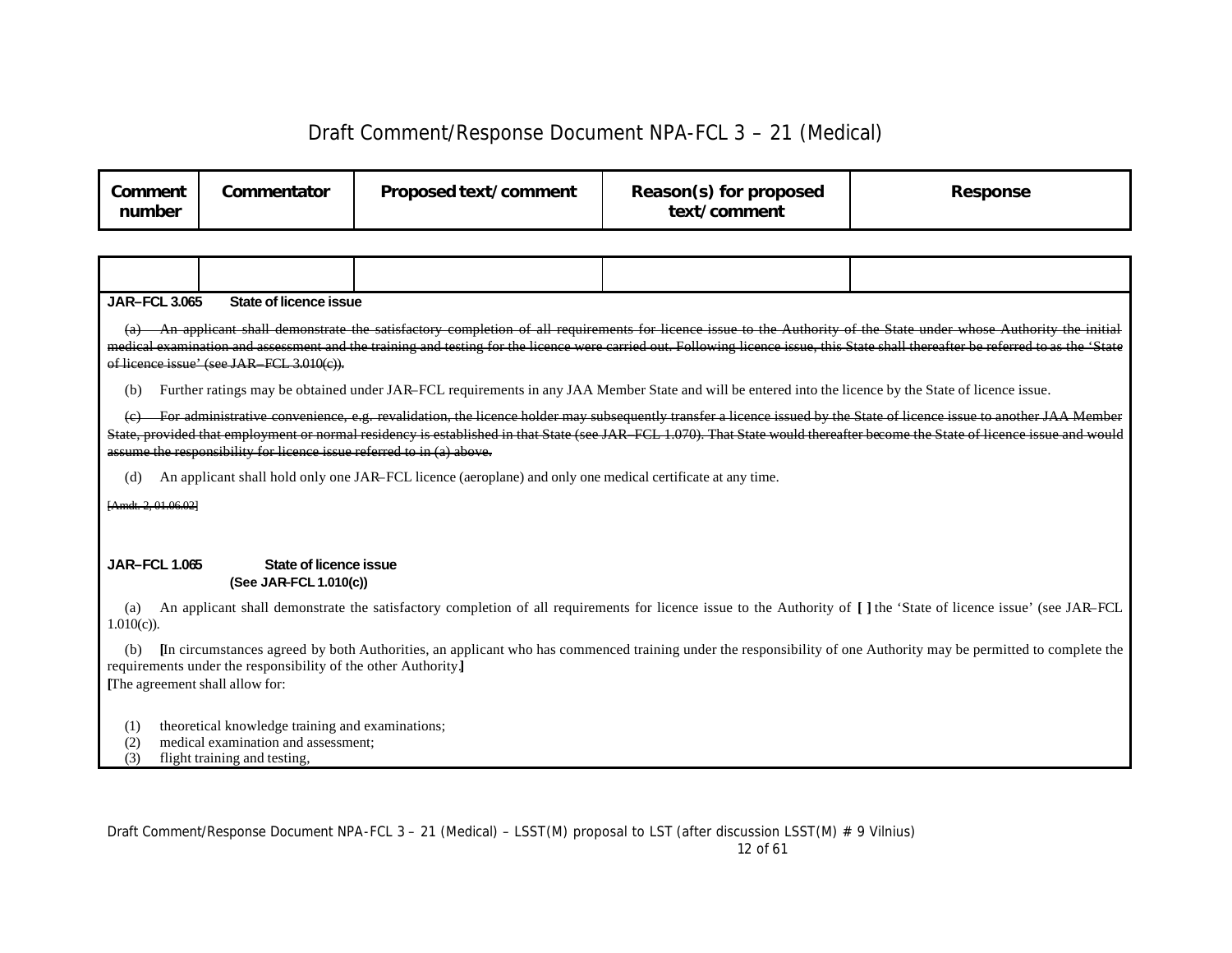# Draft Comment/Response Document NPA-FCL 3 – 21 (Medical)

| Comment number | Commentator | Proposed text/comment | Reason(s) for proposed text/comment | Response |
|---|---|---|---|---|
| | | | | |

**JAR–FCL 3.065 State of licence issue**

~~(a) An applicant shall demonstrate the satisfactory completion of all requirements for licence issue to the Authority of the State under whose Authority the initial medical examination and assessment and the training and testing for the licence were carried out. Following licence issue, this State shall thereafter be referred to as the 'State of licence issue' (see JAR–FCL 3.010(c)).~~

(b) Further ratings may be obtained under JAR–FCL requirements in any JAA Member State and will be entered into the licence by the State of licence issue.

~~(c) For administrative convenience, e.g. revalidation, the licence holder may subsequently transfer a licence issued by the State of licence issue to another JAA Member State, provided that employment or normal residency is established in that State (see JAR–FCL 1.070). That State would thereafter become the State of licence issue and would assume the responsibility for licence issue referred to in (a) above.~~

(d) An applicant shall hold only one JAR–FCL licence (aeroplane) and only one medical certificate at any time.

~~[Amdt. 2, 01.06.02]~~

**JAR–FCL 1.065 State of licence issue**
**(See JAR-FCL 1.010(c))**

(a) An applicant shall demonstrate the satisfactory completion of all requirements for licence issue to the Authority of **[ ]** the 'State of licence issue' (see JAR–FCL 1.010(c)).

(b) **[**In circumstances agreed by both Authorities, an applicant who has commenced training under the responsibility of one Authority may be permitted to complete the requirements under the responsibility of the other Authority.**]**
**[**The agreement shall allow for:

(1) theoretical knowledge training and examinations;
(2) medical examination and assessment;
(3) flight training and testing,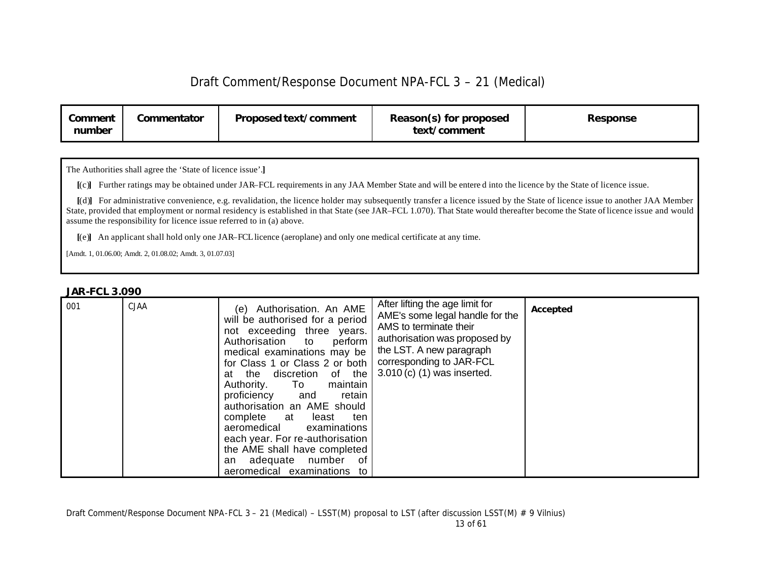| Comment number | Commentator | Proposed text/comment | Reason(s) for proposed text/comment | Response |
|---|---|---|---|---|

The Authorities shall agree the 'State of licence issue'.]

[(c)] Further ratings may be obtained under JAR–FCL requirements in any JAA Member State and will be entered into the licence by the State of licence issue.

[(d)] For administrative convenience, e.g. revalidation, the licence holder may subsequently transfer a licence issued by the State of licence issue to another JAA Member State, provided that employment or normal residency is established in that State (see JAR–FCL 1.070). That State would thereafter become the State of licence issue and would assume the responsibility for licence issue referred to in (a) above.

[(e)] An applicant shall hold only one JAR–FCL licence (aeroplane) and only one medical certificate at any time.

[Amdt. 1, 01.06.00; Amdt. 2, 01.08.02; Amdt. 3, 01.07.03]

**JAR-FCL 3.090**

| Comment number | Commentator | Proposed text/comment | Reason(s) for proposed text/comment | Response |
|---|---|---|---|---|
| 001 | CJAA | (e) Authorisation. An AME will be authorised for a period not exceeding three years. Authorisation to perform medical examinations may be for Class 1 or Class 2 or both at the discretion of the Authority. To maintain proficiency and retain authorisation an AME should complete at least ten aeromedical examinations each year. For re-authorisation the AME shall have completed an adequate number of aeromedical examinations to | After lifting the age limit for AME's some legal handle for the AMS to terminate their authorisation was proposed by the LST. A new paragraph corresponding to JAR-FCL 3.010 (c) (1) was inserted. | **Accepted** |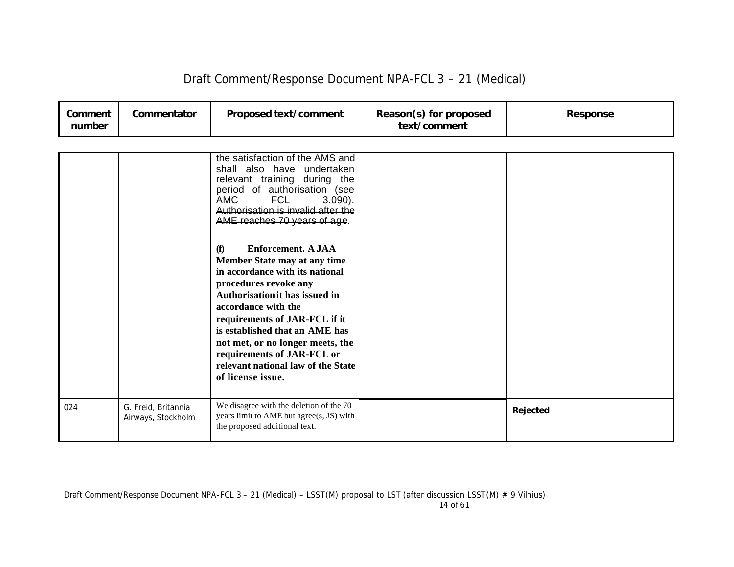| Comment number | Commentator | Proposed text/comment | Reason(s) for proposed text/comment | Response |
|---|---|---|---|---|
| | | the satisfaction of the AMS and shall also have undertaken relevant training during the period of authorisation (see AMC FCL 3.090). ~~Authorisation is invalid after the AME reaches 70 years of age~~.<br><br>**(f) Enforcement. A JAA Member State may at any time in accordance with its national procedures revoke any Authorisation it has issued in accordance with the requirements of JAR-FCL if it is established that an AME has not met, or no longer meets, the requirements of JAR-FCL or relevant national law of the State of license issue.** | | |
| 024 | G. Freid, Britannia Airways, Stockholm | We disagree with the deletion of the 70 years limit to AME but agree(s, JS) with the proposed additional text. | | **Rejected** |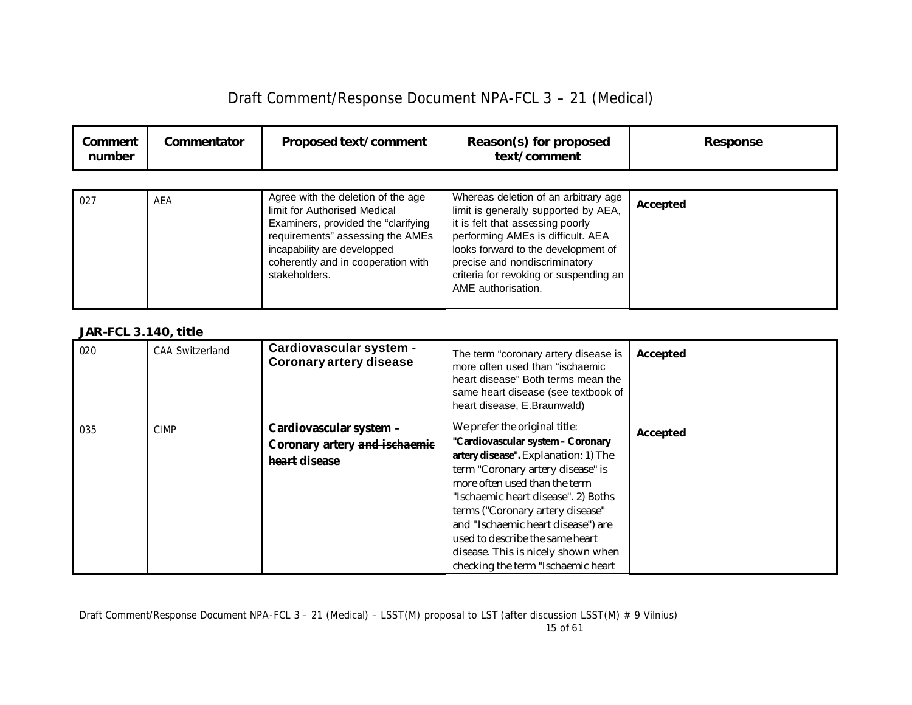# Draft Comment/Response Document NPA-FCL 3 – 21 (Medical)

| Comment number | Commentator | Proposed text/comment | Reason(s) for proposed text/comment | Response |
|---|---|---|---|---|
| 027 | AEA | Agree with the deletion of the age limit for Authorised Medical Examiners, provided the "clarifying requirements" assessing the AMEs incapability are developped coherently and in cooperation with stakeholders. | Whereas deletion of an arbitrary age limit is generally supported by AEA, it is felt that assessing poorly performing AMEs is difficult. AEA looks forward to the development of precise and nondiscriminatory criteria for revoking or suspending an AME authorisation. | **Accepted** |

**JAR-FCL 3.140, title**

| Comment number | Commentator | Proposed text/comment | Reason(s) for proposed text/comment | Response |
|---|---|---|---|---|
| 020 | CAA Switzerland | **Cardiovascular system - Coronary artery disease** | The term "coronary artery disease is more often used than "ischaemic heart disease" Both terms mean the same heart disease (see textbook of heart disease, E.Braunwald) | **Accepted** |
| 035 | CIMP | **Cardiovascular system – Coronary artery ~~and ischaemic heart~~ disease** | We prefer the original title: **"Cardiovascular system – Coronary artery disease".** Explanation: 1) The term "Coronary artery disease" is more often used than the term "Ischaemic heart disease". 2) Boths terms ("Coronary artery disease" and "Ischaemic heart disease") are used to describe the same heart disease. This is nicely shown when checking the term "Ischaemic heart | **Accepted** |

Draft Comment/Response Document NPA-FCL 3 – 21 (Medical) – LSST(M) proposal to LST (after discussion LSST(M) # 9 Vilnius)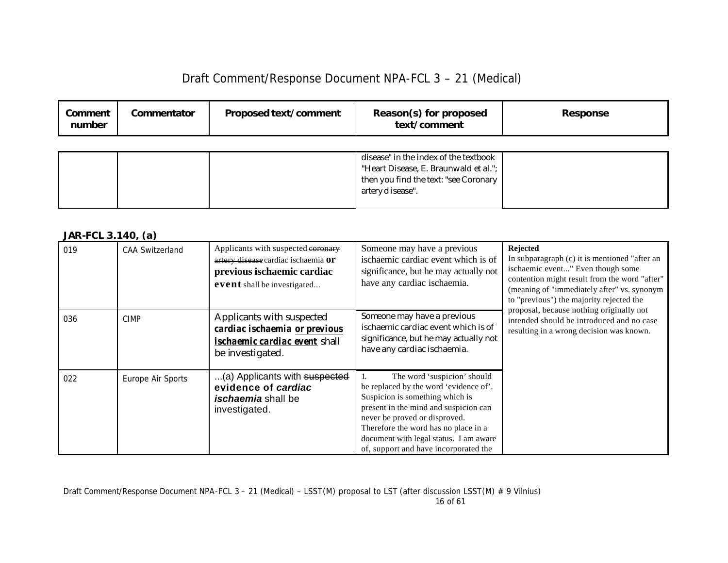# Draft Comment/Response Document NPA-FCL 3 – 21 (Medical)

| Comment number | Commentator | Proposed text/comment | Reason(s) for proposed text/comment | Response |
|---|---|---|---|---|
| | | | disease" in the index of the textbook "Heart Disease, E. Braunwald et al."; then you find the text: "see Coronary artery disease". | |

**JAR-FCL 3.140, (a)**

| Comment number | Commentator | Proposed text/comment | Reason(s) for proposed text/comment | Response |
|---|---|---|---|---|
| 019 | CAA Switzerland | Applicants with suspected ~~coronary artery disease~~ cardiac ischaemia **or previous ischaemic cardiac event** shall be investigated... | Someone may have a previous ischaemic cardiac event which is of significance, but he may actually not have any cardiac ischaemia. | **Rejected** In subparagraph (c) it is mentioned "after an ischaemic event..." Even though some contention might result from the word "after" (meaning of "immediately after" vs. synonym to "previous") the majority rejected the proposal, because nothing originally not intended should be introduced and no case resulting in a wrong decision was known. |
| 036 | CIMP | Applicants with suspected ***cardiac ischaemia <u>or previous ischaemic cardiac event</u>*** shall be investigated. | Someone may have a previous ischaemic cardiac event which is of significance, but he may actually not have any cardiac ischaemia. | |
| 022 | Europe Air Sports | ...(a) Applicants with ~~suspected~~ **evidence of *cardiac ischaemia*** shall be investigated. | 1. The word 'suspicion' should be replaced by the word 'evidence of'. Suspicion is something which is present in the mind and suspicion can never be proved or disproved. Therefore the word has no place in a document with legal status. I am aware of, support and have incorporated the | |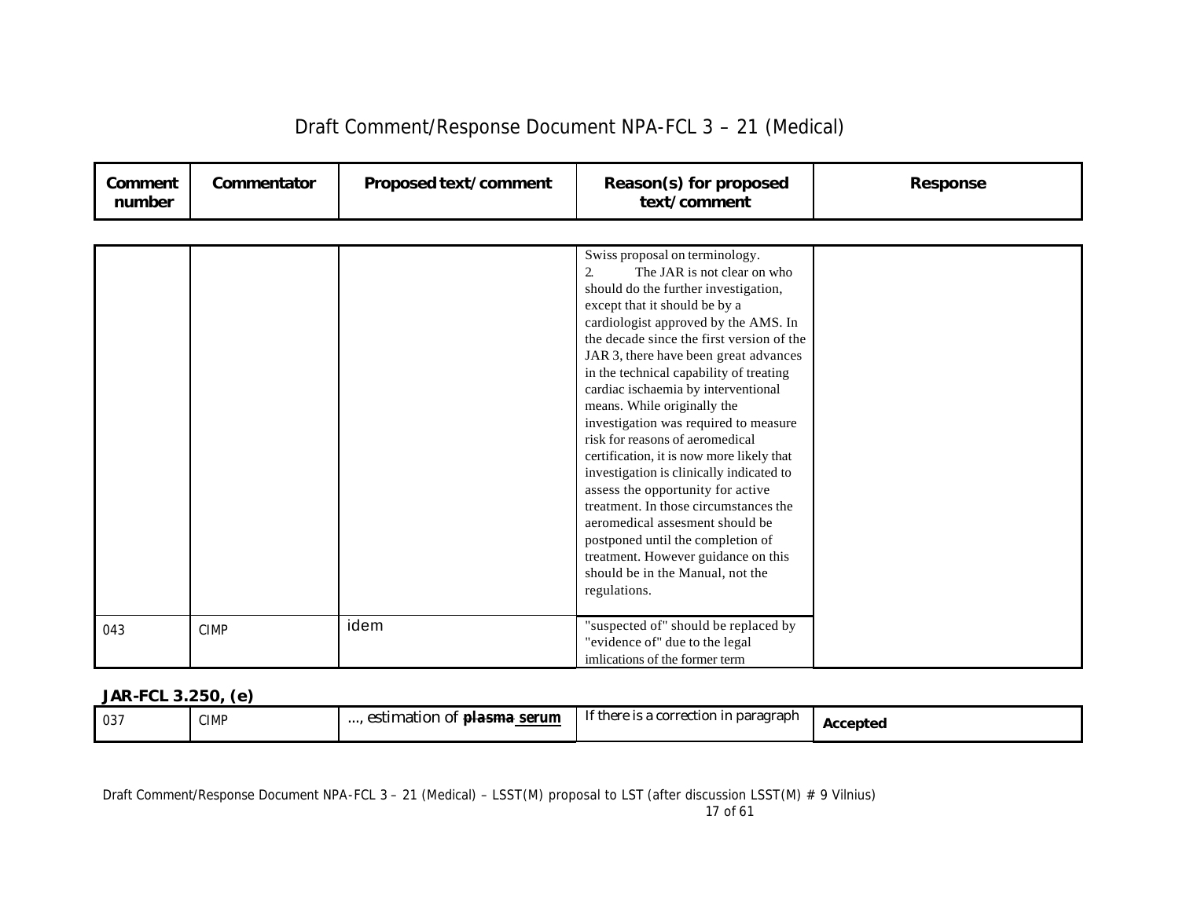| Comment number | Commentator | Proposed text/comment | Reason(s) for proposed text/comment | Response |
|---|---|---|---|---|
| | | | Swiss proposal on terminology.<br>2. The JAR is not clear on who should do the further investigation, except that it should be by a cardiologist approved by the AMS. In the decade since the first version of the JAR 3, there have been great advances in the technical capability of treating cardiac ischaemia by interventional means. While originally the investigation was required to measure risk for reasons of aeromedical certification, it is now more likely that investigation is clinically indicated to assess the opportunity for active treatment. In those circumstances the aeromedical assesment should be postponed until the completion of treatment. However guidance on this should be in the Manual, not the regulations. | |
| 043 | CIMP | idem | "suspected of" should be replaced by "evidence of" due to the legal imlications of the former term | |

**JAR-FCL 3.250, (e)**

| Comment number | Commentator | Proposed text/comment | Reason(s) for proposed text/comment | Response |
|---|---|---|---|---|
| 037 | CIMP | ..., estimation of ~~plasma~~ **serum** | If there is a correction in paragraph | **Accepted** |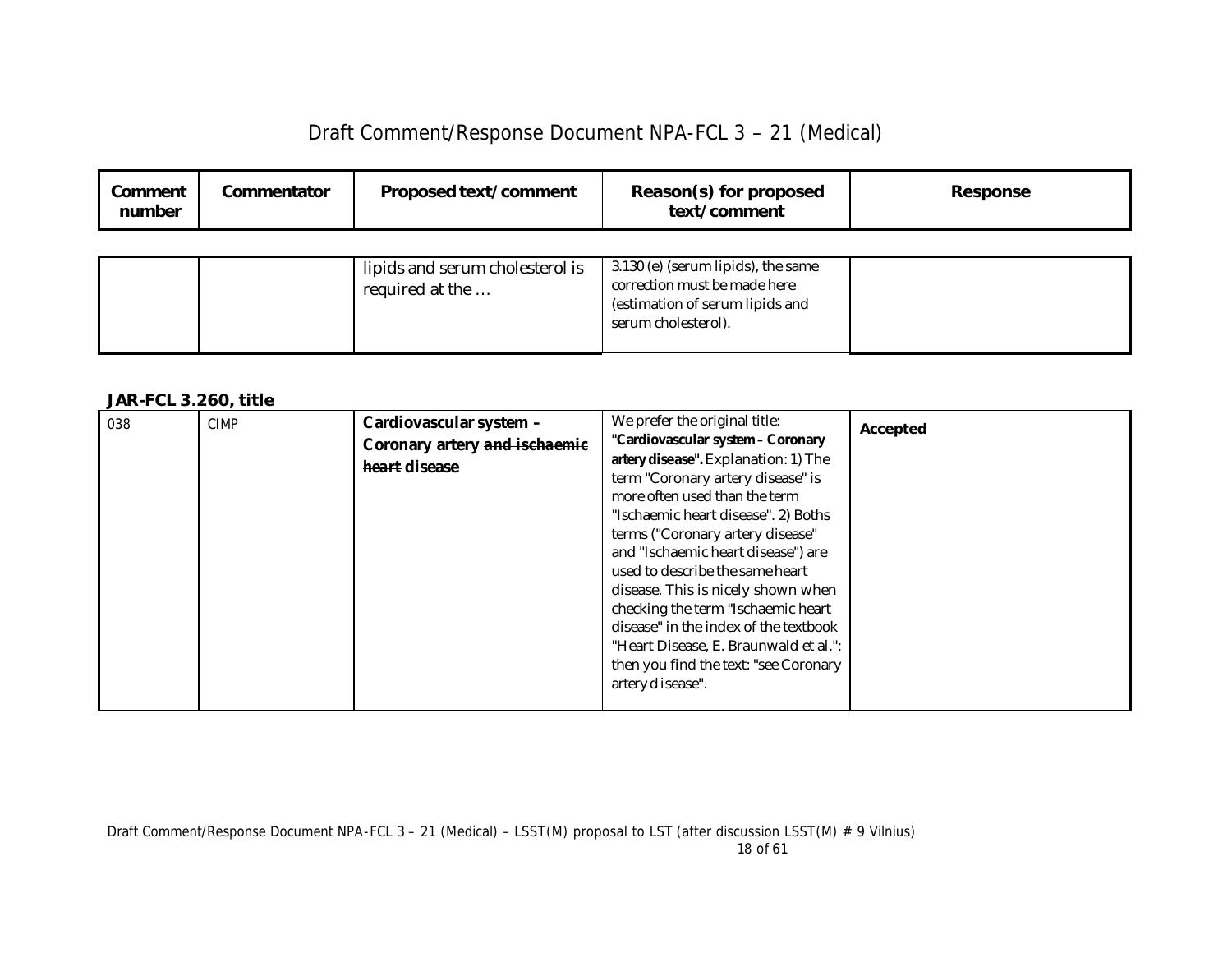| Comment number | Commentator | Proposed text/comment | Reason(s) for proposed text/comment | Response |
|---|---|---|---|---|
| | | lipids and serum cholesterol is required at the … | 3.130 (e) (serum lipids), the same correction must be made here (estimation of serum lipids and serum cholesterol). | |

**JAR-FCL 3.260, title**

| Comment number | Commentator | Proposed text/comment | Reason(s) for proposed text/comment | Response |
|---|---|---|---|---|
| 038 | CIMP | **Cardiovascular system – Coronary artery ~~and ischaemic heart~~ disease** | We prefer the original title: **"Cardiovascular system – Coronary artery disease".** Explanation: 1) The term "Coronary artery disease" is more often used than the term "Ischaemic heart disease". 2) Boths terms ("Coronary artery disease" and "Ischaemic heart disease") are used to describe the same heart disease. This is nicely shown when checking the term "Ischaemic heart disease" in the index of the textbook "Heart Disease, E. Braunwald et al."; then you find the text: "see Coronary artery disease". | **Accepted** |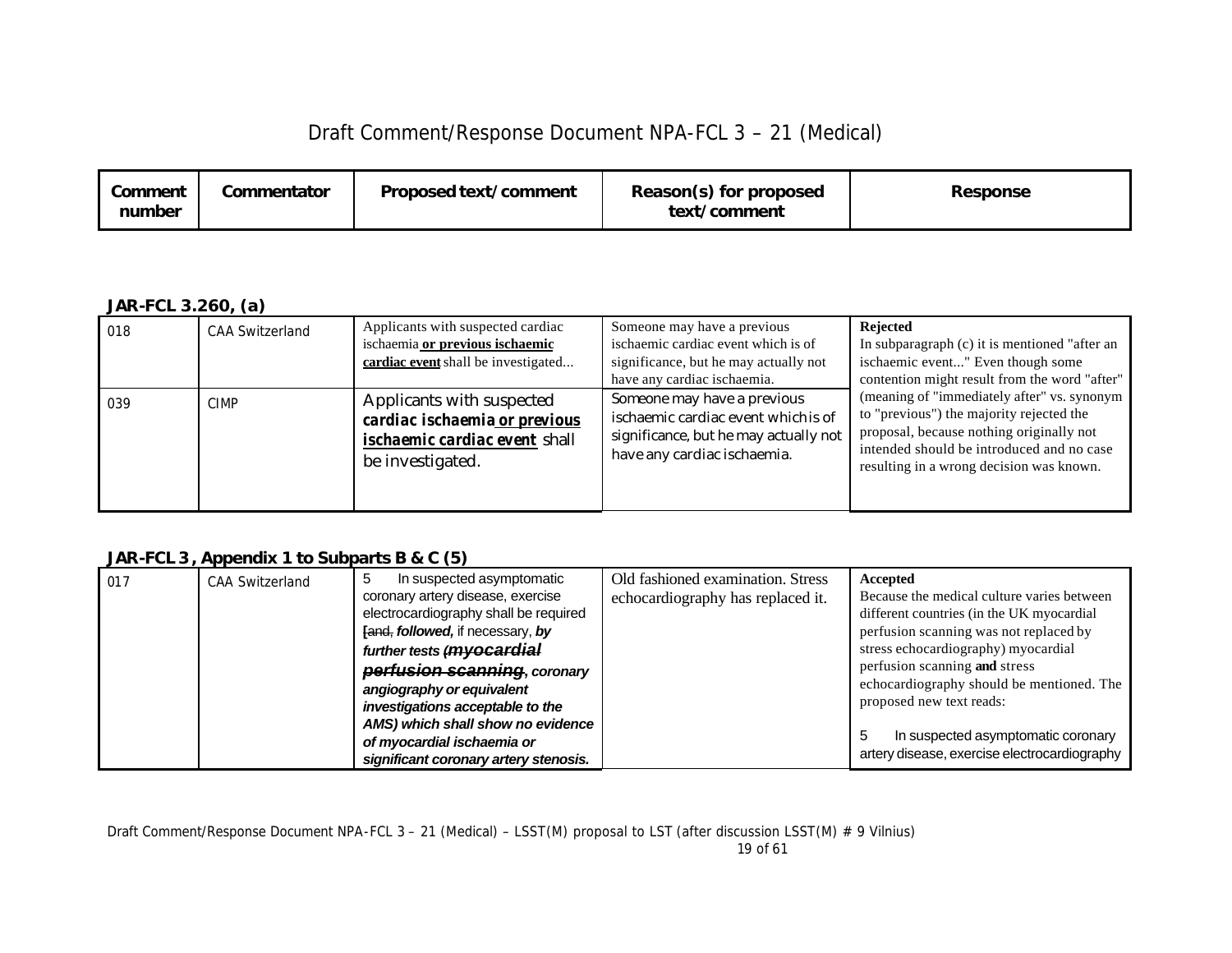# Draft Comment/Response Document NPA-FCL 3 – 21 (Medical)

| Comment number | Commentator | Proposed text/comment | Reason(s) for proposed text/comment | Response |
|---|---|---|---|---|

**JAR-FCL 3.260, (a)**

| Comment number | Commentator | Proposed text/comment | Reason(s) for proposed text/comment | Response |
|---|---|---|---|---|
| 018 | CAA Switzerland | Applicants with suspected cardiac ischaemia **<u>or previous ischaemic cardiac event</u>** shall be investigated... | Someone may have a previous ischaemic cardiac event which is of significance, but he may actually not have any cardiac ischaemia. | **Rejected**<br>In subparagraph (c) it is mentioned "after an ischaemic event..." Even though some contention might result from the word "after" (meaning of "immediately after" vs. synonym to "previous") the majority rejected the proposal, because nothing originally not intended should be introduced and no case resulting in a wrong decision was known. |
| 039 | CIMP | Applicants with suspected *cardiac ischaemia* ***<u>or previous ischaemic cardiac event</u>*** shall be investigated. | Someone may have a previous ischaemic cardiac event which is of significance, but he may actually not have any cardiac ischaemia. | |

**JAR-FCL 3, Appendix 1 to Subparts B & C (5)**

| Comment number | Commentator | Proposed text/comment | Reason(s) for proposed text/comment | Response |
|---|---|---|---|---|
| 017 | CAA Switzerland | 5 In suspected asymptomatic coronary artery disease, exercise electrocardiography shall be required [~~and,~~ ***followed,*** if necessary, ***by further tests*** ~~(~~***<u>myocardial</u>*** ~~***perfusion scanning***~~***, coronary angiography or equivalent investigations acceptable to the AMS) which shall show no evidence of myocardial ischaemia or significant coronary artery stenosis.*** | Old fashioned examination. Stress echocardiography has replaced it. | **Accepted**<br>Because the medical culture varies between different countries (in the UK myocardial perfusion scanning was not replaced by stress echocardiography) myocardial perfusion scanning **and** stress echocardiography should be mentioned. The proposed new text reads:<br><br>5 In suspected asymptomatic coronary artery disease, exercise electrocardiography |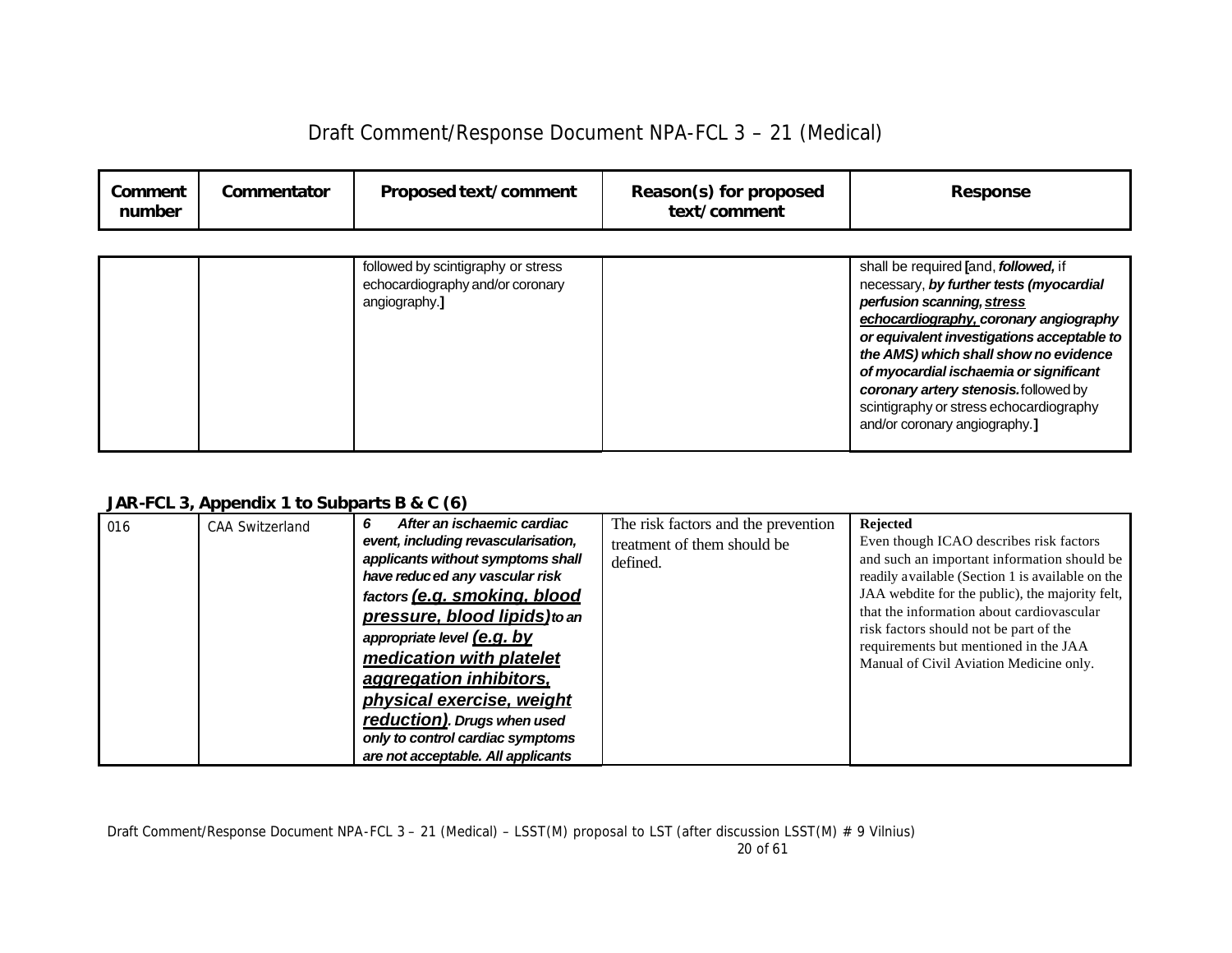| Comment number | Commentator | Proposed text/comment | Reason(s) for proposed text/comment | Response |
|---|---|---|---|---|
| | | followed by scintigraphy or stress echocardiography and/or coronary angiography.] | | shall be required [and, ***followed,*** if necessary, ***by further tests (myocardial perfusion scanning, stress echocardiography, coronary angiography or equivalent investigations acceptable to the AMS) which shall show no evidence of myocardial ischaemia or significant coronary artery stenosis.*** followed by scintigraphy or stress echocardiography and/or coronary angiography.] |

**JAR-FCL 3, Appendix 1 to Subparts B & C (6)**

| Comment number | Commentator | Proposed text/comment | Reason(s) for proposed text/comment | Response |
|---|---|---|---|---|
| 016 | CAA Switzerland | ***6 After an ischaemic cardiac event, including revascularisation, applicants without symptoms shall have reduced any vascular risk factors (e.g. smoking, blood pressure, blood lipids) to an appropriate level (e.g. by medication with platelet aggregation inhibitors, physical exercise, weight reduction). Drugs when used only to control cardiac symptoms are not acceptable. All applicants*** | The risk factors and the prevention treatment of them should be defined. | **Rejected**<br>Even though ICAO describes risk factors and such an important information should be readily available (Section 1 is available on the JAA webdite for the public), the majority felt, that the information about cardiovascular risk factors should not be part of the requirements but mentioned in the JAA Manual of Civil Aviation Medicine only. |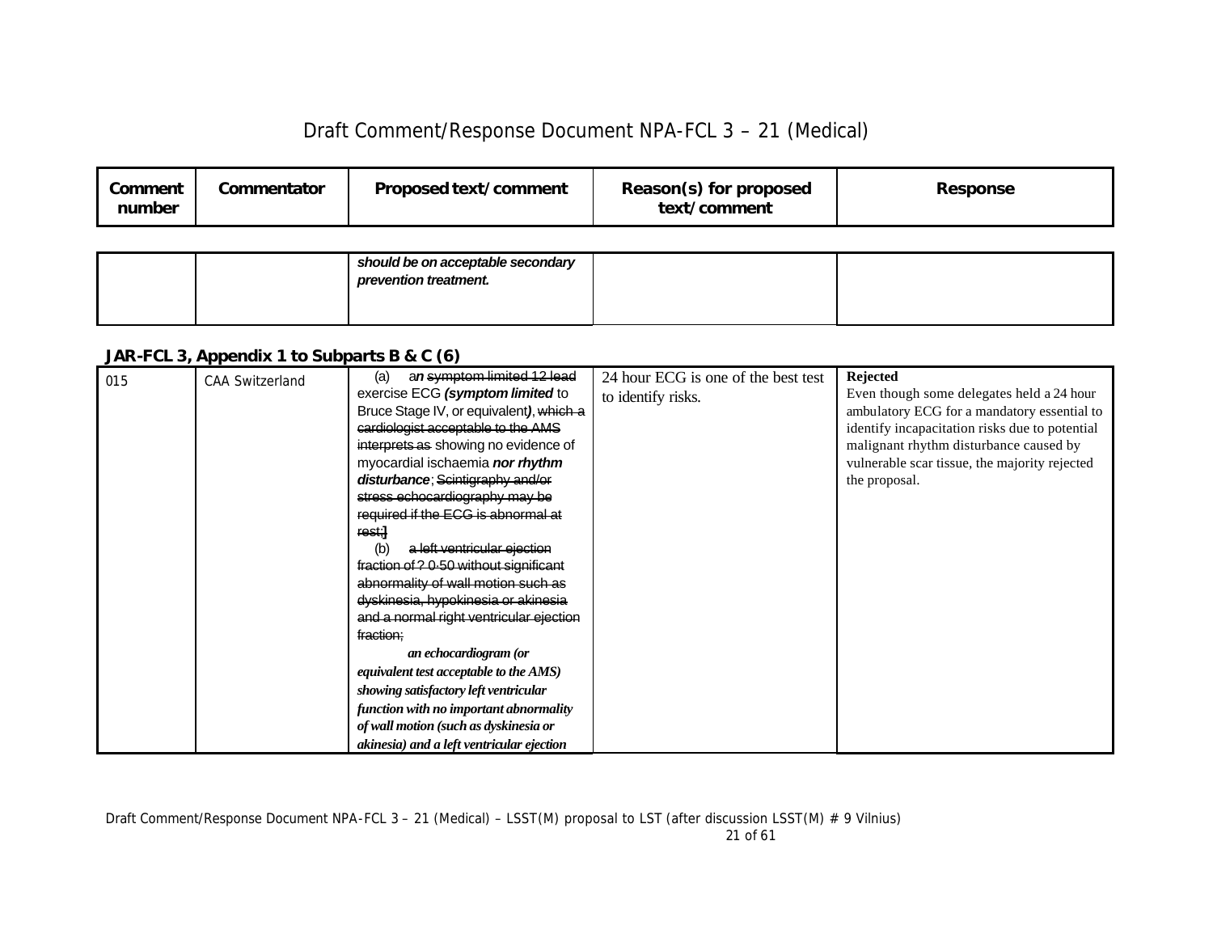| Comment number | Commentator | Proposed text/comment | Reason(s) for proposed text/comment | Response |
|---|---|---|---|---|
| | | ***should be on acceptable secondary prevention treatment.*** | | |

**JAR-FCL 3, Appendix 1 to Subparts B & C (6)**

| Comment number | Commentator | Proposed text/comment | Reason(s) for proposed text/comment | Response |
|---|---|---|---|---|
| 015 | CAA Switzerland | (a) a***n*** ~~symptom limited 12 lead~~ exercise ECG ***(symptom limited*** to Bruce Stage IV, or equivalent***)***, ~~which a cardiologist acceptable to the AMS interprets as~~ showing no evidence of myocardial ischaemia ***nor rhythm disturbance***; ~~Scintigraphy and/or stress echocardiography may be required if the ECG is abnormal at rest;]~~ (b) ~~a left ventricular ejection fraction of ? 0·50 without significant abnormality of wall motion such as dyskinesia, hypokinesia or akinesia and a normal right ventricular ejection fraction;~~ ***an echocardiogram (or equivalent test acceptable to the AMS) showing satisfactory left ventricular function with no important abnormality of wall motion (such as dyskinesia or akinesia) and a left ventricular ejection*** | 24 hour ECG is one of the best test to identify risks. | **Rejected** Even though some delegates held a 24 hour ambulatory ECG for a mandatory essential to identify incapacitation risks due to potential malignant rhythm disturbance caused by vulnerable scar tissue, the majority rejected the proposal. |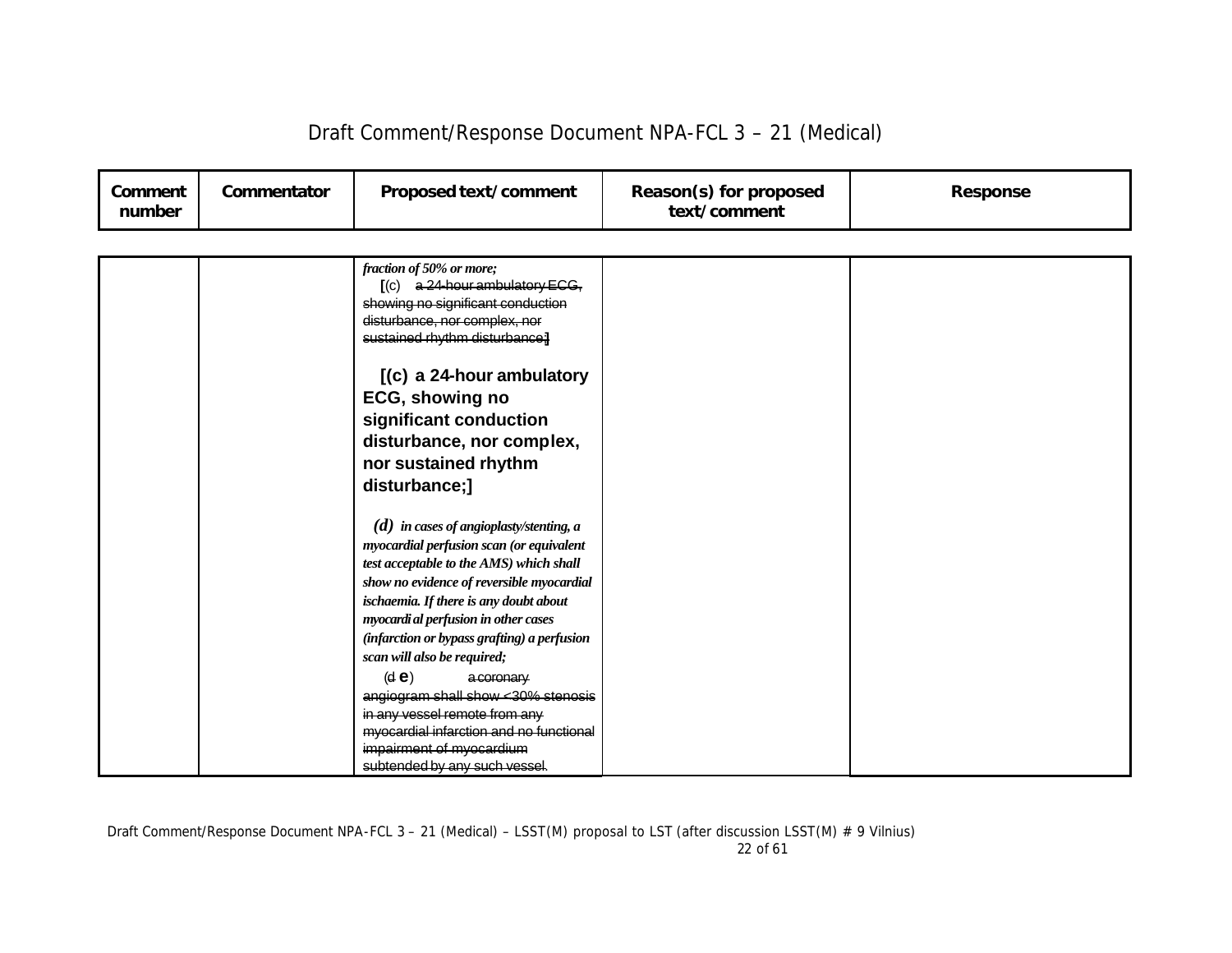| Comment number | Commentator | Proposed text/comment | Reason(s) for proposed text/comment | Response |
|---|---|---|---|---|
| | | *fraction of 50% or more;* <br> [(c) ~~a 24-hour ambulatory ECG, showing no significant conduction disturbance, nor complex, nor sustained rhythm disturbance;~~] <br><br> **[(c) a 24-hour ambulatory ECG, showing no significant conduction disturbance, nor complex, nor sustained rhythm disturbance;]** <br><br> ***(d) in cases of angioplasty/stenting, a myocardial perfusion scan (or equivalent test acceptable to the AMS) which shall show no evidence of reversible myocardial ischaemia. If there is any doubt about myocardial perfusion in other cases (infarction or bypass grafting) a perfusion scan will also be required;*** <br> (~~d~~ **e**) ~~a coronary angiogram shall show <30% stenosis in any vessel remote from any myocardial infarction and no functional impairment of myocardium subtended by any such vessel.~~ | | |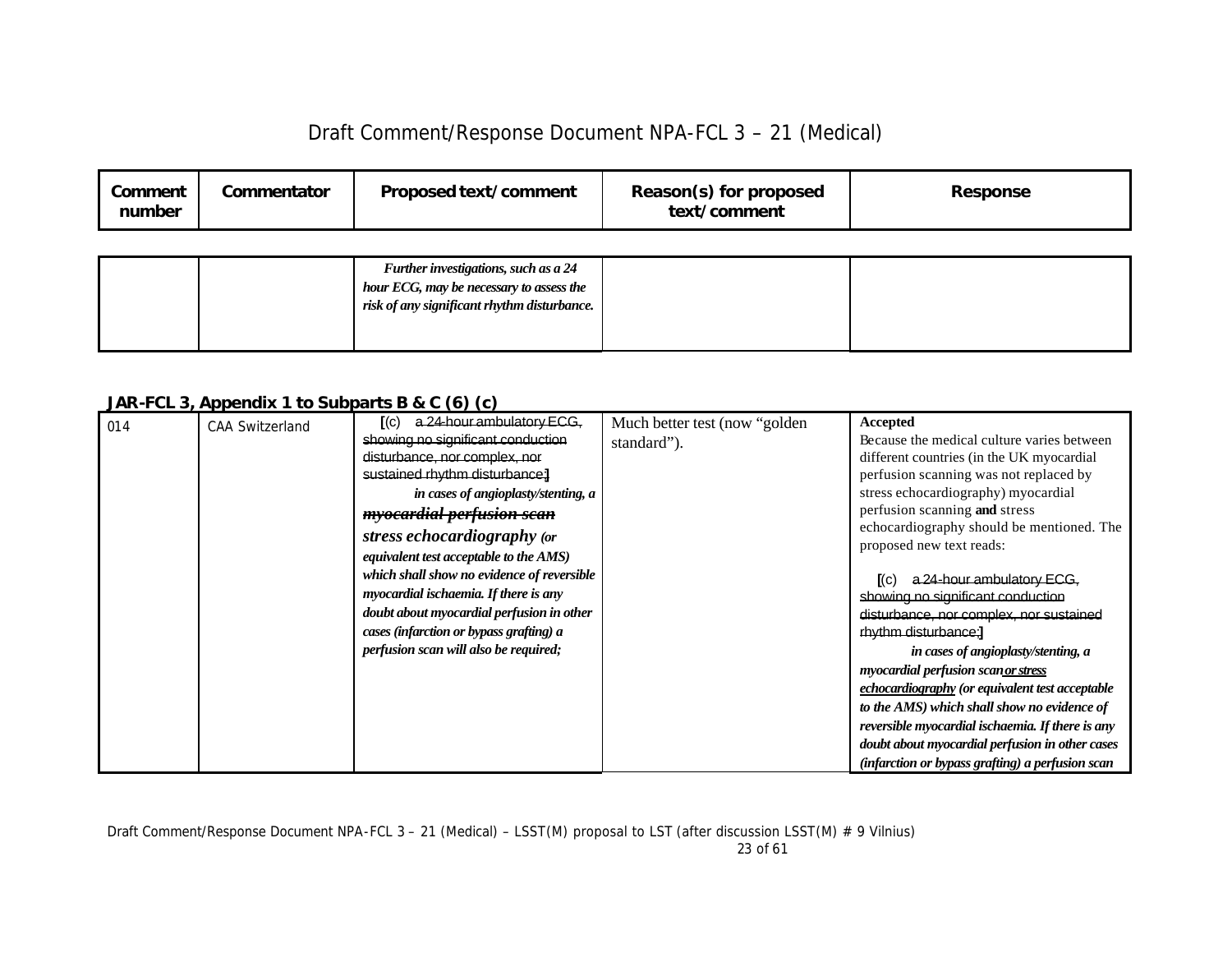| Comment number | Commentator | Proposed text/comment | Reason(s) for proposed text/comment | Response |
|---|---|---|---|---|
| | | *Further investigations, such as a 24 hour ECG, may be necessary to assess the risk of any significant rhythm disturbance.* | | |

**JAR-FCL 3, Appendix 1 to Subparts B & C (6) (c)**

| Comment number | Commentator | Proposed text/comment | Reason(s) for proposed text/comment | Response |
|---|---|---|---|---|
| 014 | CAA Switzerland | [(c) ~~a 24-hour ambulatory ECG, showing no significant conduction disturbance, nor complex, nor sustained rhythm disturbance;~~] *in cases of angioplasty/stenting, a* ***~~myocardial perfusion scan~~*** ***stress echocardiography*** *(or equivalent test acceptable to the AMS) which shall show no evidence of reversible myocardial ischaemia. If there is any doubt about myocardial perfusion in other cases (infarction or bypass grafting) a perfusion scan will also be required;* | Much better test (now "golden standard"). | **Accepted**<br>Because the medical culture varies between different countries (in the UK myocardial perfusion scanning was not replaced by stress echocardiography) myocardial perfusion scanning **and** stress echocardiography should be mentioned. The proposed new text reads:<br><br>[(c) ~~a 24-hour ambulatory ECG, showing no significant conduction disturbance, nor complex, nor sustained rhythm disturbance;~~] *in cases of angioplasty/stenting, a myocardial perfusion scan* ***or stress echocardiography*** *(or equivalent test acceptable to the AMS) which shall show no evidence of reversible myocardial ischaemia. If there is any doubt about myocardial perfusion in other cases (infarction or bypass grafting) a perfusion scan* |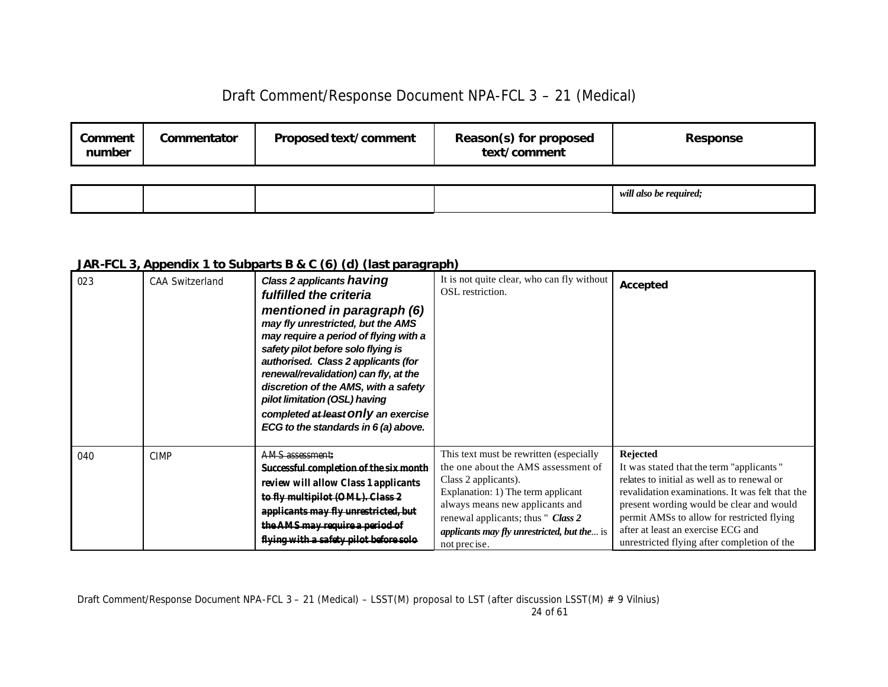| Comment number | Commentator | Proposed text/comment | Reason(s) for proposed text/comment | Response |
|---|---|---|---|---|
| | | | | *will also be required;* |

**JAR-FCL 3, Appendix 1 to Subparts B & C (6) (d) (last paragraph)**

| Comment number | Commentator | Proposed text/comment | Reason(s) for proposed text/comment | Response |
|---|---|---|---|---|
| 023 | CAA Switzerland | ***Class 2 applicants having fulfilled the criteria mentioned in paragraph (6) may fly unrestricted, but the AMS may require a period of flying with a safety pilot before solo flying is authorised. Class 2 applicants (for renewal/revalidation) can fly, at the discretion of the AMS, with a safety pilot limitation (OSL) having completed ~~at least~~ only an exercise ECG to the standards in 6 (a) above.*** | It is not quite clear, who can fly without OSL restriction. | **Accepted** |
| 040 | CIMP | ~~AMS assessment:~~ **Successful completion of the six month review will allow Class 1 applicants to fly multipilot (OML). ~~Class 2 applicants may fly unrestricted, but the AMS may require a period of flying with a safety pilot before solo~~** | This text must be rewritten (especially the one about the AMS assessment of Class 2 applicants). Explanation: 1) The term applicant always means new applicants and renewal applicants; thus " ***Class 2 applicants may fly unrestricted, but the...*** is not precise. | **Rejected** It was stated that the term "applicants " relates to initial as well as to renewal or revalidation examinations. It was felt that the present wording would be clear and would permit AMSs to allow for restricted flying after at least an exercise ECG and unrestricted flying after completion of the |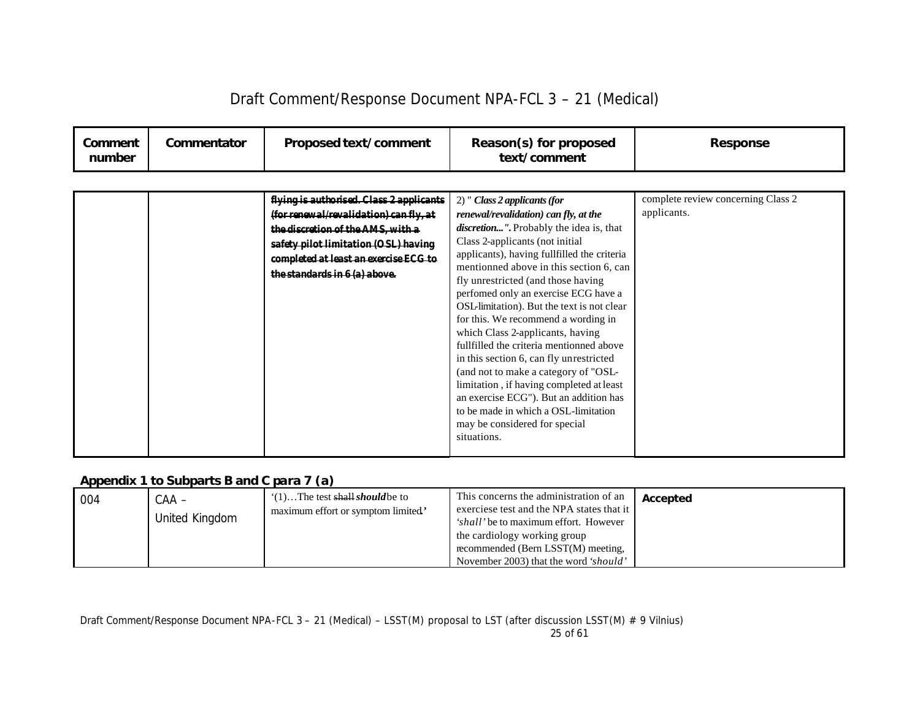| Comment number | Commentator | Proposed text/comment | Reason(s) for proposed text/comment | Response |
|---|---|---|---|---|
| | | ~~flying is authorised. Class 2 applicants (for renewal/revalidation) can fly, at the discretion of the AMS, with a safety pilot limitation (OSL) having completed at least an exercise ECG to the standards in 6 (a) above.~~ | 2) " ***Class 2 applicants (for renewal/revalidation) can fly, at the discretion...".*** Probably the idea is, that Class 2-applicants (not initial applicants), having fullfilled the criteria mentionned above in this section 6, can fly unrestricted (and those having perfomed only an exercise ECG have a OSL-limitation). But the text is not clear for this. We recommend a wording in which Class 2-applicants, having fullfilled the criteria mentionned above in this section 6, can fly unrestricted (and not to make a category of "OSL-limitation , if having completed at least an exercise ECG"). But an addition has to be made in which a OSL-limitation may be considered for special situations. | complete review concerning Class 2 applicants. |

**Appendix 1 to Subparts B and C para 7 (a)**

| Comment number | Commentator | Proposed text/comment | Reason(s) for proposed text/comment | Response |
|---|---|---|---|---|
| 004 | CAA – United Kingdom | '(1)…The test ~~shall~~ ***should*** be to maximum effort or symptom limited.' | This concerns the administration of an exerciese test and the NPA states that it *'shall'* be to maximum effort. However the cardiology working group recommended (Bern LSST(M) meeting, November 2003) that the word *'should'* | **Accepted** |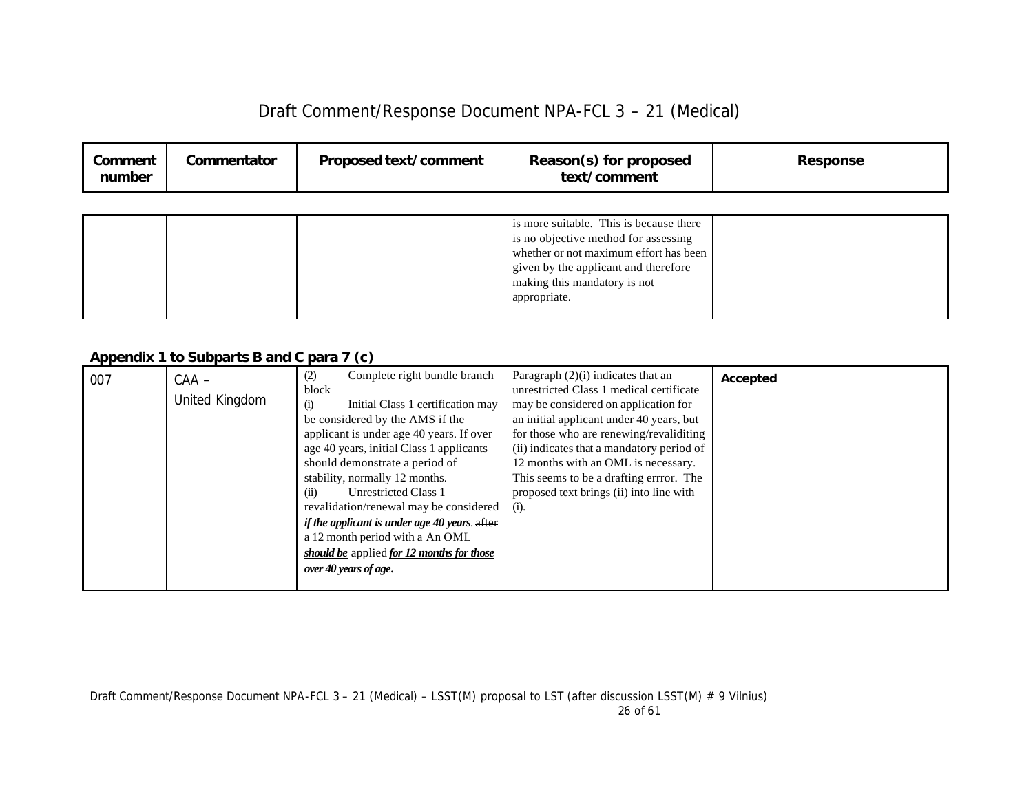| Comment number | Commentator | Proposed text/comment | Reason(s) for proposed text/comment | Response |
|---|---|---|---|---|
| | | | is more suitable. This is because there is no objective method for assessing whether or not maximum effort has been given by the applicant and therefore making this mandatory is not appropriate. | |

**Appendix 1 to Subparts B and C para 7 (c)**

| Comment number | Commentator | Proposed text/comment | Reason(s) for proposed text/comment | Response |
|---|---|---|---|---|
| 007 | CAA – United Kingdom | (2) Complete right bundle branch block<br>(i) Initial Class 1 certification may be considered by the AMS if the applicant is under age 40 years. If over age 40 years, initial Class 1 applicants should demonstrate a period of stability, normally 12 months.<br>(ii) Unrestricted Class 1 revalidation/renewal may be considered ***if the applicant is under age 40 years***. ~~after a 12 month period with a~~ An OML ***should be*** applied ***for 12 months for those over 40 years of age***. | Paragraph (2)(i) indicates that an unrestricted Class 1 medical certificate may be considered on application for an initial applicant under 40 years, but for those who are renewing/revaliditing (ii) indicates that a mandatory period of 12 months with an OML is necessary. This seems to be a drafting errror. The proposed text brings (ii) into line with (i). | **Accepted** |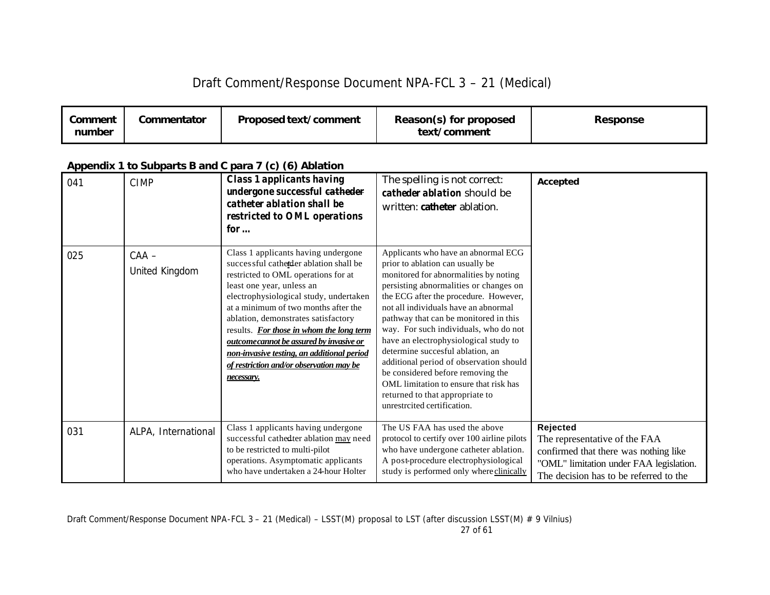| Comment number | Commentator | Proposed text/comment | Reason(s) for proposed text/comment | Response |
|---|---|---|---|---|

**Appendix 1 to Subparts B and C para 7 (c) (6) Ablation**

| Comment number | Commentator | Proposed text/comment | Reason(s) for proposed text/comment | Response |
|---|---|---|---|---|
| 041 | CIMP | **Class 1 applicants having undergone successful ~~catheder~~ catheter ablation shall be restricted to OML operations for …** | The spelling is not correct: **catheder ablation** should be written: **catheter** ablation. | **Accepted** |
| 025 | CAA – United Kingdom | Class 1 applicants having undergone successful cathe*t*der ablation shall be restricted to OML operations for at least one year, unless an electrophysiological study, undertaken at a minimum of two months after the ablation, demonstrates satisfactory results. ***For those in whom the long term outcome cannot be assured by invasive or non-invasive testing, an additional period of restriction and/or observation may be necessary.*** | Applicants who have an abnormal ECG prior to ablation can usually be monitored for abnormalities by noting persisting abnormalities or changes on the ECG after the procedure. However, not all individuals have an abnormal pathway that can be monitored in this way. For such individuals, who do not have an electrophysiological study to determine succesful ablation, an additional period of observation should be considered before removing the OML limitation to ensure that risk has returned to that appropriate to unrestrcited certification. | |
| 031 | ALPA, International | Class 1 applicants having undergone successful cathe~~d~~ter ablation may need to be restricted to multi-pilot operations. Asymptomatic applicants who have undertaken a 24-hour Holter | The US FAA has used the above protocol to certify over 100 airline pilots who have undergone catheter ablation. A post-procedure electrophysiological study is performed only where clinically | **Rejected** The representative of the FAA confirmed that there was nothing like "OML" limitation under FAA legislation. The decision has to be referred to the |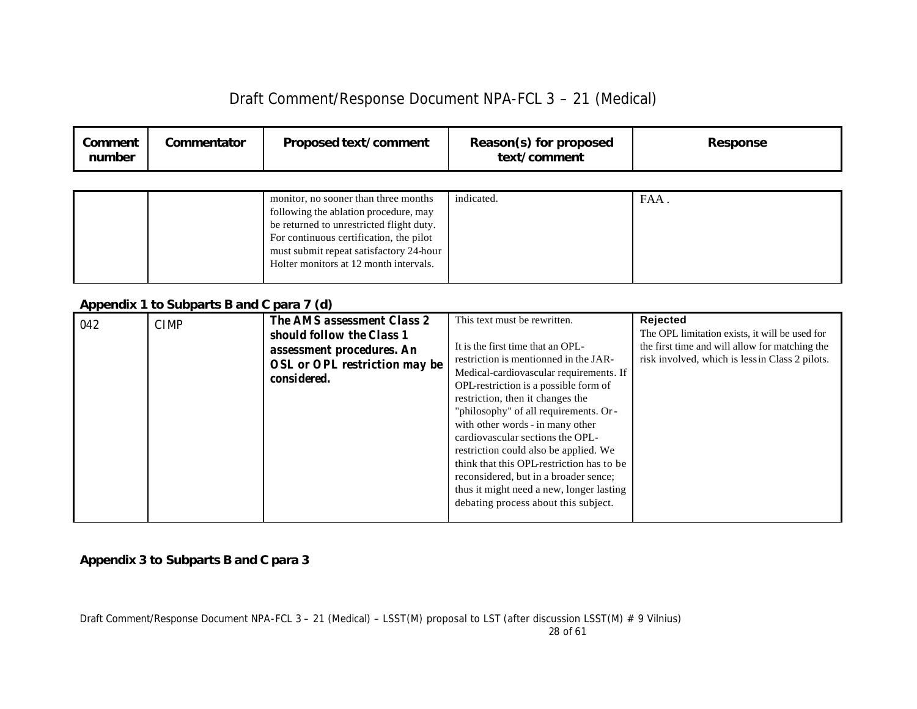| Comment number | Commentator | Proposed text/comment | Reason(s) for proposed text/comment | Response |
|---|---|---|---|---|
| | | monitor, no sooner than three months following the ablation procedure, may be returned to unrestricted flight duty. For continuous certification, the pilot must submit repeat satisfactory 24-hour Holter monitors at 12 month intervals. | indicated. | FAA . |

**Appendix 1 to Subparts B and C para 7 (d)**

| Comment number | Commentator | Proposed text/comment | Reason(s) for proposed text/comment | Response |
|---|---|---|---|---|
| 042 | CIMP | **The AMS assessment Class 2 should follow the Class 1 assessment procedures. An OSL or OPL restriction may be considered.** | This text must be rewritten.<br><br>It is the first time that an OPL-restriction is mentionned in the JAR-Medical-cardiovascular requirements. If OPL-restriction is a possible form of restriction, then it changes the "philosophy" of all requirements. Or - with other words - in many other cardiovascular sections the OPL-restriction could also be applied. We think that this OPL-restriction has to be reconsidered, but in a broader sence; thus it might need a new, longer lasting debating process about this subject. | **Rejected**<br>The OPL limitation exists, it will be used for the first time and will allow for matching the risk involved, which is less in Class 2 pilots. |

**Appendix 3 to Subparts B and C para 3**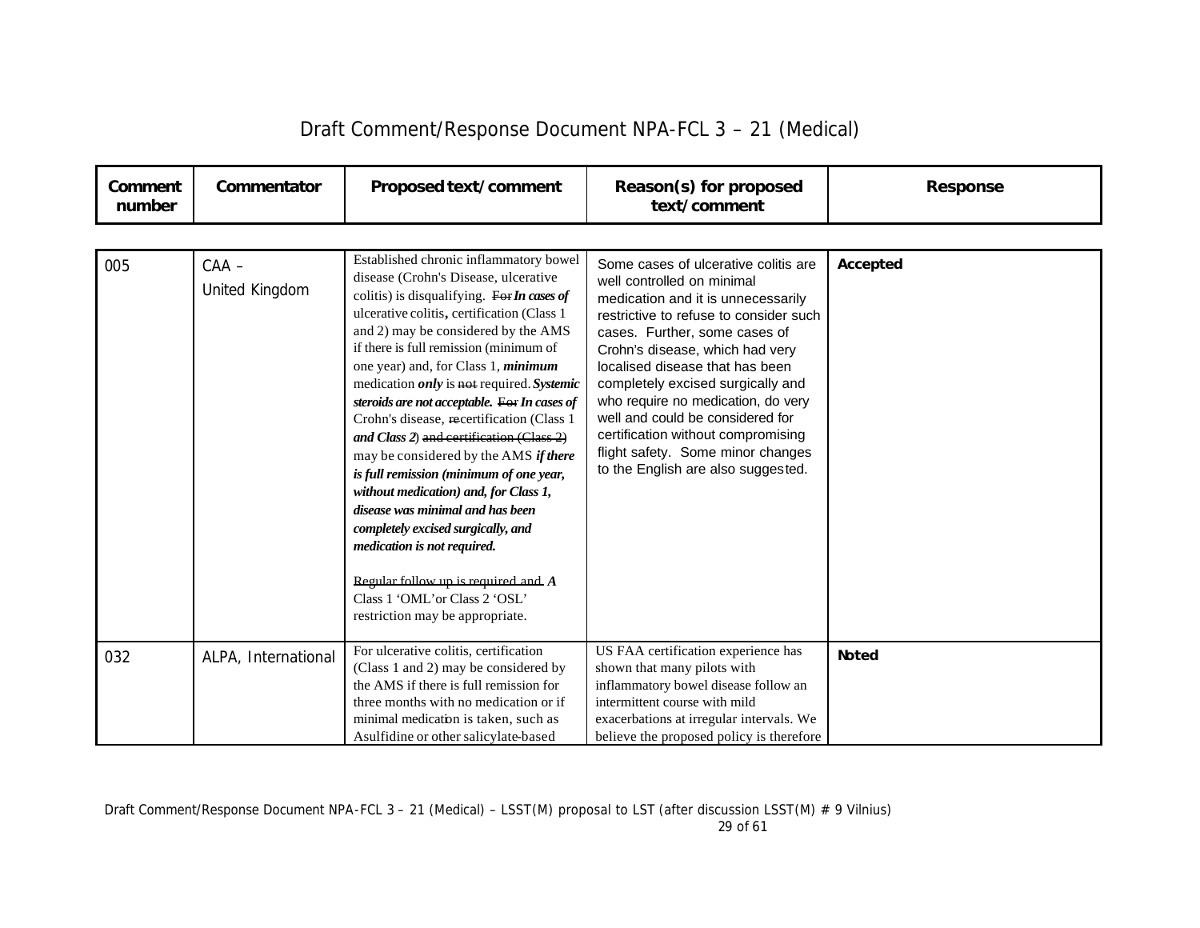# Draft Comment/Response Document NPA-FCL 3 – 21 (Medical)

| Comment number | Commentator | Proposed text/comment | Reason(s) for proposed text/comment | Response |
|---|---|---|---|---|
| 005 | CAA – United Kingdom | Established chronic inflammatory bowel disease (Crohn's Disease, ulcerative colitis) is disqualifying. ~~For~~ ***In cases of*** ulcerative colitis**,** certification (Class 1 and 2) may be considered by the AMS if there is full remission (minimum of one year) and, for Class 1, ***minimum*** medication ***only*** is ~~not~~ required. ***Systemic steroids are not acceptable.*** ~~For~~ ***In cases of*** Crohn's disease, ~~re~~certification (Class 1 ***and Class 2***) ~~and certification (Class 2)~~ may be considered by the AMS ***if there is full remission (minimum of one year, without medication) and, for Class 1, disease was minimal and has been completely excised surgically, and medication is not required.*** <br><br> ~~Regular follow up is required and~~ ***A*** Class 1 'OML' or Class 2 'OSL' restriction may be appropriate. | Some cases of ulcerative colitis are well controlled on minimal medication and it is unnecessarily restrictive to refuse to consider such cases. Further, some cases of Crohn's disease, which had very localised disease that has been completely excised surgically and who require no medication, do very well and could be considered for certification without compromising flight safety. Some minor changes to the English are also suggested. | **Accepted** |
| 032 | ALPA, International | For ulcerative colitis, certification (Class 1 and 2) may be considered by the AMS if there is full remission for three months with no medication or if minimal medication is taken, such as Asulfidine or other salicylate-based | US FAA certification experience has shown that many pilots with inflammatory bowel disease follow an intermittent course with mild exacerbations at irregular intervals. We believe the proposed policy is therefore | **Noted** |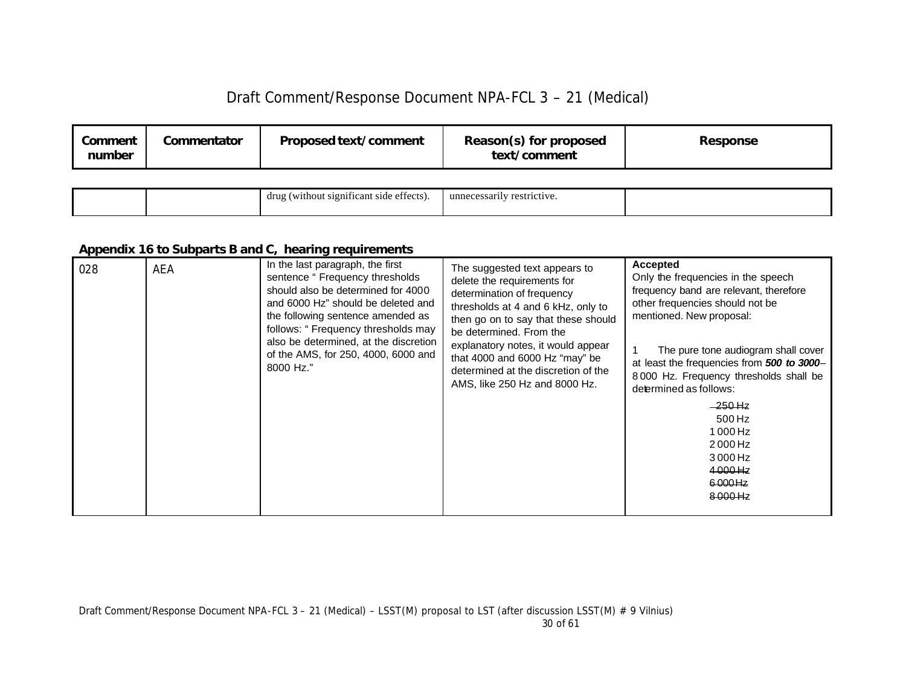| Comment number | Commentator | Proposed text/comment | Reason(s) for proposed text/comment | Response |
|---|---|---|---|---|
| | | drug (without significant side effects). | unnecessarily restrictive. | |

**Appendix 16 to Subparts B and C, hearing requirements**

| Comment number | Commentator | Proposed text/comment | Reason(s) for proposed text/comment | Response |
|---|---|---|---|---|
| 028 | AEA | In the last paragraph, the first sentence " Frequency thresholds should also be determined for 4000 and 6000 Hz" should be deleted and the following sentence amended as follows: " Frequency thresholds may also be determined, at the discretion of the AMS, for 250, 4000, 6000 and 8000 Hz." | The suggested text appears to delete the requirements for determination of frequency thresholds at 4 and 6 kHz, only to then go on to say that these should be determined. From the explanatory notes, it would appear that 4000 and 6000 Hz "may" be determined at the discretion of the AMS, like 250 Hz and 8000 Hz. | **Accepted**<br>Only the frequencies in the speech frequency band are relevant, therefore other frequencies should not be mentioned. New proposal:<br><br>1 The pure tone audiogram shall cover at least the frequencies from ***500 to 3000***–~~8 000~~ Hz. Frequency thresholds shall be determined as follows:<br>~~250 Hz~~<br>500 Hz<br>1 000 Hz<br>2 000 Hz<br>3 000 Hz<br>~~4 000 Hz~~<br>~~6 000 Hz~~<br>~~8 000 Hz~~ |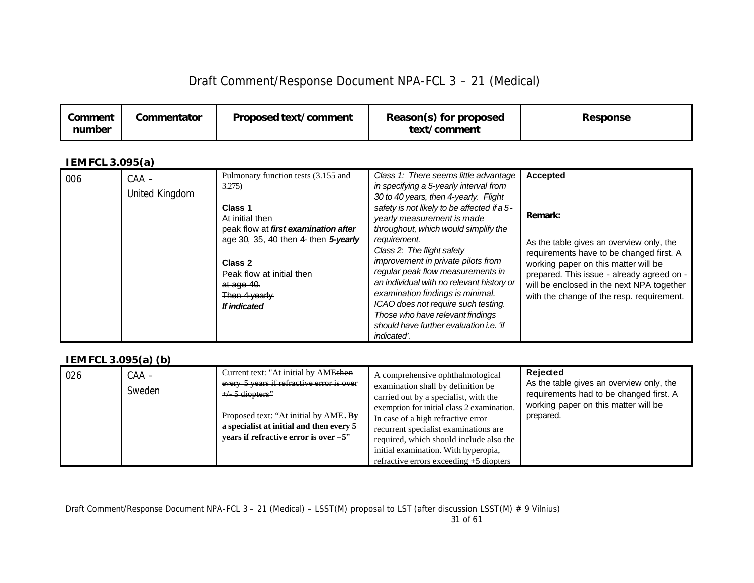# Draft Comment/Response Document NPA-FCL 3 – 21 (Medical)

| Comment number | Commentator | Proposed text/comment | Reason(s) for proposed text/comment | Response |
|---|---|---|---|---|

**IEM FCL 3.095(a)**

| Comment number | Commentator | Proposed text/comment | Reason(s) for proposed text/comment | Response |
|---|---|---|---|---|
| 006 | CAA – United Kingdom | Pulmonary function tests (3.155 and 3.275)<br><br>**Class 1**<br>At initial then peak flow at ***first examination after*** age 30~~, 35, 40 then 4-~~ then ***5-yearly***<br><br>**Class 2**<br>~~Peak flow at initial then at age 40.~~<br>~~Then 4-yearly~~<br>***If indicated*** | *Class 1: There seems little advantage in specifying a 5-yearly interval from 30 to 40 years, then 4-yearly. Flight safety is not likely to be affected if a 5-yearly measurement is made throughout, which would simplify the requirement.*<br>*Class 2: The flight safety improvement in private pilots from regular peak flow measurements in an individual with no relevant history or examination findings is minimal. ICAO does not require such testing. Those who have relevant findings should have further evaluation i.e. 'if indicated'.* | **Accepted**<br><br>**Remark:**<br><br>As the table gives an overview only, the requirements have to be changed first. A working paper on this matter will be prepared. This issue - already agreed on - will be enclosed in the next NPA together with the change of the resp. requirement. |

**IEM FCL 3.095(a) (b)**

| Comment number | Commentator | Proposed text/comment | Reason(s) for proposed text/comment | Response |
|---|---|---|---|---|
| 026 | CAA – Sweden | Current text: "At initial by AME~~then every 5 years if refractive error is over +/- 5 diopters~~"<br><br>Proposed text: "At initial by AME**. By a specialist at initial and then every 5 years if refractive error is over –5**" | A comprehensive ophthalmological examination shall by definition be carried out by a specialist, with the exemption for initial class 2 examination. In case of a high refractive error recurrent specialist examinations are required, which should include also the initial examination. With hyperopia, refractive errors exceeding +5 diopters | **Rejected**<br>As the table gives an overview only, the requirements had to be changed first. A working paper on this matter will be prepared. |

Draft Comment/Response Document NPA-FCL 3 – 21 (Medical) – LSST(M) proposal to LST (after discussion LSST(M) # 9 Vilnius)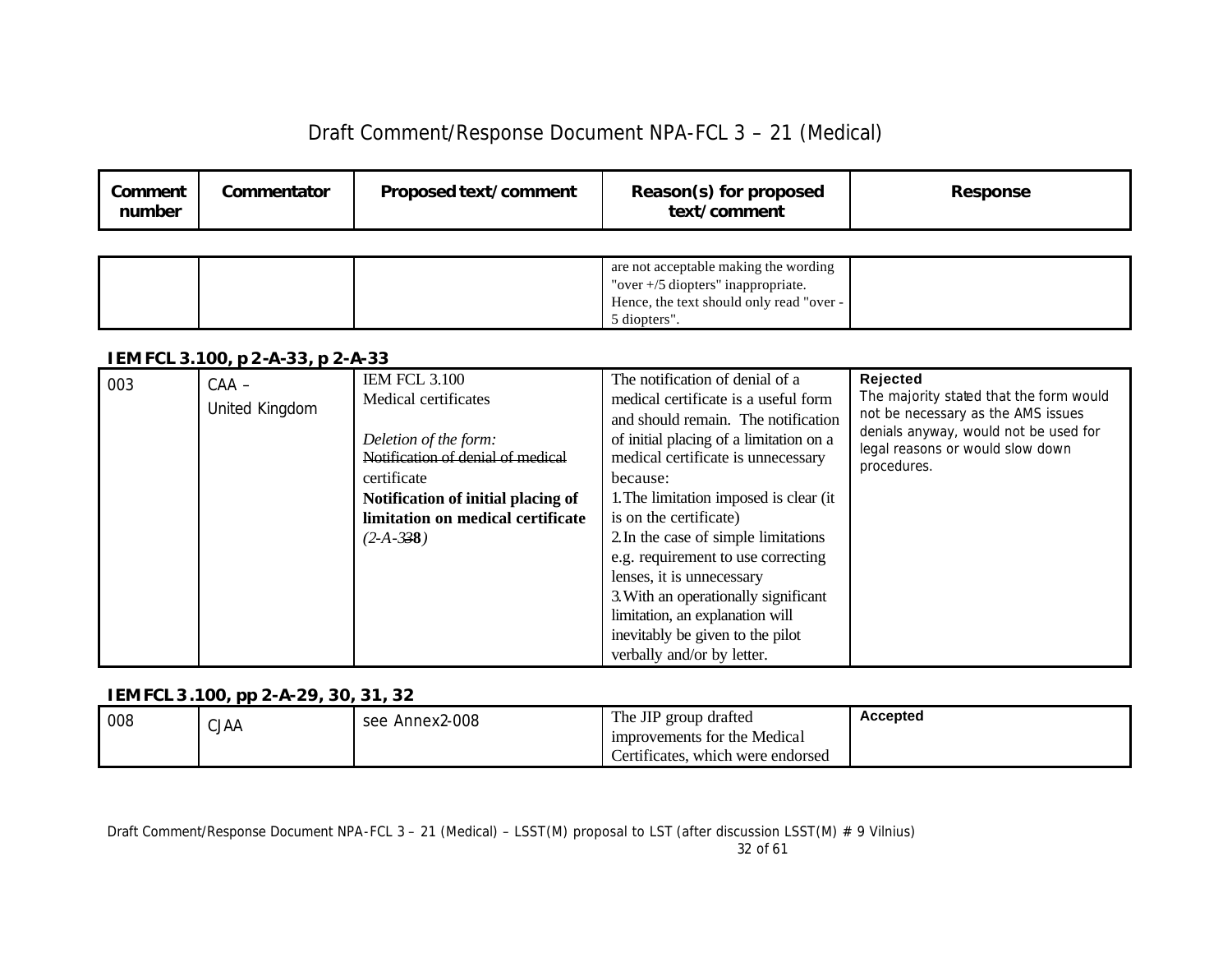| Comment number | Commentator | Proposed text/comment | Reason(s) for proposed text/comment | Response |
|---|---|---|---|---|
| | | | are not acceptable making the wording "over +/5 diopters" inappropriate. Hence, the text should only read "over -5 diopters". | |

**IEM FCL 3.100, p 2-A-33, p 2-A-33**

| Comment number | Commentator | Proposed text/comment | Reason(s) for proposed text/comment | Response |
|---|---|---|---|---|
| 003 | CAA – United Kingdom | IEM FCL 3.100<br>Medical certificates<br><br>*Deletion of the form:*<br>~~Notification of denial of medical~~ certificate<br>**Notification of initial placing of limitation on medical certificate** *(2-A-33~~3~~**8**)* | The notification of denial of a medical certificate is a useful form and should remain. The notification of initial placing of a limitation on a medical certificate is unnecessary because:<br>1. The limitation imposed is clear (it is on the certificate)<br>2. In the case of simple limitations e.g. requirement to use correcting lenses, it is unnecessary<br>3. With an operationally significant limitation, an explanation will inevitably be given to the pilot verbally and/or by letter. | **Rejected**<br>The majority stated that the form would not be necessary as the AMS issues denials anyway, would not be used for legal reasons or would slow down procedures. |

**IEM FCL 3.100, pp 2-A-29, 30, 31, 32**

| Comment number | Commentator | Proposed text/comment | Reason(s) for proposed text/comment | Response |
|---|---|---|---|---|
| 008 | CJAA | see Annex2-008 | The JIP group drafted improvements for the Medical Certificates, which were endorsed | **Accepted** |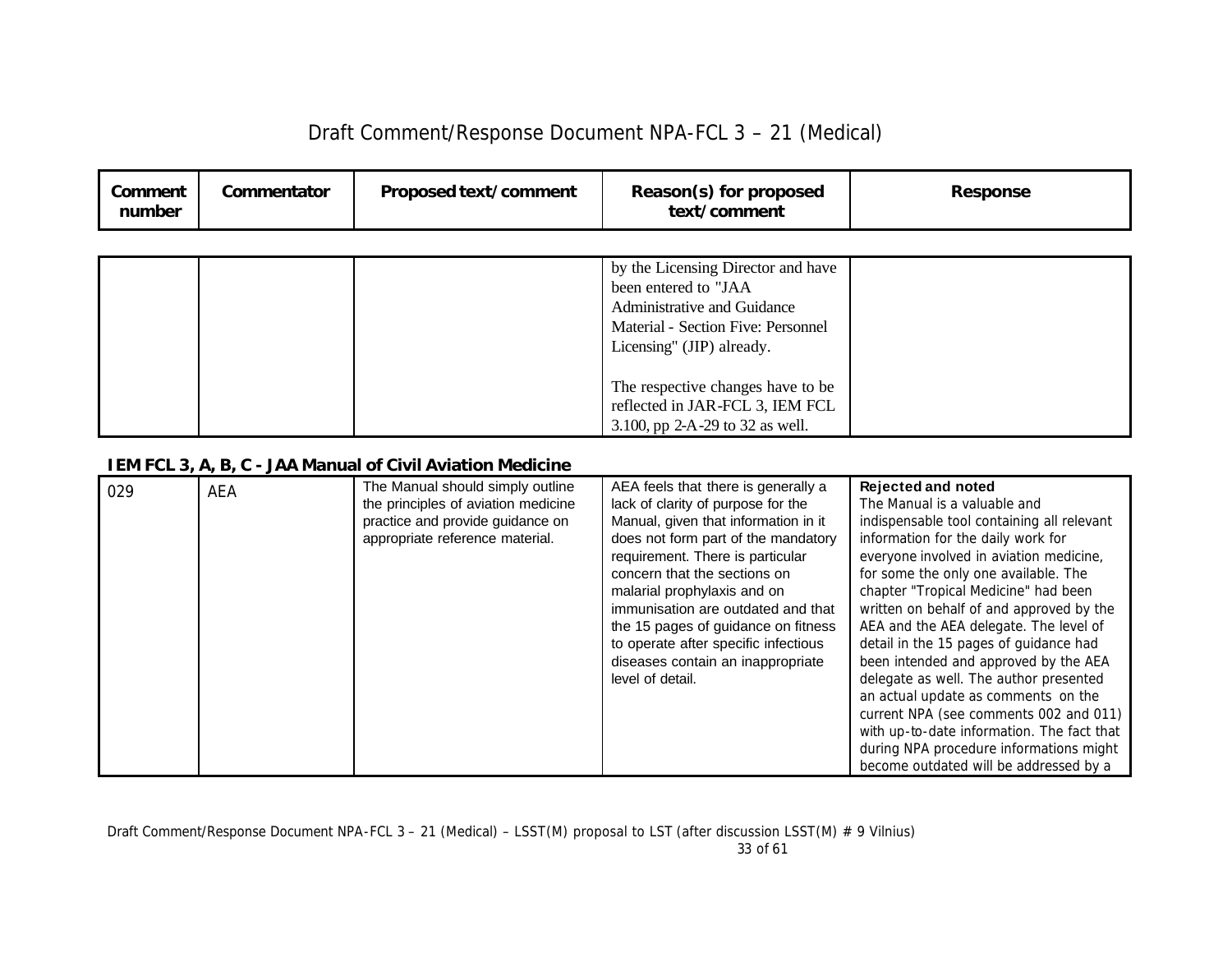| Comment number | Commentator | Proposed text/comment | Reason(s) for proposed text/comment | Response |
|---|---|---|---|---|
| | | | by the Licensing Director and have been entered to "JAA Administrative and Guidance Material - Section Five: Personnel Licensing" (JIP) already.<br><br>The respective changes have to be reflected in JAR-FCL 3, IEM FCL 3.100, pp 2-A-29 to 32 as well. | |

**IEM FCL 3, A, B, C - JAA Manual of Civil Aviation Medicine**

| Comment number | Commentator | Proposed text/comment | Reason(s) for proposed text/comment | Response |
|---|---|---|---|---|
| 029 | AEA | The Manual should simply outline the principles of aviation medicine practice and provide guidance on appropriate reference material. | AEA feels that there is generally a lack of clarity of purpose for the Manual, given that information in it does not form part of the mandatory requirement. There is particular concern that the sections on malarial prophylaxis and on immunisation are outdated and that the 15 pages of guidance on fitness to operate after specific infectious diseases contain an inappropriate level of detail. | **Rejected and noted**<br>The Manual is a valuable and indispensable tool containing all relevant information for the daily work for everyone involved in aviation medicine, for some the only one available. The chapter "Tropical Medicine" had been written on behalf of and approved by the AEA and the AEA delegate. The level of detail in the 15 pages of guidance had been intended and approved by the AEA delegate as well. The author presented an actual update as comments on the current NPA (see comments 002 and 011) with up-to-date information. The fact that during NPA procedure informations might become outdated will be addressed by a |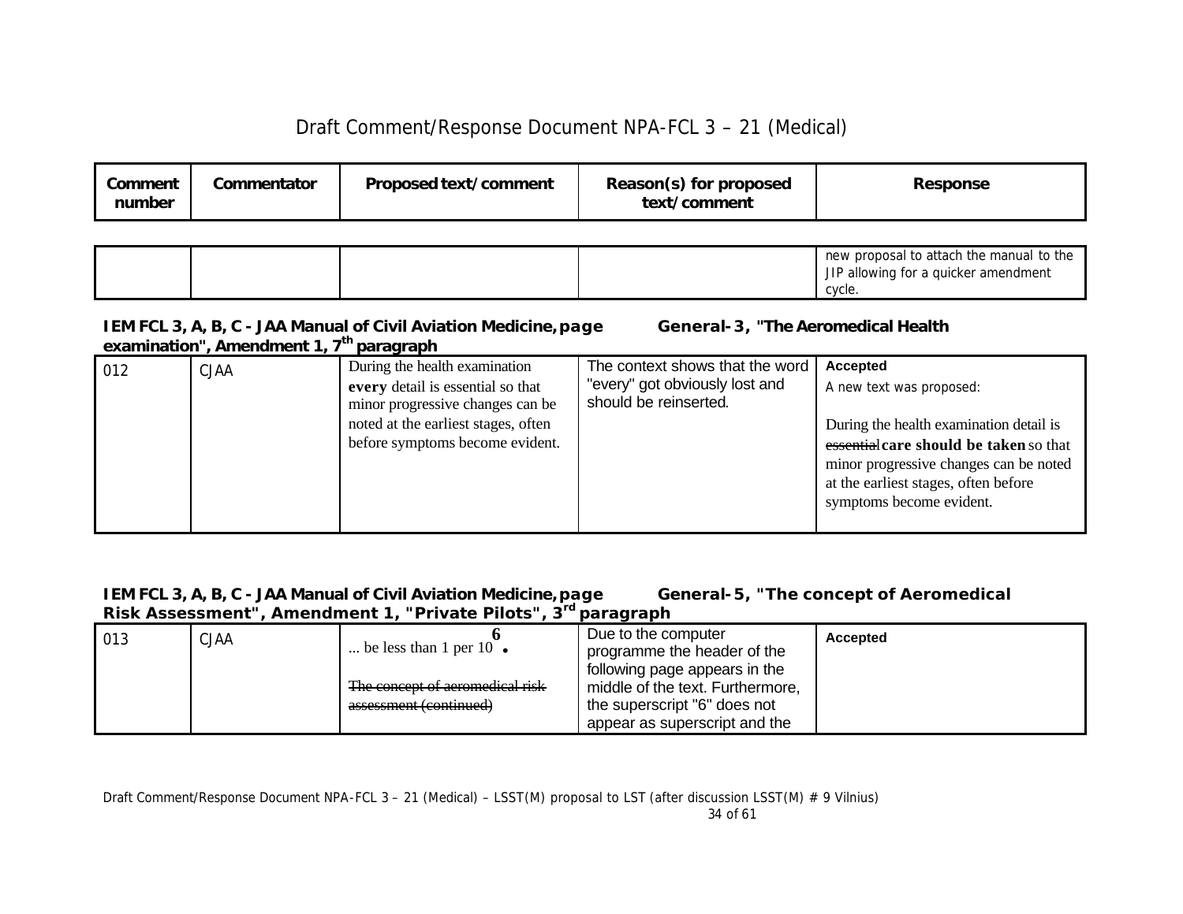| Comment number | Commentator | Proposed text/comment | Reason(s) for proposed text/comment | Response |
|---|---|---|---|---|
| | | | | new proposal to attach the manual to the JIP allowing for a quicker amendment cycle. |

**IEM FCL 3, A, B, C - JAA Manual of Civil Aviation Medicine, page General-3, "The Aeromedical Health examination", Amendment 1, 7th paragraph**

| Comment number | Commentator | Proposed text/comment | Reason(s) for proposed text/comment | Response |
|---|---|---|---|---|
| 012 | CJAA | During the health examination **every** detail is essential so that minor progressive changes can be noted at the earliest stages, often before symptoms become evident. | The context shows that the word "every" got obviously lost and should be reinserted. | **Accepted**<br>A new text was proposed:<br><br>During the health examination detail is ~~essential~~ **care should be taken** so that minor progressive changes can be noted at the earliest stages, often before symptoms become evident. |

**IEM FCL 3, A, B, C - JAA Manual of Civil Aviation Medicine, page General-5, "The concept of Aeromedical Risk Assessment", Amendment 1, "Private Pilots", 3rd paragraph**

| Comment number | Commentator | Proposed text/comment | Reason(s) for proposed text/comment | Response |
|---|---|---|---|---|
| 013 | CJAA | ... be less than 1 per $10^{\mathbf{6}}$.<br><br>~~The concept of aeromedical risk assessment (continued)~~ | Due to the computer programme the header of the following page appears in the middle of the text. Furthermore, the superscript "6" does not appear as superscript and the | **Accepted** |

Draft Comment/Response Document NPA-FCL 3 – 21 (Medical) – LSST(M) proposal to LST (after discussion LSST(M) # 9 Vilnius)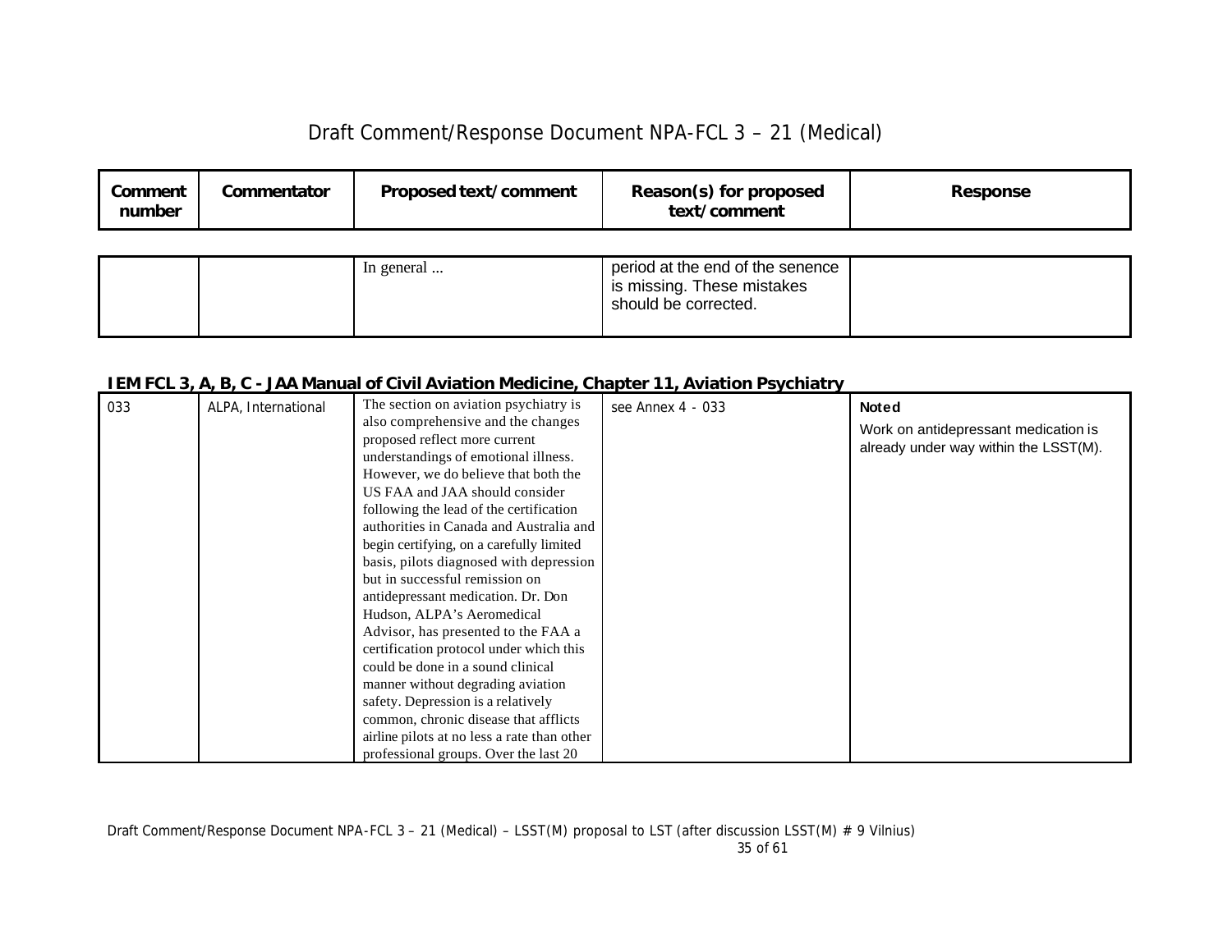| Comment number | Commentator | Proposed text/comment | Reason(s) for proposed text/comment | Response |
|---|---|---|---|---|
| | | In general ... | period at the end of the senence is missing. These mistakes should be corrected. | |

**IEM FCL 3, A, B, C - JAA Manual of Civil Aviation Medicine, Chapter 11, Aviation Psychiatry**

| Comment number | Commentator | Proposed text/comment | Reason(s) for proposed text/comment | Response |
|---|---|---|---|---|
| 033 | ALPA, International | The section on aviation psychiatry is also comprehensive and the changes proposed reflect more current understandings of emotional illness. However, we do believe that both the US FAA and JAA should consider following the lead of the certification authorities in Canada and Australia and begin certifying, on a carefully limited basis, pilots diagnosed with depression but in successful remission on antidepressant medication. Dr. Don Hudson, ALPA's Aeromedical Advisor, has presented to the FAA a certification protocol under which this could be done in a sound clinical manner without degrading aviation safety. Depression is a relatively common, chronic disease that afflicts airline pilots at no less a rate than other professional groups. Over the last 20 | see Annex 4 - 033 | **Noted**<br>Work on antidepressant medication is already under way within the LSST(M). |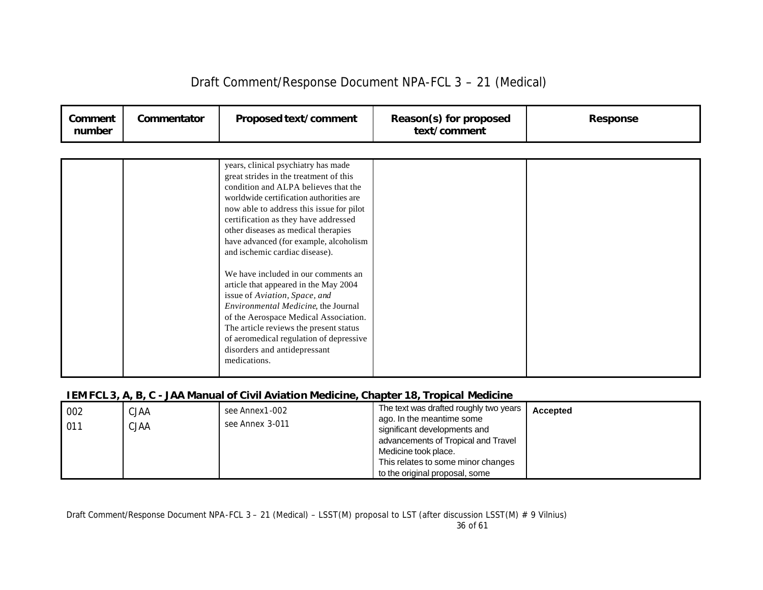| Comment number | Commentator | Proposed text/comment | Reason(s) for proposed text/comment | Response |
|---|---|---|---|---|
| | | years, clinical psychiatry has made great strides in the treatment of this condition and ALPA believes that the worldwide certification authorities are now able to address this issue for pilot certification as they have addressed other diseases as medical therapies have advanced (for example, alcoholism and ischemic cardiac disease).<br><br>We have included in our comments an article that appeared in the May 2004 issue of *Aviation, Space, and Environmental Medicine*, the Journal of the Aerospace Medical Association. The article reviews the present status of aeromedical regulation of depressive disorders and antidepressant medications. | | |

**IEM FCL 3, A, B, C - JAA Manual of Civil Aviation Medicine, Chapter 18, Tropical Medicine**

| Comment number | Commentator | Proposed text/comment | Reason(s) for proposed text/comment | Response |
|---|---|---|---|---|
| 002<br>011 | CJAA<br>CJAA | see Annex1-002<br>see Annex 3-011 | The text was drafted roughly two years ago. In the meantime some significant developments and advancements of Tropical and Travel Medicine took place.<br>This relates to some minor changes to the original proposal, some | **Accepted** |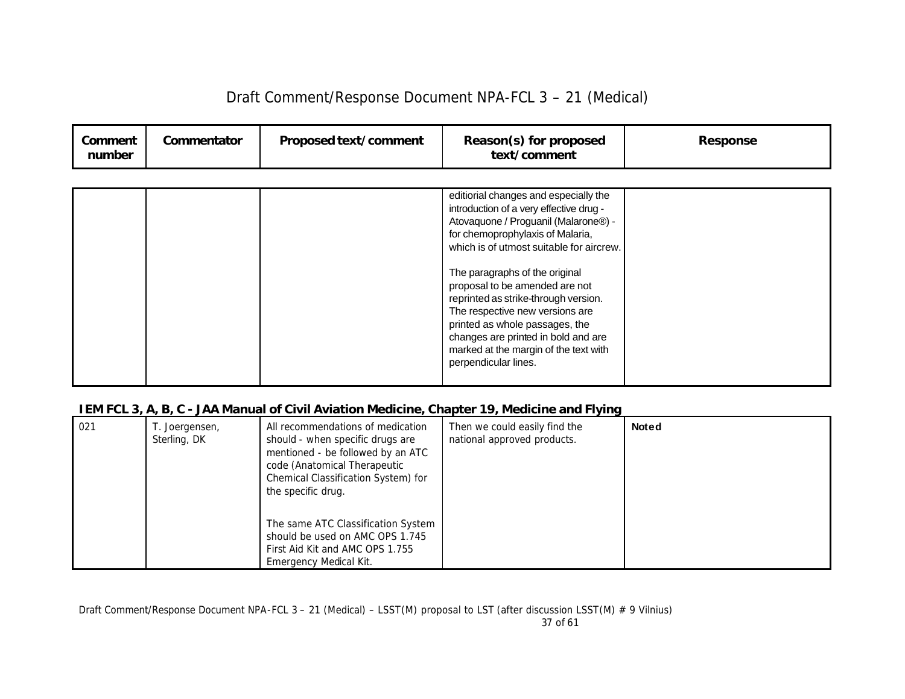| Comment number | Commentator | Proposed text/comment | Reason(s) for proposed text/comment | Response |
|---|---|---|---|---|
| | | | editiorial changes and especially the introduction of a very effective drug - Atovaquone / Proguanil (Malarone®) - for chemoprophylaxis of Malaria, which is of utmost suitable for aircrew.<br><br>The paragraphs of the original proposal to be amended are not reprinted as strike-through version. The respective new versions are printed as whole passages, the changes are printed in bold and are marked at the margin of the text with perpendicular lines. | |

**IEM FCL 3, A, B, C - JAA Manual of Civil Aviation Medicine, Chapter 19, Medicine and Flying**

| Comment number | Commentator | Proposed text/comment | Reason(s) for proposed text/comment | Response |
|---|---|---|---|---|
| 021 | T. Joergensen, Sterling, DK | All recommendations of medication should - when specific drugs are mentioned - be followed by an ATC code (Anatomical Therapeutic Chemical Classification System) for the specific drug.<br><br>The same ATC Classification System should be used on AMC OPS 1.745 First Aid Kit and AMC OPS 1.755 Emergency Medical Kit. | Then we could easily find the national approved products. | **Noted** |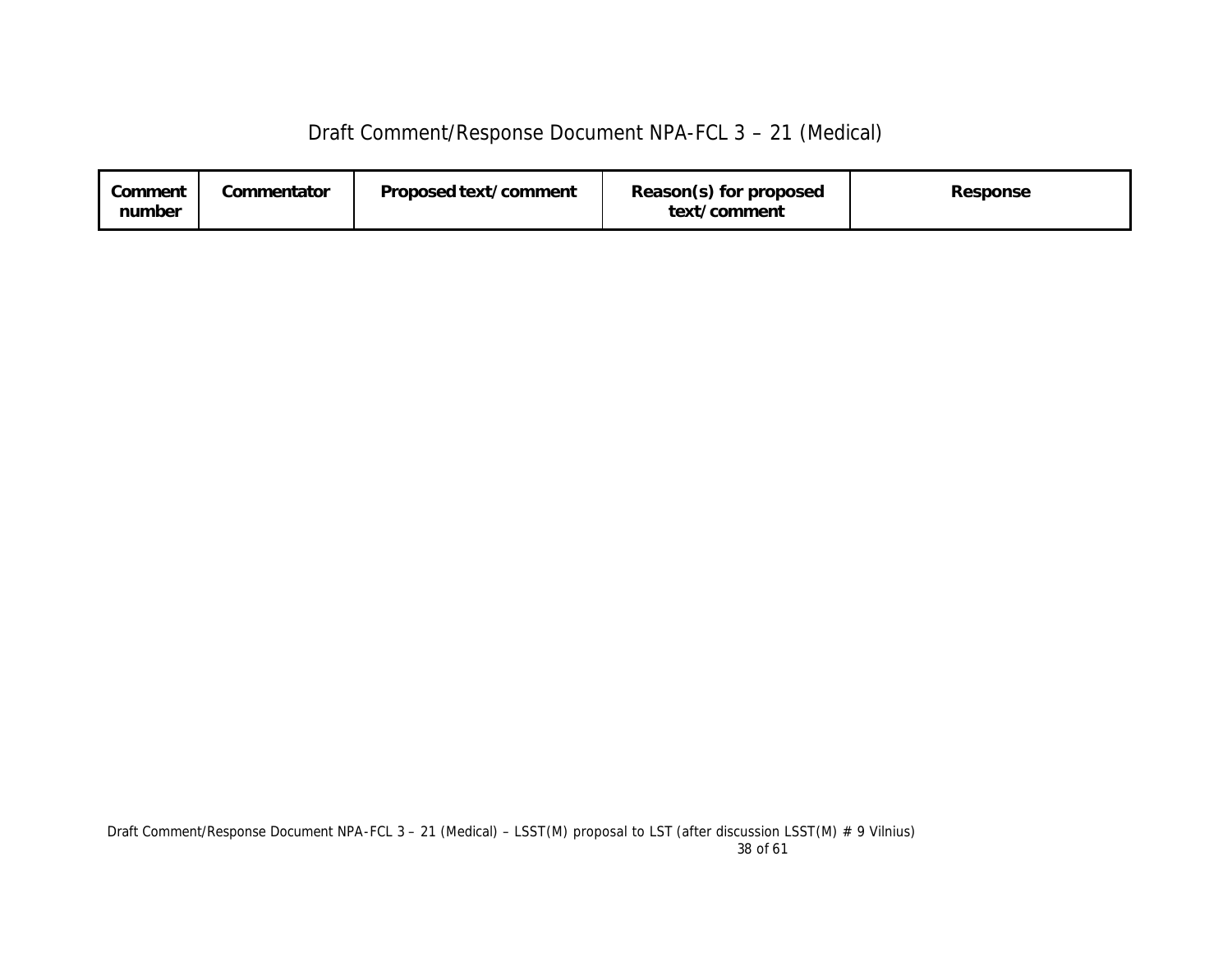| Comment number | Commentator | Proposed text/comment | Reason(s) for proposed text/comment | Response |
|---|---|---|---|---|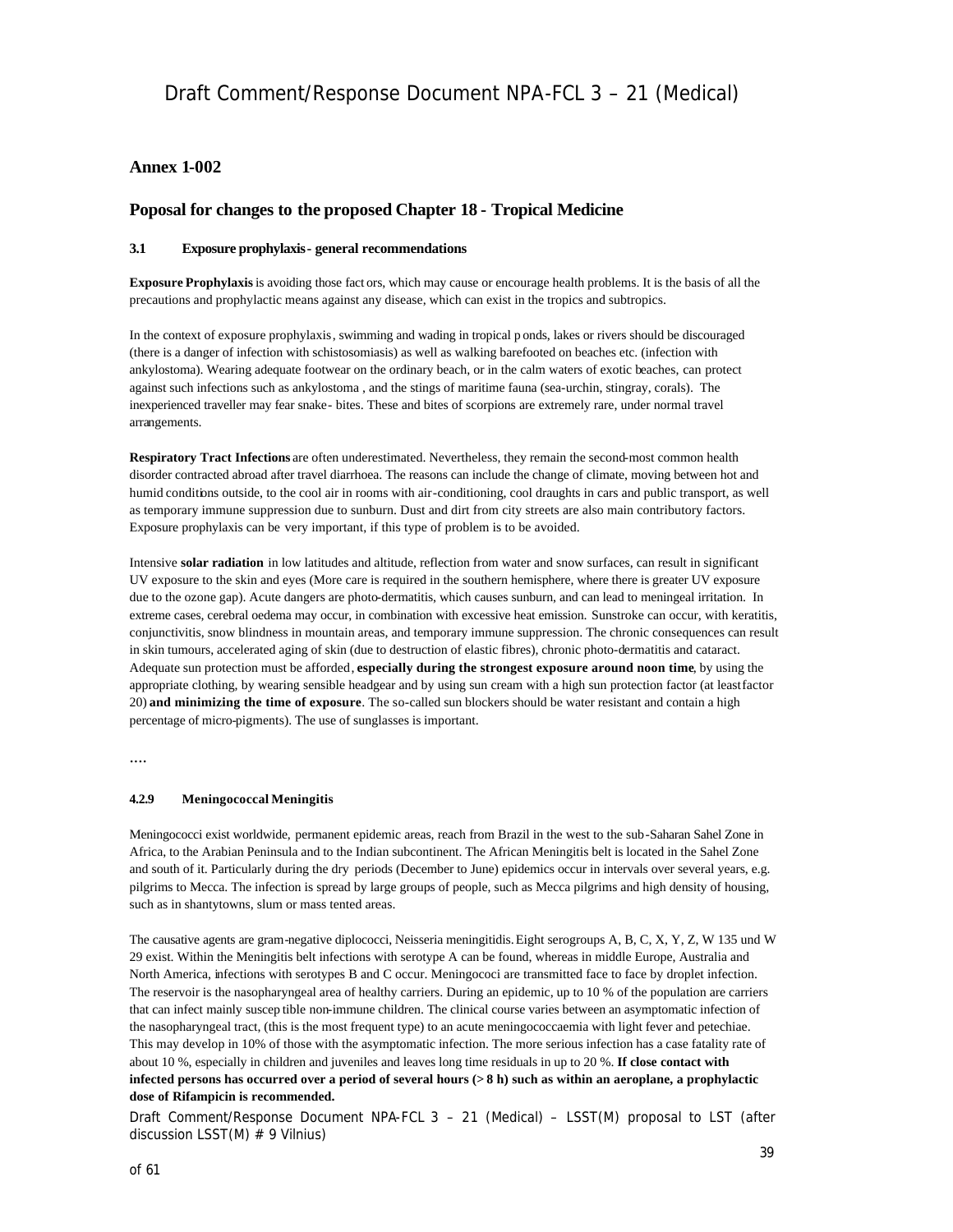## Annex 1-002

## Poposal for changes to the proposed Chapter 18 - Tropical Medicine

#### 3.1 Exposure prophylaxis - general recommendations

**Exposure Prophylaxis** is avoiding those fact ors, which may cause or encourage health problems. It is the basis of all the precautions and prophylactic means against any disease, which can exist in the tropics and subtropics.

In the context of exposure prophylaxis, swimming and wading in tropical p onds, lakes or rivers should be discouraged (there is a danger of infection with schistosomiasis) as well as walking barefooted on beaches etc. (infection with ankylostoma). Wearing adequate footwear on the ordinary beach, or in the calm waters of exotic beaches, can protect against such infections such as ankylostoma , and the stings of maritime fauna (sea-urchin, stingray, corals). The inexperienced traveller may fear snake- bites. These and bites of scorpions are extremely rare, under normal travel arrangements.

**Respiratory Tract Infections** are often underestimated. Nevertheless, they remain the second-most common health disorder contracted abroad after travel diarrhoea. The reasons can include the change of climate, moving between hot and humid conditions outside, to the cool air in rooms with air-conditioning, cool draughts in cars and public transport, as well as temporary immune suppression due to sunburn. Dust and dirt from city streets are also main contributory factors. Exposure prophylaxis can be very important, if this type of problem is to be avoided.

Intensive **solar radiation** in low latitudes and altitude, reflection from water and snow surfaces, can result in significant UV exposure to the skin and eyes (More care is required in the southern hemisphere, where there is greater UV exposure due to the ozone gap). Acute dangers are photo-dermatitis, which causes sunburn, and can lead to meningeal irritation. In extreme cases, cerebral oedema may occur, in combination with excessive heat emission. Sunstroke can occur, with keratitis, conjunctivitis, snow blindness in mountain areas, and temporary immune suppression. The chronic consequences can result in skin tumours, accelerated aging of skin (due to destruction of elastic fibres), chronic photo-dermatitis and cataract. Adequate sun protection must be afforded, **especially during the strongest exposure around noon time**, by using the appropriate clothing, by wearing sensible headgear and by using sun cream with a high sun protection factor (at least factor 20) **and minimizing the time of exposure**. The so-called sun blockers should be water resistant and contain a high percentage of micro-pigments). The use of sunglasses is important.

....

#### 4.2.9 Meningococcal Meningitis

Meningococci exist worldwide, permanent epidemic areas, reach from Brazil in the west to the sub-Saharan Sahel Zone in Africa, to the Arabian Peninsula and to the Indian subcontinent. The African Meningitis belt is located in the Sahel Zone and south of it. Particularly during the dry periods (December to June) epidemics occur in intervals over several years, e.g. pilgrims to Mecca. The infection is spread by large groups of people, such as Mecca pilgrims and high density of housing, such as in shantytowns, slum or mass tented areas.

The causative agents are gram-negative diplococci, Neisseria meningitidis. Eight serogroups A, B, C, X, Y, Z, W 135 und W 29 exist. Within the Meningitis belt infections with serotype A can be found, whereas in middle Europe, Australia and North America, infections with serotypes B and C occur. Meningococi are transmitted face to face by droplet infection. The reservoir is the nasopharyngeal area of healthy carriers. During an epidemic, up to 10 % of the population are carriers that can infect mainly suscep tible non-immune children. The clinical course varies between an asymptomatic infection of the nasopharyngeal tract, (this is the most frequent type) to an acute meningococcaemia with light fever and petechiae. This may develop in 10% of those with the asymptomatic infection. The more serious infection has a case fatality rate of about 10 %, especially in children and juveniles and leaves long time residuals in up to 20 %. **If close contact with infected persons has occurred over a period of several hours (> 8 h) such as within an aeroplane, a prophylactic dose of Rifampicin is recommended.**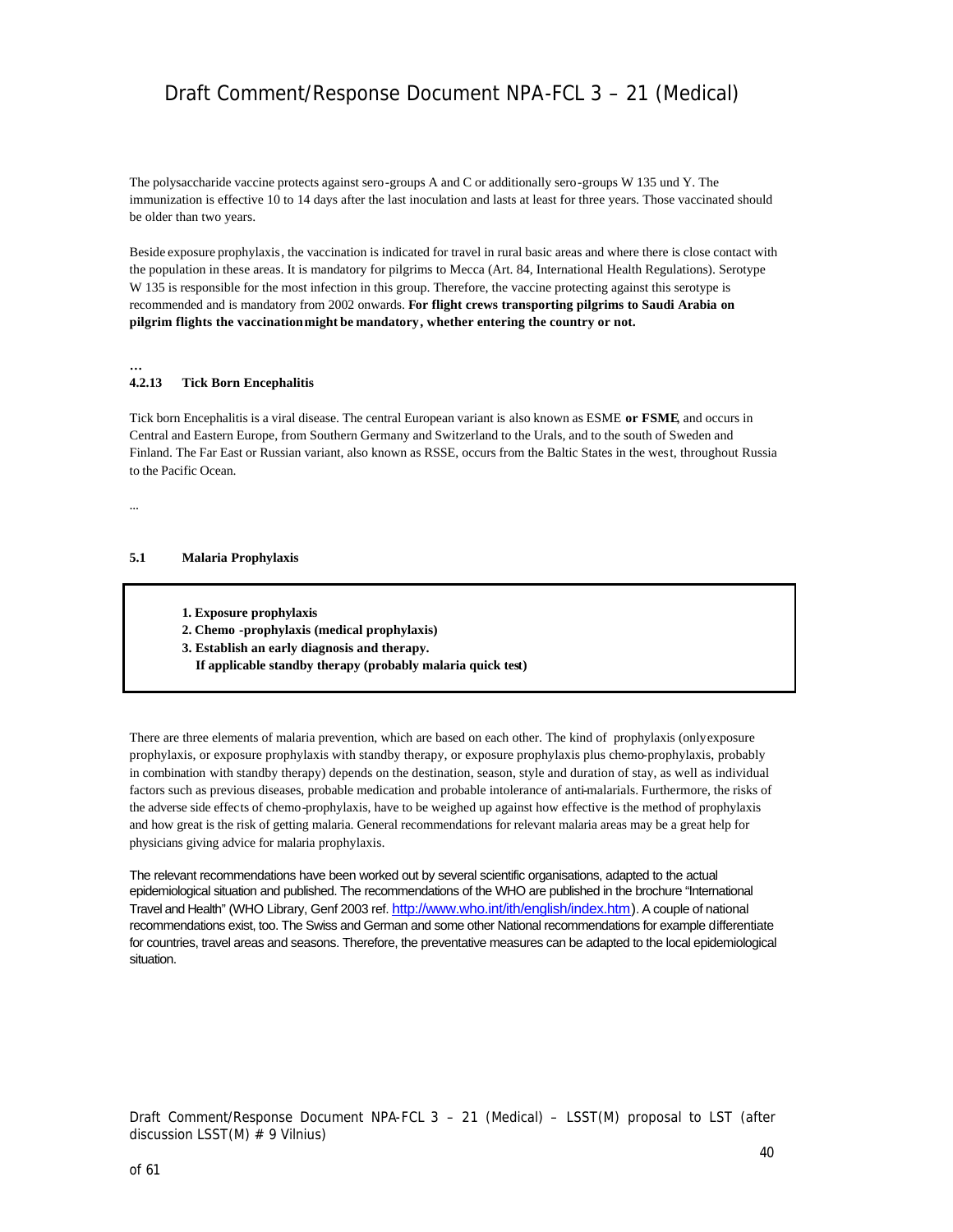The polysaccharide vaccine protects against sero-groups A and C or additionally sero-groups W 135 und Y. The immunization is effective 10 to 14 days after the last inoculation and lasts at least for three years. Those vaccinated should be older than two years.

Beside exposure prophylaxis, the vaccination is indicated for travel in rural basic areas and where there is close contact with the population in these areas. It is mandatory for pilgrims to Mecca (Art. 84, International Health Regulations). Serotype W 135 is responsible for the most infection in this group. Therefore, the vaccine protecting against this serotype is recommended and is mandatory from 2002 onwards. **For flight crews transporting pilgrims to Saudi Arabia on pilgrim flights the vaccination might be mandatory, whether entering the country or not.**

…

#### 4.2.13 Tick Born Encephalitis

Tick born Encephalitis is a viral disease. The central European variant is also known as ESME **or FSME**, and occurs in Central and Eastern Europe, from Southern Germany and Switzerland to the Urals, and to the south of Sweden and Finland. The Far East or Russian variant, also known as RSSE, occurs from the Baltic States in the west, throughout Russia to the Pacific Ocean.

...

### 5.1 Malaria Prophylaxis

> **1. Exposure prophylaxis**
> **2. Chemo -prophylaxis (medical prophylaxis)**
> **3. Establish an early diagnosis and therapy.**
> **If applicable standby therapy (probably malaria quick test)**

There are three elements of malaria prevention, which are based on each other. The kind of prophylaxis (only exposure prophylaxis, or exposure prophylaxis with standby therapy, or exposure prophylaxis plus chemo-prophylaxis, probably in combination with standby therapy) depends on the destination, season, style and duration of stay, as well as individual factors such as previous diseases, probable medication and probable intolerance of anti-malarials. Furthermore, the risks of the adverse side effects of chemo-prophylaxis, have to be weighed up against how effective is the method of prophylaxis and how great is the risk of getting malaria. General recommendations for relevant malaria areas may be a great help for physicians giving advice for malaria prophylaxis.

The relevant recommendations have been worked out by several scientific organisations, adapted to the actual epidemiological situation and published. The recommendations of the WHO are published in the brochure "International Travel and Health" (WHO Library, Genf 2003 ref. http://www.who.int/ith/english/index.htm). A couple of national recommendations exist, too. The Swiss and German and some other National recommendations for example differentiate for countries, travel areas and seasons. Therefore, the preventative measures can be adapted to the local epidemiological situation.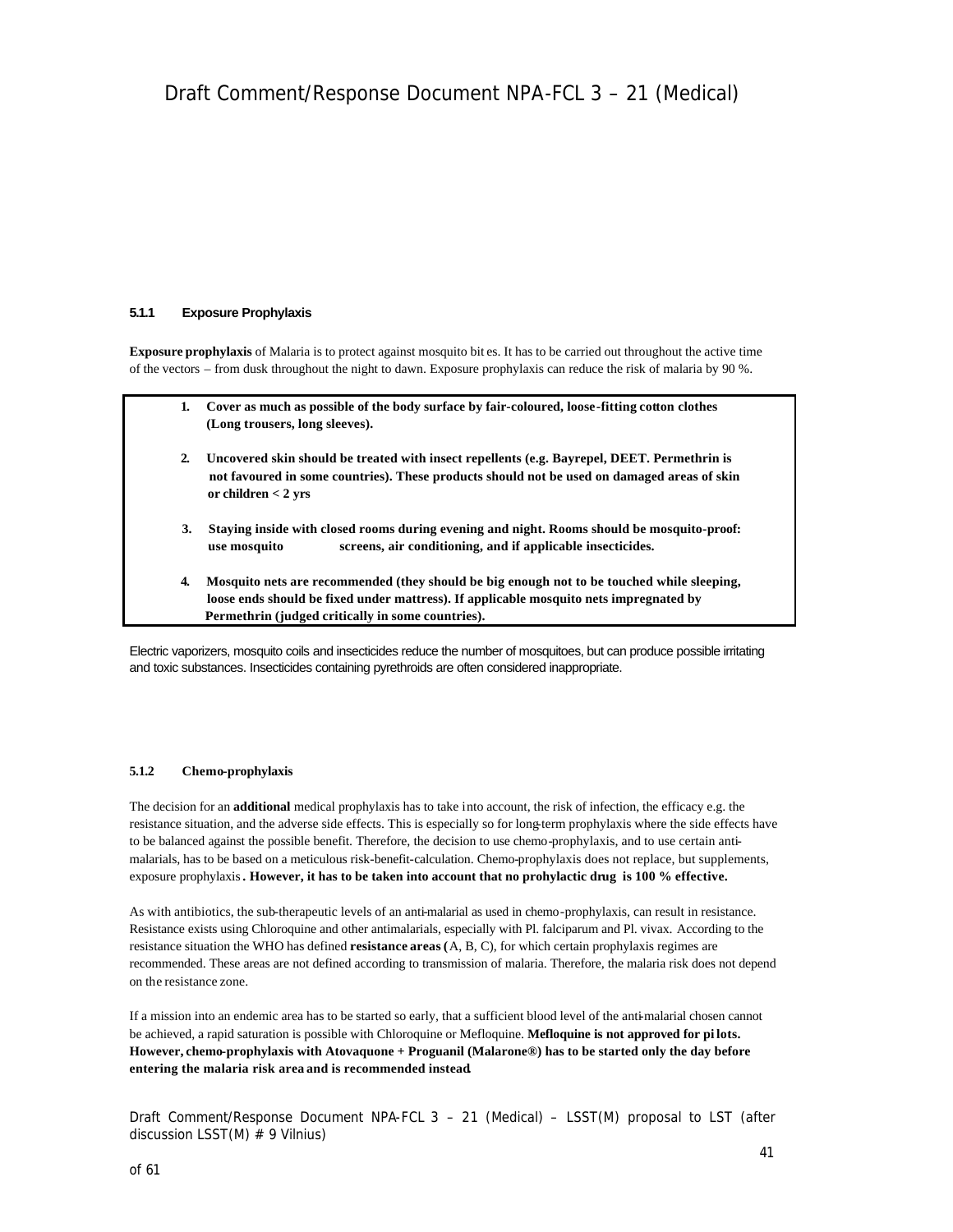#### 5.1.1 Exposure Prophylaxis

**Exposure prophylaxis** of Malaria is to protect against mosquito bit es. It has to be carried out throughout the active time of the vectors – from dusk throughout the night to dawn. Exposure prophylaxis can reduce the risk of malaria by 90 %.

1. **Cover as much as possible of the body surface by fair-coloured, loose-fitting cotton clothes (Long trousers, long sleeves).**

2. **Uncovered skin should be treated with insect repellents (e.g. Bayrepel, DEET. Permethrin is not favoured in some countries). These products should not be used on damaged areas of skin or children < 2 yrs**

3. **Staying inside with closed rooms during evening and night. Rooms should be mosquito-proof: use mosquito screens, air conditioning, and if applicable insecticides.**

4. **Mosquito nets are recommended (they should be big enough not to be touched while sleeping, loose ends should be fixed under mattress). If applicable mosquito nets impregnated by Permethrin (judged critically in some countries).**

Electric vaporizers, mosquito coils and insecticides reduce the number of mosquitoes, but can produce possible irritating and toxic substances. Insecticides containing pyrethroids are often considered inappropriate.

#### 5.1.2 Chemo-prophylaxis

The decision for an **additional** medical prophylaxis has to take into account, the risk of infection, the efficacy e.g. the resistance situation, and the adverse side effects. This is especially so for long-term prophylaxis where the side effects have to be balanced against the possible benefit. Therefore, the decision to use chemo-prophylaxis, and to use certain anti-malarials, has to be based on a meticulous risk-benefit-calculation. Chemo-prophylaxis does not replace, but supplements, exposure prophylaxis**. However, it has to be taken into account that no prohylactic drug is 100 % effective.**

As with antibiotics, the sub-therapeutic levels of an anti-malarial as used in chemo-prophylaxis, can result in resistance. Resistance exists using Chloroquine and other antimalarials, especially with Pl. falciparum and Pl. vivax. According to the resistance situation the WHO has defined **resistance areas (**A, B, C), for which certain prophylaxis regimes are recommended. These areas are not defined according to transmission of malaria. Therefore, the malaria risk does not depend on the resistance zone.

If a mission into an endemic area has to be started so early, that a sufficient blood level of the anti-malarial chosen cannot be achieved, a rapid saturation is possible with Chloroquine or Mefloquine. **Mefloquine is not approved for pilots. However, chemo-prophylaxis with Atovaquone + Proguanil (Malarone®) has to be started only the day before entering the malaria risk area and is recommended instead.**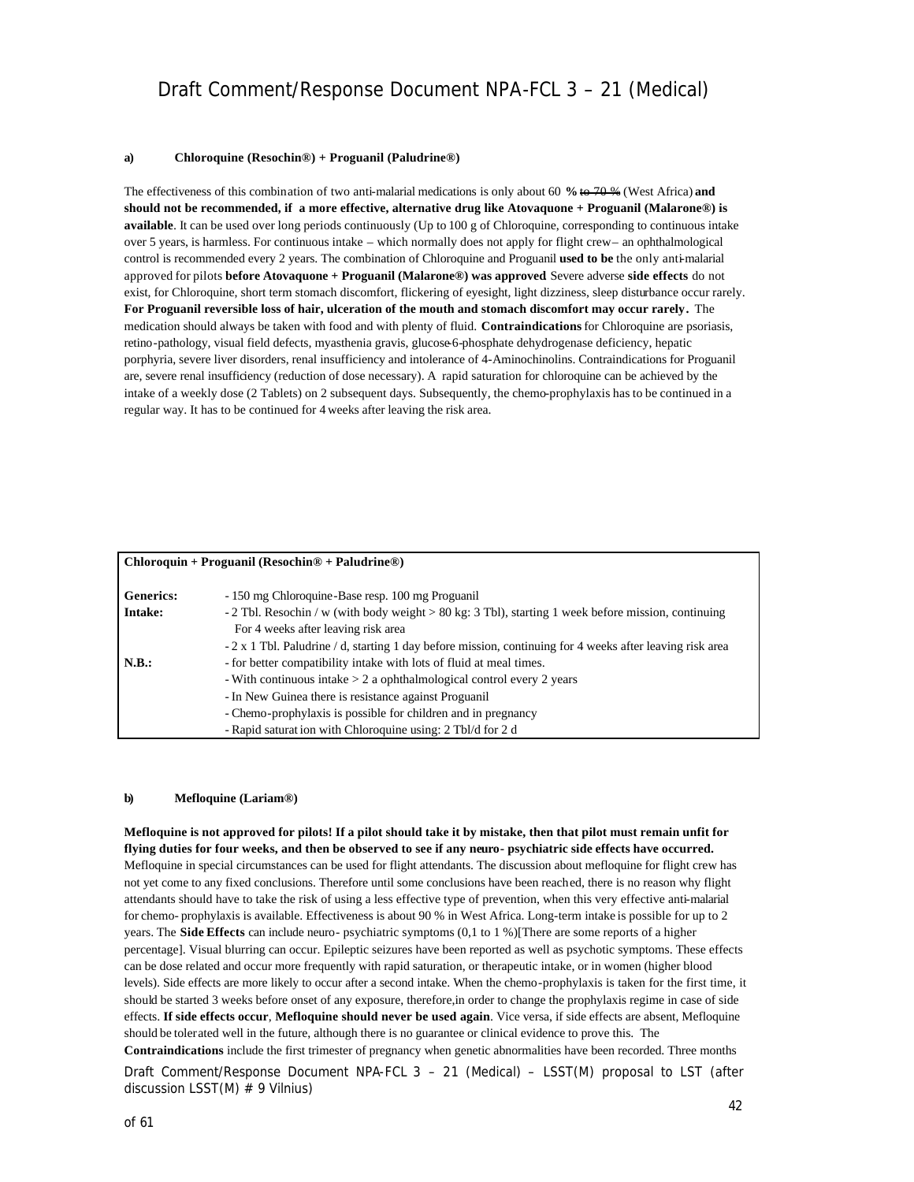#### a) Chloroquine (Resochin®) + Proguanil (Paludrine®)

The effectiveness of this combination of two anti-malarial medications is only about 60 % ~~to 70 %~~ (West Africa) **and should not be recommended, if a more effective, alternative drug like Atovaquone + Proguanil (Malarone®) is available**. It can be used over long periods continuously (Up to 100 g of Chloroquine, corresponding to continuous intake over 5 years, is harmless. For continuous intake – which normally does not apply for flight crew– an ophthalmological control is recommended every 2 years. The combination of Chloroquine and Proguanil **used to be** the only anti-malarial approved for pilots **before Atovaquone + Proguanil (Malarone®) was approved** Severe adverse **side effects** do not exist, for Chloroquine, short term stomach discomfort, flickering of eyesight, light dizziness, sleep disturbance occur rarely. **For Proguanil reversible loss of hair, ulceration of the mouth and stomach discomfort may occur rarely.** The medication should always be taken with food and with plenty of fluid. **Contraindications** for Chloroquine are psoriasis, retino-pathology, visual field defects, myasthenia gravis, glucose-6-phosphate dehydrogenase deficiency, hepatic porphyria, severe liver disorders, renal insufficiency and intolerance of 4-Aminochinolins. Contraindications for Proguanil are, severe renal insufficiency (reduction of dose necessary). A rapid saturation for chloroquine can be achieved by the intake of a weekly dose (2 Tablets) on 2 subsequent days. Subsequently, the chemo-prophylaxis has to be continued in a regular way. It has to be continued for 4 weeks after leaving the risk area.

| **Chloroquin + Proguanil (Resochin® + Paludrine®)** | |
|---|---|
| **Generics:** | - 150 mg Chloroquine-Base resp. 100 mg Proguanil |
| **Intake:** | - 2 Tbl. Resochin / w (with body weight > 80 kg: 3 Tbl), starting 1 week before mission, continuing For 4 weeks after leaving risk area |
| | - 2 x 1 Tbl. Paludrine / d, starting 1 day before mission, continuing for 4 weeks after leaving risk area |
| **N.B.:** | - for better compatibility intake with lots of fluid at meal times. |
| | - With continuous intake > 2 a ophthalmological control every 2 years |
| | - In New Guinea there is resistance against Proguanil |
| | - Chemo-prophylaxis is possible for children and in pregnancy |
| | - Rapid saturation with Chloroquine using: 2 Tbl/d for 2 d |

#### b) Mefloquine (Lariam®)

**Mefloquine is not approved for pilots! If a pilot should take it by mistake, then that pilot must remain unfit for flying duties for four weeks, and then be observed to see if any neuro- psychiatric side effects have occurred.** Mefloquine in special circumstances can be used for flight attendants. The discussion about mefloquine for flight crew has not yet come to any fixed conclusions. Therefore until some conclusions have been reached, there is no reason why flight attendants should have to take the risk of using a less effective type of prevention, when this very effective anti-malarial for chemo- prophylaxis is available. Effectiveness is about 90 % in West Africa. Long-term intake is possible for up to 2 years. The **Side Effects** can include neuro- psychiatric symptoms (0,1 to 1 %)[There are some reports of a higher percentage]. Visual blurring can occur. Epileptic seizures have been reported as well as psychotic symptoms. These effects can be dose related and occur more frequently with rapid saturation, or therapeutic intake, or in women (higher blood levels). Side effects are more likely to occur after a second intake. When the chemo-prophylaxis is taken for the first time, it should be started 3 weeks before onset of any exposure, therefore,in order to change the prophylaxis regime in case of side effects. **If side effects occur**, **Mefloquine should never be used again**. Vice versa, if side effects are absent, Mefloquine should be tolerated well in the future, although there is no guarantee or clinical evidence to prove this. The **Contraindications** include the first trimester of pregnancy when genetic abnormalities have been recorded. Three months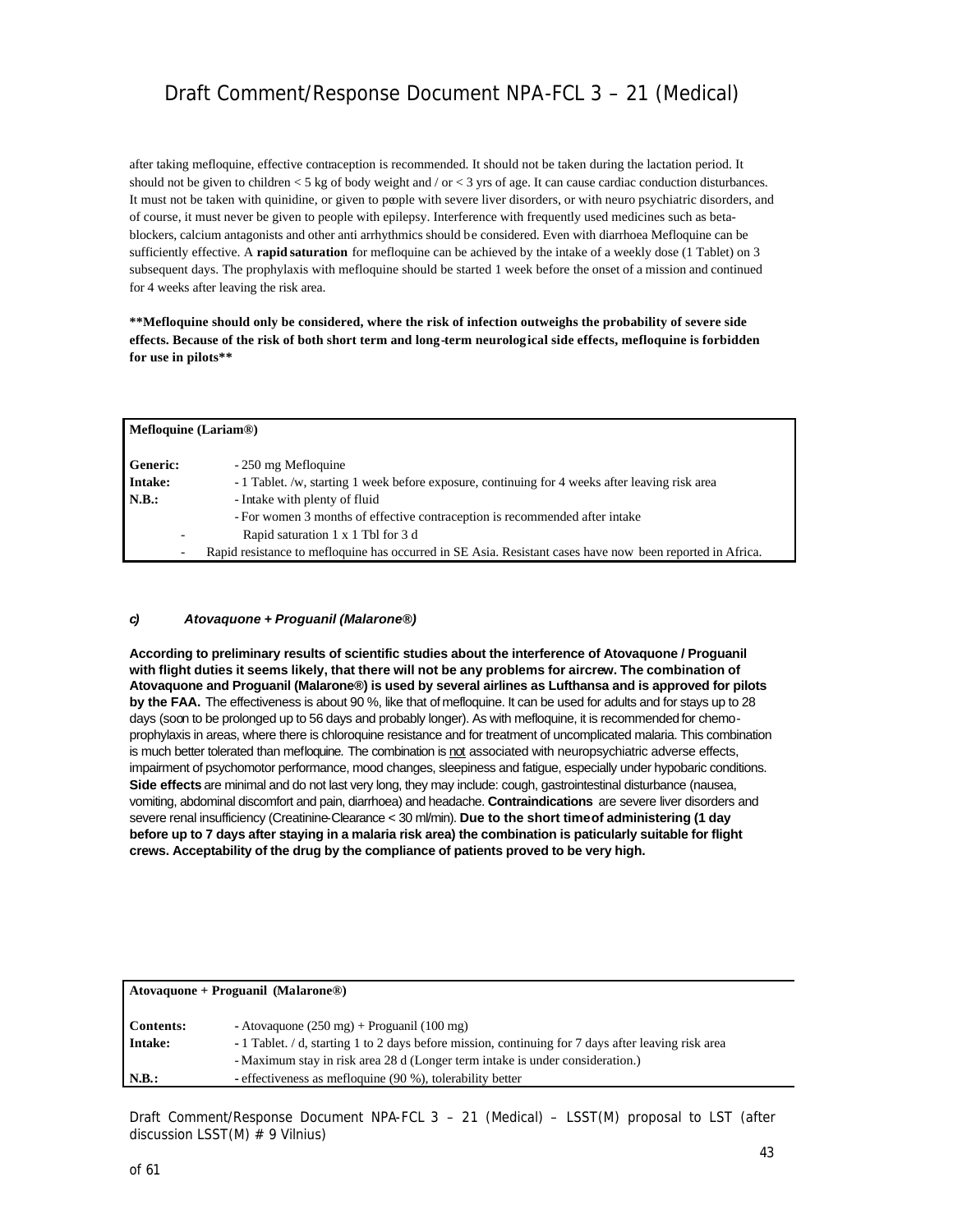after taking mefloquine, effective contraception is recommended. It should not be taken during the lactation period. It should not be given to children < 5 kg of body weight and / or < 3 yrs of age. It can cause cardiac conduction disturbances. It must not be taken with quinidine, or given to people with severe liver disorders, or with neuro psychiatric disorders, and of course, it must never be given to people with epilepsy. Interference with frequently used medicines such as beta-blockers, calcium antagonists and other anti arrhythmics should be considered. Even with diarrhoea Mefloquine can be sufficiently effective. A **rapid saturation** for mefloquine can be achieved by the intake of a weekly dose (1 Tablet) on 3 subsequent days. The prophylaxis with mefloquine should be started 1 week before the onset of a mission and continued for 4 weeks after leaving the risk area.

****Mefloquine should only be considered, where the risk of infection outweighs the probability of severe side effects. Because of the risk of both short term and long-term neurological side effects, mefloquine is forbidden for use in pilots****

| **Mefloquine (Lariam®)** | |
|---|---|
| **Generic:** | - 250 mg Mefloquine |
| **Intake:** | - 1 Tablet. /w, starting 1 week before exposure, continuing for 4 weeks after leaving risk area |
| **N.B.:** | - Intake with plenty of fluid |
| | - For women 3 months of effective contraception is recommended after intake |
| | - Rapid saturation 1 x 1 Tbl for 3 d |
| | - Rapid resistance to mefloquine has occurred in SE Asia. Resistant cases have now been reported in Africa. |

#### *c) Atovaquone + Proguanil (Malarone®)*

**According to preliminary results of scientific studies about the interference of Atovaquone / Proguanil with flight duties it seems likely, that there will not be any problems for aircrew. The combination of Atovaquone and Proguanil (Malarone®) is used by several airlines as Lufthansa and is approved for pilots by the FAA.** The effectiveness is about 90 %, like that of mefloquine. It can be used for adults and for stays up to 28 days (soon to be prolonged up to 56 days and probably longer). As with mefloquine, it is recommended for chemo-prophylaxis in areas, where there is chloroquine resistance and for treatment of uncomplicated malaria. This combination is much better tolerated than mefloquine. The combination is <u>not</u> associated with neuropsychiatric adverse effects, impairment of psychomotor performance, mood changes, sleepiness and fatigue, especially under hypobaric conditions. **Side effects** are minimal and do not last very long, they may include: cough, gastrointestinal disturbance (nausea, vomiting, abdominal discomfort and pain, diarrhoea) and headache. **Contraindications** are severe liver disorders and severe renal insufficiency (Creatinine-Clearance < 30 ml/min). **Due to the short time of administering (1 day before up to 7 days after staying in a malaria risk area) the combination is paticularly suitable for flight crews. Acceptability of the drug by the compliance of patients proved to be very high.**

| **Atovaquone + Proguanil (Malarone®)** | |
|---|---|
| **Contents:** | - Atovaquone (250 mg) + Proguanil (100 mg) |
| **Intake:** | - 1 Tablet. / d, starting 1 to 2 days before mission, continuing for 7 days after leaving risk area |
| | - Maximum stay in risk area 28 d (Longer term intake is under consideration.) |
| **N.B.:** | - effectiveness as mefloquine (90 %), tolerability better |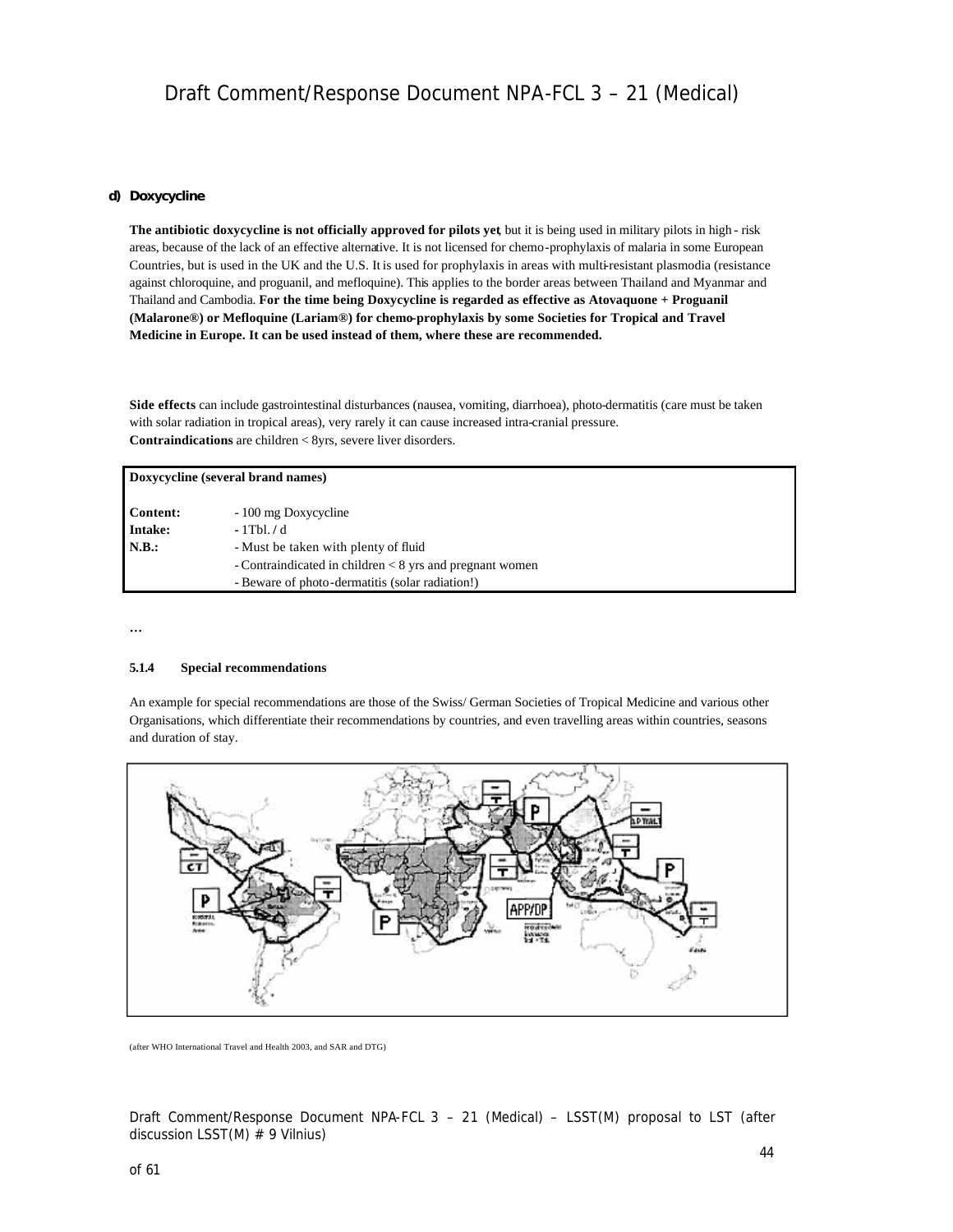#### d) Doxycycline

**The antibiotic doxycycline is not officially approved for pilots yet**, but it is being used in military pilots in high - risk areas, because of the lack of an effective alternative. It is not licensed for chemo-prophylaxis of malaria in some European Countries, but is used in the UK and the U.S. It is used for prophylaxis in areas with multi-resistant plasmodia (resistance against chloroquine, and proguanil, and mefloquine). This applies to the border areas between Thailand and Myanmar and Thailand and Cambodia. **For the time being Doxycycline is regarded as effective as Atovaquone + Proguanil (Malarone®) or Mefloquine (Lariam®) for chemo-prophylaxis by some Societies for Tropical and Travel Medicine in Europe. It can be used instead of them, where these are recommended.**

**Side effects** can include gastrointestinal disturbances (nausea, vomiting, diarrhoea), photo-dermatitis (care must be taken with solar radiation in tropical areas), very rarely it can cause increased intra-cranial pressure.
**Contraindications** are children < 8yrs, severe liver disorders.

| **Doxycycline (several brand names)** | |
|---|---|
| **Content:** | - 100 mg Doxycycline |
| **Intake:** | - 1Tbl. / d |
| **N.B.:** | - Must be taken with plenty of fluid |
| | - Contraindicated in children < 8 yrs and pregnant women |
| | - Beware of photo-dermatitis (solar radiation!) |

…

#### 5.1.4 Special recommendations

An example for special recommendations are those of the Swiss/ German Societies of Tropical Medicine and various other Organisations, which differentiate their recommendations by countries, and even travelling areas within countries, seasons and duration of stay.

(after WHO International Travel and Health 2003, and SAR and DTG)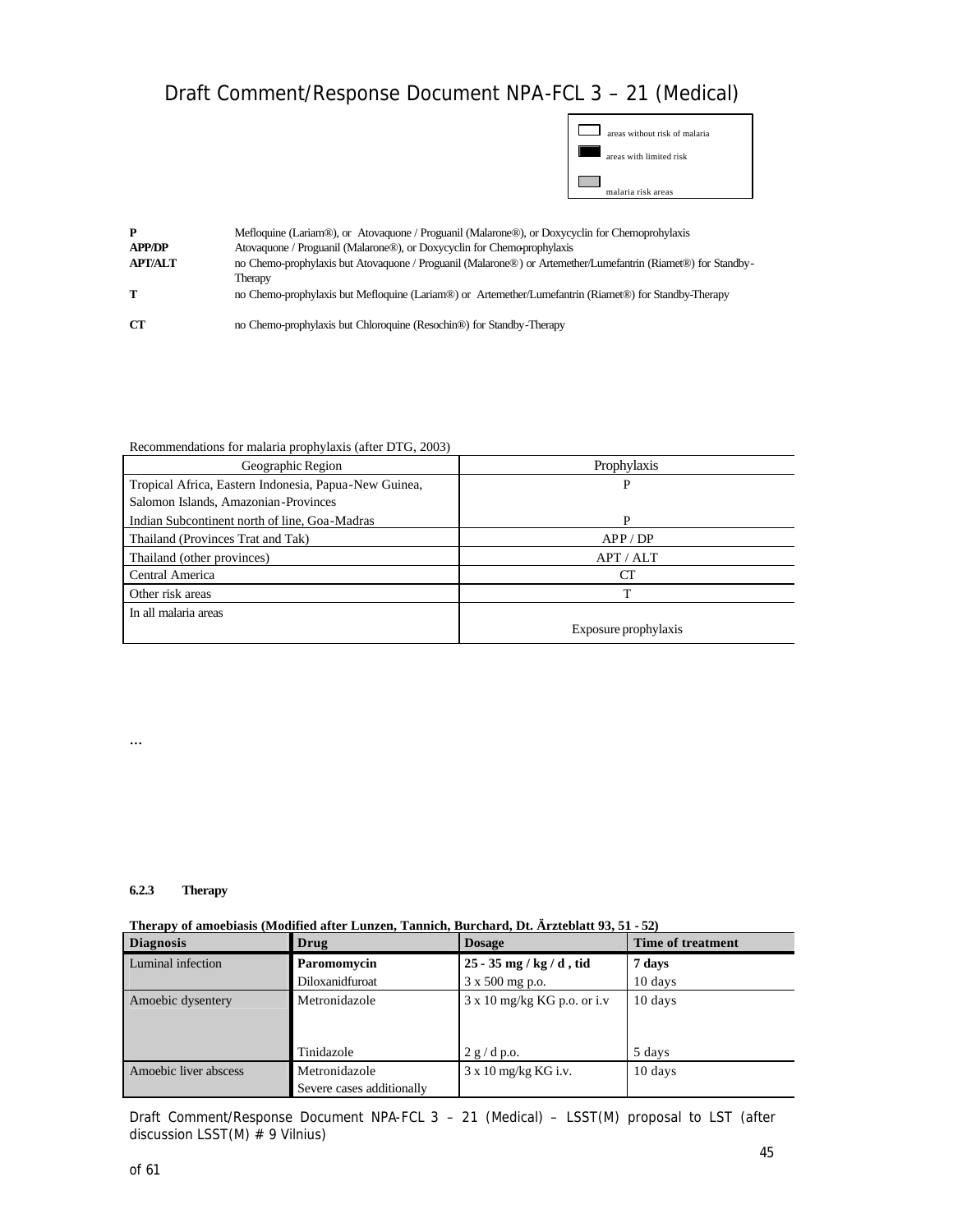|  | areas without risk of malaria |
|---|---|
|  | areas with limited risk |
|  | malaria risk areas |

**P** Mefloquine (Lariam®), or Atovaquone / Proguanil (Malarone®), or Doxycyclin for Chemoprohylaxis

**APP/DP** Atovaquone / Proguanil (Malarone®), or Doxycyclin for Chemo-prophylaxis

**APT/ALT** no Chemo-prophylaxis but Atovaquone / Proguanil (Malarone®) or Artemether/Lumefantrin (Riamet®) for Standby-Therapy

**T** no Chemo-prophylaxis but Mefloquine (Lariam®) or Artemether/Lumefantrin (Riamet®) for Standby-Therapy

**CT** no Chemo-prophylaxis but Chloroquine (Resochin®) for Standby-Therapy

Recommendations for malaria prophylaxis (after DTG, 2003)

| Geographic Region | Prophylaxis |
|---|---|
| Tropical Africa, Eastern Indonesia, Papua-New Guinea, Salomon Islands, Amazonian-Provinces | P |
| Indian Subcontinent north of line, Goa-Madras | P |
| Thailand (Provinces Trat and Tak) | APP / DP |
| Thailand (other provinces) | APT / ALT |
| Central America | CT |
| Other risk areas | T |
| In all malaria areas | Exposure prophylaxis |

...

#### 6.2.3 Therapy

**Therapy of amoebiasis (Modified after Lunzen, Tannich, Burchard, Dt. Ärzteblatt 93, 51 - 52)**

| Diagnosis | Drug | Dosage | Time of treatment |
|---|---|---|---|
| Luminal infection | **Paromomycin** | **25 - 35 mg / kg / d , tid** | **7 days** |
|  | Diloxanidfuroat | 3 x 500 mg p.o. | 10 days |
| Amoebic dysentery | Metronidazole | 3 x 10 mg/kg KG p.o. or i.v | 10 days |
|  | Tinidazole | 2 g / d p.o. | 5 days |
| Amoebic liver abscess | Metronidazole<br>Severe cases additionally | 3 x 10 mg/kg KG i.v. | 10 days |

Draft Comment/Response Document NPA-FCL 3 – 21 (Medical) – LSST(M) proposal to LST (after discussion LSST(M) # 9 Vilnius)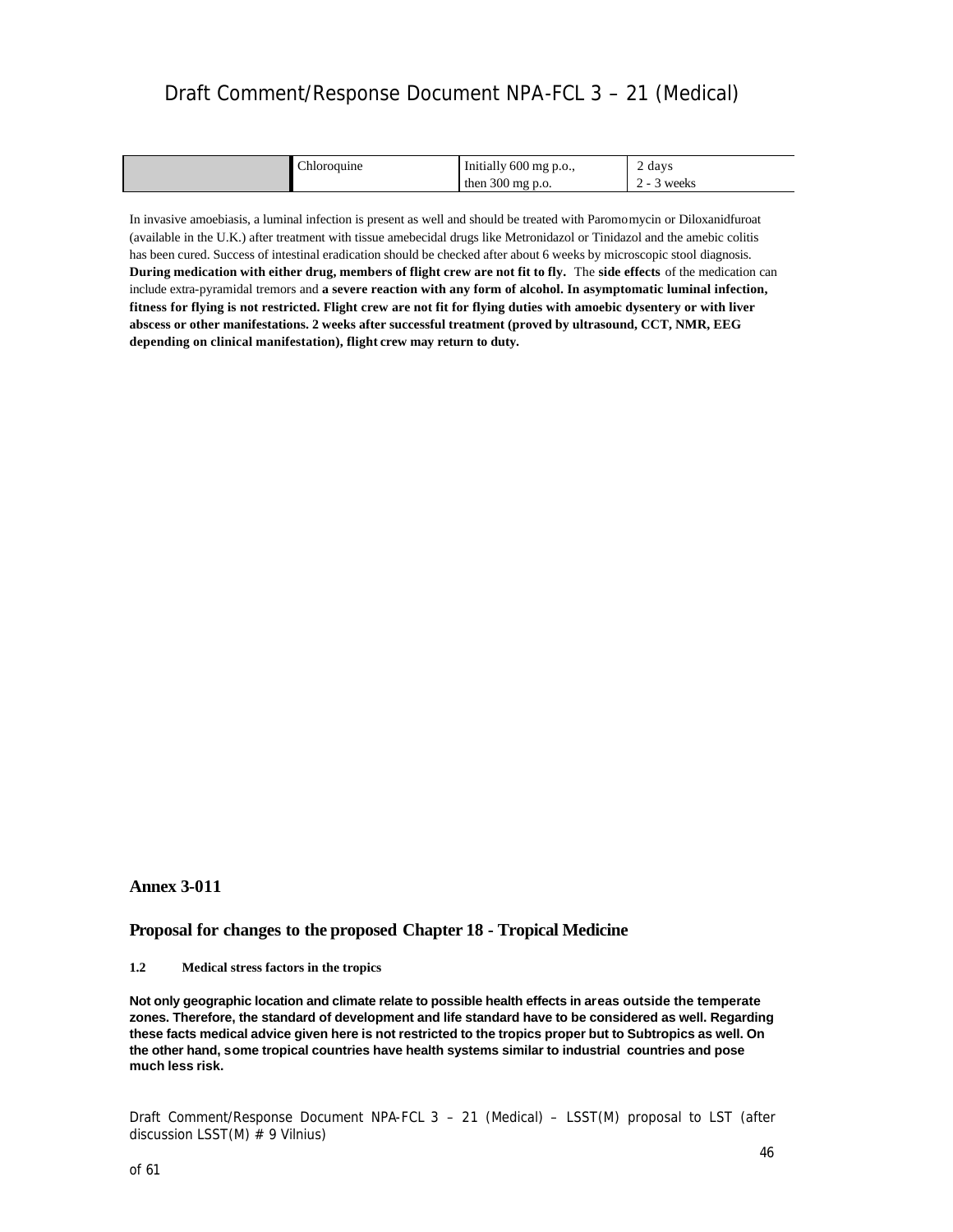|  | Chloroquine | Initially 600 mg p.o., then 300 mg p.o. | 2 days 2 - 3 weeks |
|---|---|---|---|

In invasive amoebiasis, a luminal infection is present as well and should be treated with Paromomycin or Diloxanidfuroat (available in the U.K.) after treatment with tissue amebecidal drugs like Metronidazol or Tinidazol and the amebic colitis has been cured. Success of intestinal eradication should be checked after about 6 weeks by microscopic stool diagnosis. **During medication with either drug, members of flight crew are not fit to fly.** The **side effects** of the medication can include extra-pyramidal tremors and **a severe reaction with any form of alcohol. In asymptomatic luminal infection, fitness for flying is not restricted. Flight crew are not fit for flying duties with amoebic dysentery or with liver abscess or other manifestations. 2 weeks after successful treatment (proved by ultrasound, CCT, NMR, EEG depending on clinical manifestation), flight crew may return to duty.**

## Annex 3-011

## Proposal for changes to the proposed Chapter 18 - Tropical Medicine

### 1.2 Medical stress factors in the tropics

**Not only geographic location and climate relate to possible health effects in areas outside the temperate zones. Therefore, the standard of development and life standard have to be considered as well. Regarding these facts medical advice given here is not restricted to the tropics proper but to Subtropics as well. On the other hand, some tropical countries have health systems similar to industrial countries and pose much less risk.**

Draft Comment/Response Document NPA-FCL 3 – 21 (Medical) – LSST(M) proposal to LST (after discussion LSST(M) # 9 Vilnius)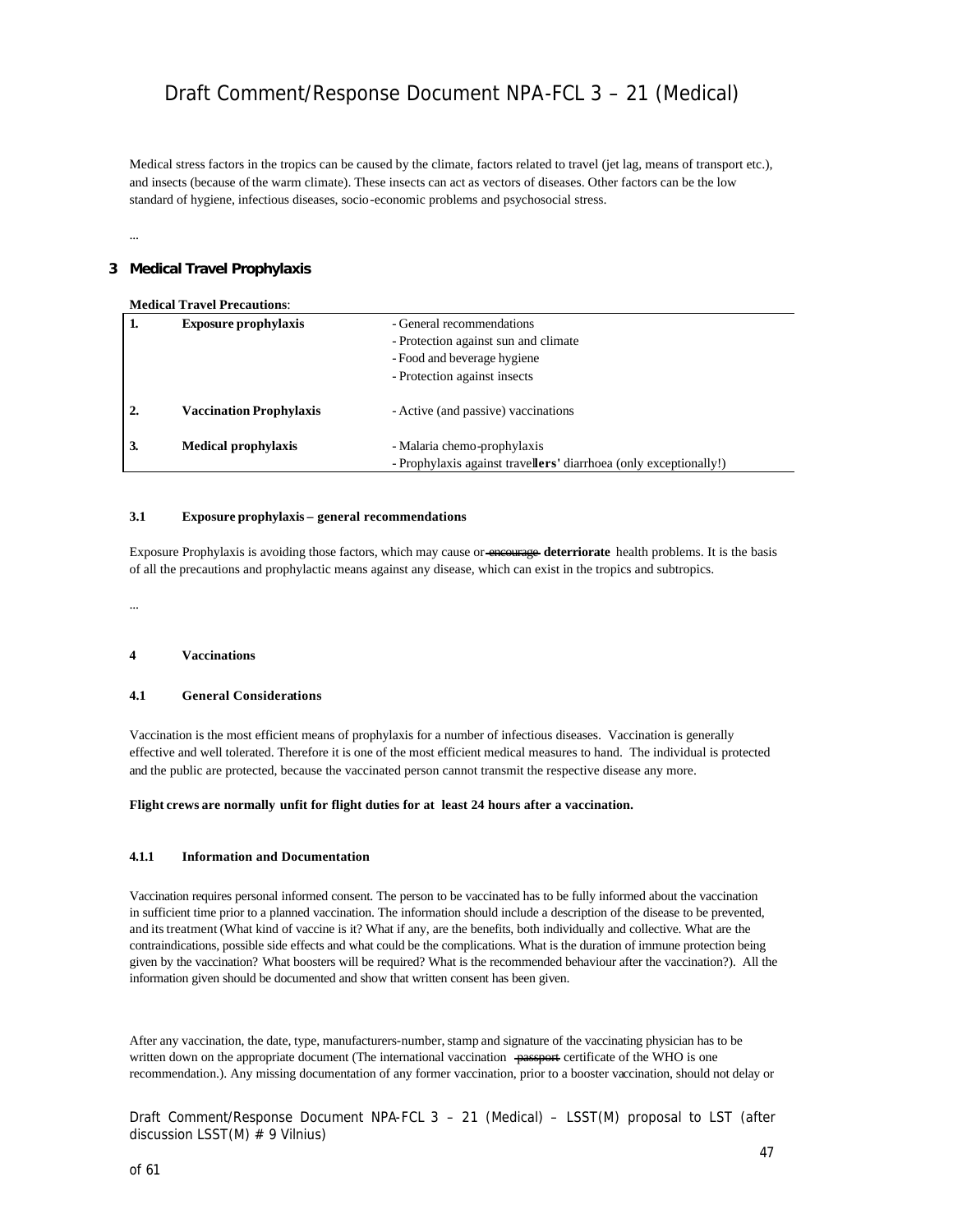Medical stress factors in the tropics can be caused by the climate, factors related to travel (jet lag, means of transport etc.), and insects (because of the warm climate). These insects can act as vectors of diseases. Other factors can be the low standard of hygiene, infectious diseases, socio-economic problems and psychosocial stress.

...

## 3 Medical Travel Prophylaxis

**Medical Travel Precautions**:

| | | |
|---|---|---|
| **1.** | **Exposure prophylaxis** | - General recommendations<br>- Protection against sun and climate<br>- Food and beverage hygiene<br>- Protection against insects |
| **2.** | **Vaccination Prophylaxis** | - Active (and passive) vaccinations |
| **3.** | **Medical prophylaxis** | - Malaria chemo-prophylaxis<br>- Prophylaxis against trave**llers'** diarrhoea (only exceptionally!) |

#### 3.1 Exposure prophylaxis – general recommendations

Exposure Prophylaxis is avoiding those factors, which may cause or ~~encourage~~ **deterriorate** health problems. It is the basis of all the precautions and prophylactic means against any disease, which can exist in the tropics and subtropics.

...

#### 4 Vaccinations

#### 4.1 General Considerations

Vaccination is the most efficient means of prophylaxis for a number of infectious diseases. Vaccination is generally effective and well tolerated. Therefore it is one of the most efficient medical measures to hand. The individual is protected and the public are protected, because the vaccinated person cannot transmit the respective disease any more.

**Flight crews are normally unfit for flight duties for at least 24 hours after a vaccination.**

#### 4.1.1 Information and Documentation

Vaccination requires personal informed consent. The person to be vaccinated has to be fully informed about the vaccination in sufficient time prior to a planned vaccination. The information should include a description of the disease to be prevented, and its treatment (What kind of vaccine is it? What if any, are the benefits, both individually and collective. What are the contraindications, possible side effects and what could be the complications. What is the duration of immune protection being given by the vaccination? What boosters will be required? What is the recommended behaviour after the vaccination?). All the information given should be documented and show that written consent has been given.

After any vaccination, the date, type, manufacturers-number, stamp and signature of the vaccinating physician has to be written down on the appropriate document (The international vaccination ~~passport~~ certificate of the WHO is one recommendation.). Any missing documentation of any former vaccination, prior to a booster vaccination, should not delay or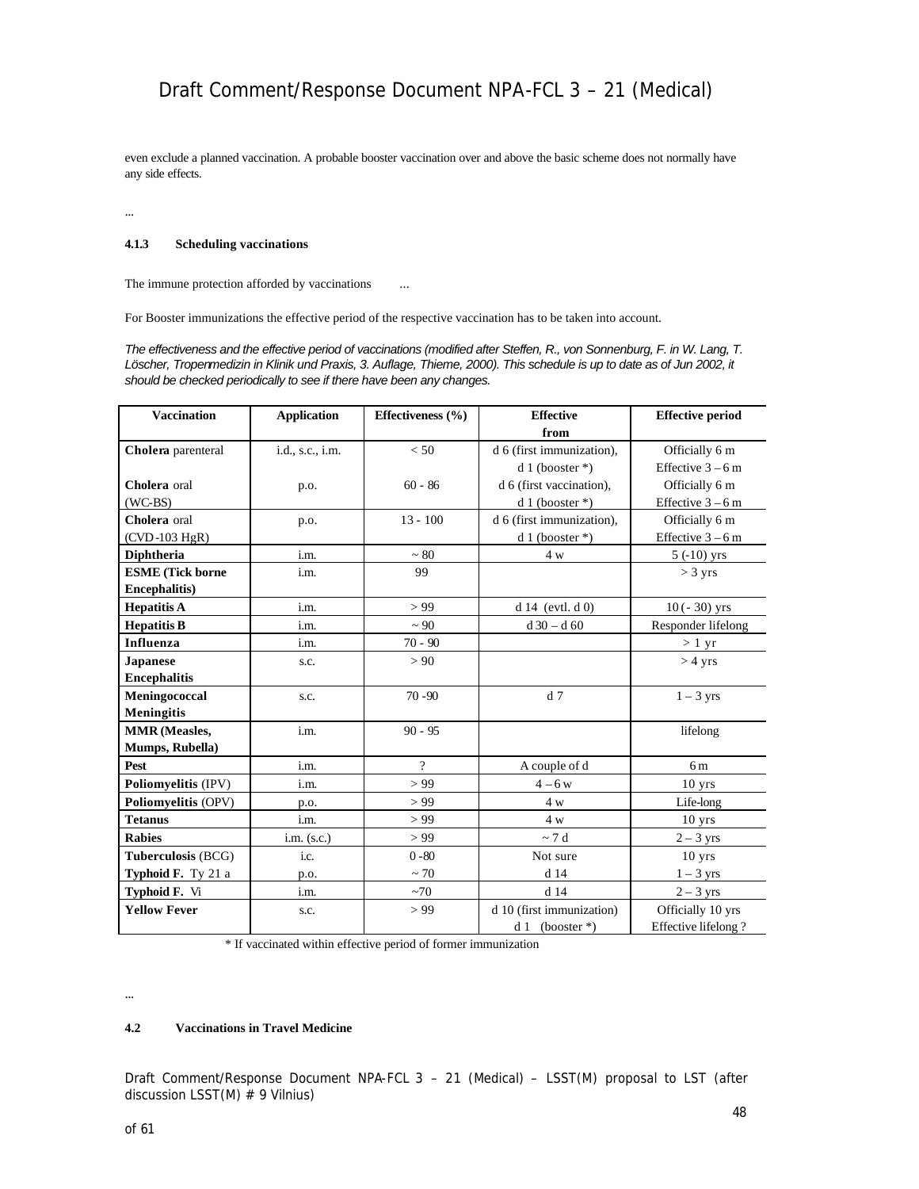even exclude a planned vaccination. A probable booster vaccination over and above the basic scheme does not normally have any side effects.

...

#### 4.1.3 Scheduling vaccinations

The immune protection afforded by vaccinations ...

For Booster immunizations the effective period of the respective vaccination has to be taken into account.

*The effectiveness and the effective period of vaccinations (modified after Steffen, R., von Sonnenburg, F. in W. Lang, T. Löscher, Tropenmedizin in Klinik und Praxis, 3. Auflage, Thieme, 2000). This schedule is up to date as of Jun 2002, it should be checked periodically to see if there have been any changes.*

| Vaccination | Application | Effectiveness (%) | Effective from | Effective period |
|---|---|---|---|---|
| **Cholera** parenteral | i.d., s.c., i.m. | < 50 | d 6 (first immunization), d 1 (booster *) | Officially 6 m Effective 3 – 6 m |
| **Cholera** oral (WC-BS) | p.o. | 60 - 86 | d 6 (first vaccination), d 1 (booster *) | Officially 6 m Effective 3 – 6 m |
| **Cholera** oral (CVD-103 HgR) | p.o. | 13 - 100 | d 6 (first immunization), d 1 (booster *) | Officially 6 m Effective 3 – 6 m |
| **Diphtheria** | i.m. | ~ 80 | 4 w | 5 (-10) yrs |
| **ESME (Tick borne Encephalitis)** | i.m. | 99 | | > 3 yrs |
| **Hepatitis A** | i.m. | > 99 | d 14 (evtl. d 0) | 10 (- 30) yrs |
| **Hepatitis B** | i.m. | ~ 90 | d 30 – d 60 | Responder lifelong |
| **Influenza** | i.m. | 70 - 90 | | > 1 yr |
| **Japanese Encephalitis** | s.c. | > 90 | | > 4 yrs |
| **Meningococcal Meningitis** | s.c. | 70 -90 | d 7 | 1 – 3 yrs |
| **MMR (Measles, Mumps, Rubella)** | i.m. | 90 - 95 | | lifelong |
| **Pest** | i.m. | ? | A couple of d | 6 m |
| **Poliomyelitis** (IPV) | i.m. | > 99 | 4 – 6 w | 10 yrs |
| **Poliomyelitis** (OPV) | p.o. | > 99 | 4 w | Life-long |
| **Tetanus** | i.m. | > 99 | 4 w | 10 yrs |
| **Rabies** | i.m. (s.c.) | > 99 | ~ 7 d | 2 – 3 yrs |
| **Tuberculosis** (BCG) | i.c. | 0 -80 | Not sure | 10 yrs |
| **Typhoid F.** Ty 21 a | p.o. | ~ 70 | d 14 | 1 – 3 yrs |
| **Typhoid F.** Vi | i.m. | ~70 | d 14 | 2 – 3 yrs |
| **Yellow Fever** | s.c. | > 99 | d 10 (first immunization) d 1 (booster *) | Officially 10 yrs Effective lifelong ? |

\* If vaccinated within effective period of former immunization

...

### 4.2 Vaccinations in Travel Medicine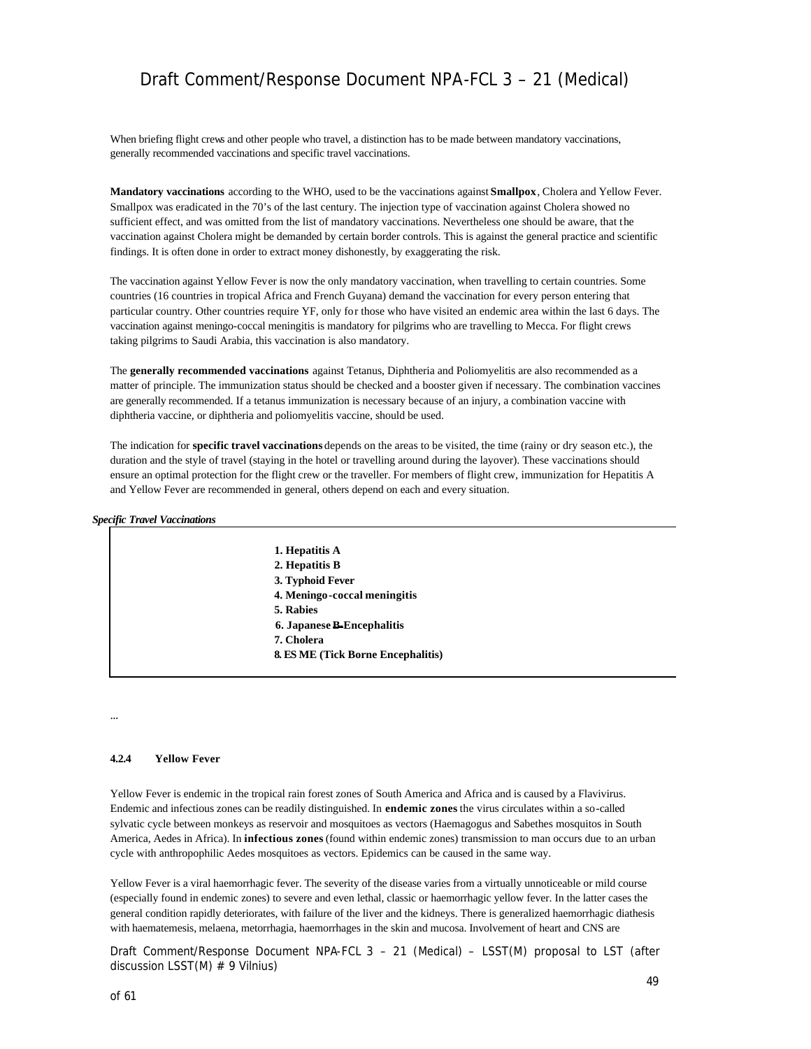When briefing flight crews and other people who travel, a distinction has to be made between mandatory vaccinations, generally recommended vaccinations and specific travel vaccinations.

**Mandatory vaccinations** according to the WHO, used to be the vaccinations against **Smallpox**, Cholera and Yellow Fever. Smallpox was eradicated in the 70's of the last century. The injection type of vaccination against Cholera showed no sufficient effect, and was omitted from the list of mandatory vaccinations. Nevertheless one should be aware, that the vaccination against Cholera might be demanded by certain border controls. This is against the general practice and scientific findings. It is often done in order to extract money dishonestly, by exaggerating the risk.

The vaccination against Yellow Fever is now the only mandatory vaccination, when travelling to certain countries. Some countries (16 countries in tropical Africa and French Guyana) demand the vaccination for every person entering that particular country. Other countries require YF, only for those who have visited an endemic area within the last 6 days. The vaccination against meningo-coccal meningitis is mandatory for pilgrims who are travelling to Mecca. For flight crews taking pilgrims to Saudi Arabia, this vaccination is also mandatory.

The **generally recommended vaccinations** against Tetanus, Diphtheria and Poliomyelitis are also recommended as a matter of principle. The immunization status should be checked and a booster given if necessary. The combination vaccines are generally recommended. If a tetanus immunization is necessary because of an injury, a combination vaccine with diphtheria vaccine, or diphtheria and poliomyelitis vaccine, should be used.

The indication for **specific travel vaccinations** depends on the areas to be visited, the time (rainy or dry season etc.), the duration and the style of travel (staying in the hotel or travelling around during the layover). These vaccinations should ensure an optimal protection for the flight crew or the traveller. For members of flight crew, immunization for Hepatitis A and Yellow Fever are recommended in general, others depend on each and every situation.

***Specific Travel Vaccinations***

| |
|---|
| **1. Hepatitis A** |
| **2. Hepatitis B** |
| **3. Typhoid Fever** |
| **4. Meningo-coccal meningitis** |
| **5. Rabies** |
| **6. Japanese ~~B-~~Encephalitis** |
| **7. Cholera** |
| **8. ES ME (Tick Borne Encephalitis)** |

...

#### 4.2.4 Yellow Fever

Yellow Fever is endemic in the tropical rain forest zones of South America and Africa and is caused by a Flavivirus. Endemic and infectious zones can be readily distinguished. In **endemic zones** the virus circulates within a so-called sylvatic cycle between monkeys as reservoir and mosquitoes as vectors (Haemagogus and Sabethes mosquitos in South America, Aedes in Africa). In **infectious zones** (found within endemic zones) transmission to man occurs due to an urban cycle with anthropophilic Aedes mosquitoes as vectors. Epidemics can be caused in the same way.

Yellow Fever is a viral haemorrhagic fever. The severity of the disease varies from a virtually unnoticeable or mild course (especially found in endemic zones) to severe and even lethal, classic or haemorrhagic yellow fever. In the latter cases the general condition rapidly deteriorates, with failure of the liver and the kidneys. There is generalized haemorrhagic diathesis with haematemesis, melaena, metorrhagia, haemorrhages in the skin and mucosa. Involvement of heart and CNS are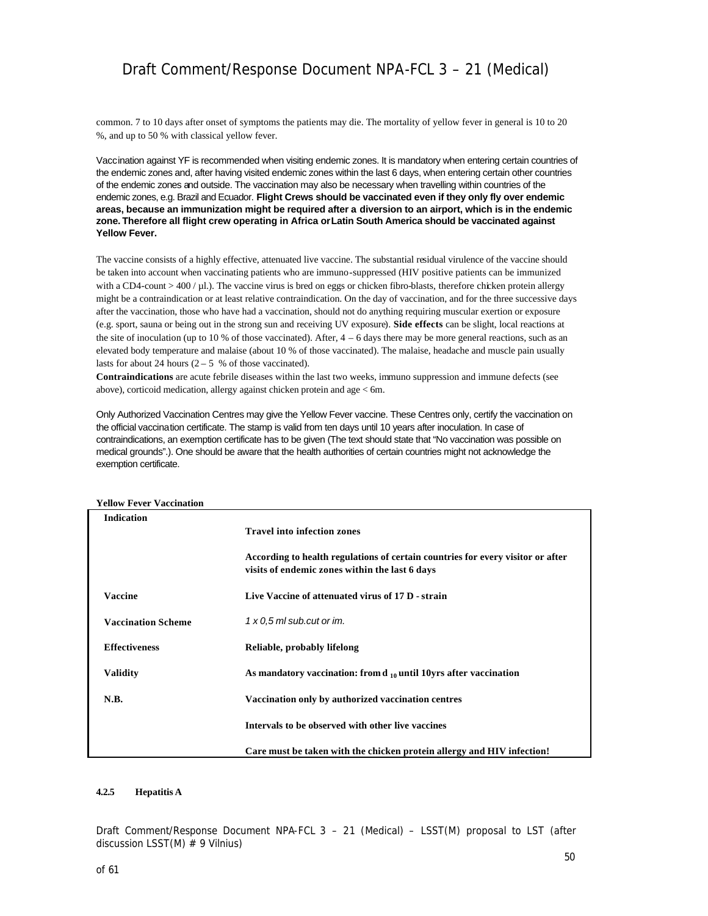common. 7 to 10 days after onset of symptoms the patients may die. The mortality of yellow fever in general is 10 to 20 %, and up to 50 % with classical yellow fever.

Vaccination against YF is recommended when visiting endemic zones. It is mandatory when entering certain countries of the endemic zones and, after having visited endemic zones within the last 6 days, when entering certain other countries of the endemic zones and outside. The vaccination may also be necessary when travelling within countries of the endemic zones, e.g. Brazil and Ecuador. **Flight Crews should be vaccinated even if they only fly over endemic areas, because an immunization might be required after a diversion to an airport, which is in the endemic zone. Therefore all flight crew operating in Africa or Latin South America should be vaccinated against Yellow Fever.**

The vaccine consists of a highly effective, attenuated live vaccine. The substantial residual virulence of the vaccine should be taken into account when vaccinating patients who are immuno-suppressed (HIV positive patients can be immunized with a CD4-count > 400 / µl.). The vaccine virus is bred on eggs or chicken fibro-blasts, therefore chicken protein allergy might be a contraindication or at least relative contraindication. On the day of vaccination, and for the three successive days after the vaccination, those who have had a vaccination, should not do anything requiring muscular exertion or exposure (e.g. sport, sauna or being out in the strong sun and receiving UV exposure). **Side effects** can be slight, local reactions at the site of inoculation (up to 10 % of those vaccinated). After, 4 – 6 days there may be more general reactions, such as an elevated body temperature and malaise (about 10 % of those vaccinated). The malaise, headache and muscle pain usually lasts for about 24 hours (2 – 5 % of those vaccinated).
**Contraindications** are acute febrile diseases within the last two weeks, immuno suppression and immune defects (see above), corticoid medication, allergy against chicken protein and age < 6m.

Only Authorized Vaccination Centres may give the Yellow Fever vaccine. These Centres only, certify the vaccination on the official vaccination certificate. The stamp is valid from ten days until 10 years after inoculation. In case of contraindications, an exemption certificate has to be given (The text should state that "No vaccination was possible on medical grounds".). One should be aware that the health authorities of certain countries might not acknowledge the exemption certificate.

**Yellow Fever Vaccination**

| | |
|---|---|
| **Indication** | **Travel into infection zones** |
| | **According to health regulations of certain countries for every visitor or after visits of endemic zones within the last 6 days** |
| **Vaccine** | **Live Vaccine of attenuated virus of 17 D - strain** |
| **Vaccination Scheme** | *1 x 0,5 ml sub.cut or im.* |
| **Effectiveness** | **Reliable, probably lifelong** |
| **Validity** | **As mandatory vaccination: from $d_{10}$ until 10yrs after vaccination** |
| **N.B.** | **Vaccination only by authorized vaccination centres** |
| | **Intervals to be observed with other live vaccines** |
| | **Care must be taken with the chicken protein allergy and HIV infection!** |

#### 4.2.5 Hepatitis A

Draft Comment/Response Document NPA-FCL 3 – 21 (Medical) – LSST(M) proposal to LST (after discussion LSST(M) # 9 Vilnius)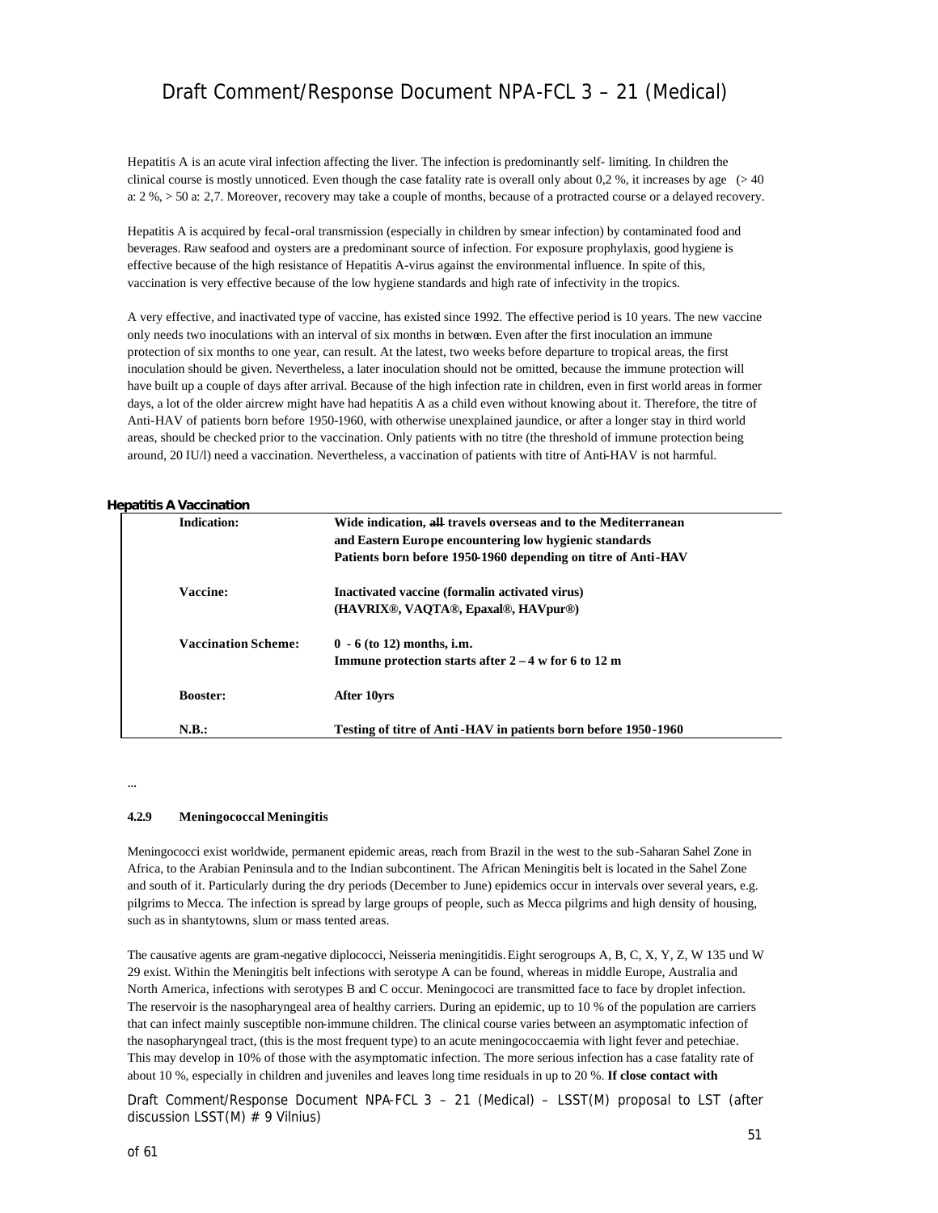Hepatitis A is an acute viral infection affecting the liver. The infection is predominantly self- limiting. In children the clinical course is mostly unnoticed. Even though the case fatality rate is overall only about 0,2 %, it increases by age (> 40 a: 2 %, > 50 a: 2,7. Moreover, recovery may take a couple of months, because of a protracted course or a delayed recovery.

Hepatitis A is acquired by fecal-oral transmission (especially in children by smear infection) by contaminated food and beverages. Raw seafood and oysters are a predominant source of infection. For exposure prophylaxis, good hygiene is effective because of the high resistance of Hepatitis A-virus against the environmental influence. In spite of this, vaccination is very effective because of the low hygiene standards and high rate of infectivity in the tropics.

A very effective, and inactivated type of vaccine, has existed since 1992. The effective period is 10 years. The new vaccine only needs two inoculations with an interval of six months in between. Even after the first inoculation an immune protection of six months to one year, can result. At the latest, two weeks before departure to tropical areas, the first inoculation should be given. Nevertheless, a later inoculation should not be omitted, because the immune protection will have built up a couple of days after arrival. Because of the high infection rate in children, even in first world areas in former days, a lot of the older aircrew might have had hepatitis A as a child even without knowing about it. Therefore, the titre of Anti-HAV of patients born before 1950-1960, with otherwise unexplained jaundice, or after a longer stay in third world areas, should be checked prior to the vaccination. Only patients with no titre (the threshold of immune protection being around, 20 IU/l) need a vaccination. Nevertheless, a vaccination of patients with titre of Anti-HAV is not harmful.

**Hepatitis A Vaccination**

| | |
|---|---|
| **Indication:** | **Wide indication, ~~all~~ travels overseas and to the Mediterranean and Eastern Europe encountering low hygienic standards**<br>**Patients born before 1950-1960 depending on titre of Anti-HAV** |
| **Vaccine:** | **Inactivated vaccine (formalin activated virus)**<br>**(HAVRIX®, VAQTA®, Epaxal®, HAVpur®)** |
| **Vaccination Scheme:** | **0 - 6 (to 12) months, i.m.**<br>**Immune protection starts after 2 – 4 w for 6 to 12 m** |
| **Booster:** | **After 10yrs** |
| **N.B.:** | **Testing of titre of Anti-HAV in patients born before 1950-1960** |

...

#### 4.2.9 Meningococcal Meningitis

Meningococci exist worldwide, permanent epidemic areas, reach from Brazil in the west to the sub-Saharan Sahel Zone in Africa, to the Arabian Peninsula and to the Indian subcontinent. The African Meningitis belt is located in the Sahel Zone and south of it. Particularly during the dry periods (December to June) epidemics occur in intervals over several years, e.g. pilgrims to Mecca. The infection is spread by large groups of people, such as Mecca pilgrims and high density of housing, such as in shantytowns, slum or mass tented areas.

The causative agents are gram-negative diplococci, Neisseria meningitidis. Eight serogroups A, B, C, X, Y, Z, W 135 und W 29 exist. Within the Meningitis belt infections with serotype A can be found, whereas in middle Europe, Australia and North America, infections with serotypes B and C occur. Meningococi are transmitted face to face by droplet infection. The reservoir is the nasopharyngeal area of healthy carriers. During an epidemic, up to 10 % of the population are carriers that can infect mainly susceptible non-immune children. The clinical course varies between an asymptomatic infection of the nasopharyngeal tract, (this is the most frequent type) to an acute meningococcaemia with light fever and petechiae. This may develop in 10% of those with the asymptomatic infection. The more serious infection has a case fatality rate of about 10 %, especially in children and juveniles and leaves long time residuals in up to 20 %. **If close contact with**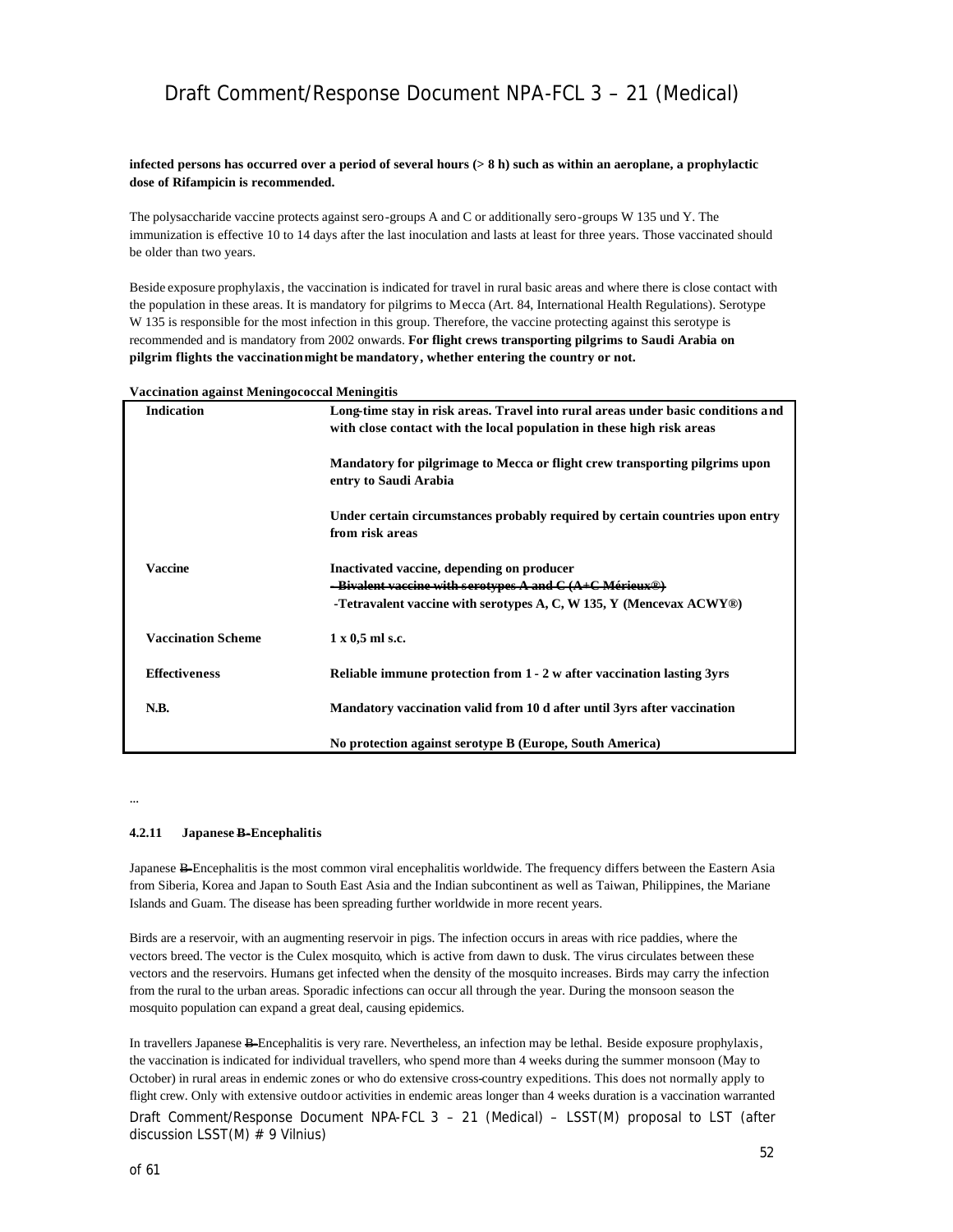**infected persons has occurred over a period of several hours (> 8 h) such as within an aeroplane, a prophylactic dose of Rifampicin is recommended.**

The polysaccharide vaccine protects against sero-groups A and C or additionally sero-groups W 135 und Y. The immunization is effective 10 to 14 days after the last inoculation and lasts at least for three years. Those vaccinated should be older than two years.

Beside exposure prophylaxis, the vaccination is indicated for travel in rural basic areas and where there is close contact with the population in these areas. It is mandatory for pilgrims to Mecca (Art. 84, International Health Regulations). Serotype W 135 is responsible for the most infection in this group. Therefore, the vaccine protecting against this serotype is recommended and is mandatory from 2002 onwards. **For flight crews transporting pilgrims to Saudi Arabia on pilgrim flights the vaccination might be mandatory, whether entering the country or not.**

**Vaccination against Meningococcal Meningitis**

| | |
|---|---|
| **Indication** | **Long-time stay in risk areas. Travel into rural areas under basic conditions and with close contact with the local population in these high risk areas**<br><br>**Mandatory for pilgrimage to Mecca or flight crew transporting pilgrims upon entry to Saudi Arabia**<br><br>**Under certain circumstances probably required by certain countries upon entry from risk areas** |
| **Vaccine** | **Inactivated vaccine, depending on producer**<br>~~**-Bivalent vaccine with serotypes A and C (A+C Mérieux®)**~~<br>**-Tetravalent vaccine with serotypes A, C, W 135, Y (Mencevax ACWY®)** |
| **Vaccination Scheme** | **1 x 0,5 ml s.c.** |
| **Effectiveness** | **Reliable immune protection from 1 - 2 w after vaccination lasting 3yrs** |
| **N.B.** | **Mandatory vaccination valid from 10 d after until 3yrs after vaccination**<br><br>**No protection against serotype B (Europe, South America)** |

...

**4.2.11 Japanese ~~B-~~Encephalitis**

Japanese ~~B-~~Encephalitis is the most common viral encephalitis worldwide. The frequency differs between the Eastern Asia from Siberia, Korea and Japan to South East Asia and the Indian subcontinent as well as Taiwan, Philippines, the Mariane Islands and Guam. The disease has been spreading further worldwide in more recent years.

Birds are a reservoir, with an augmenting reservoir in pigs. The infection occurs in areas with rice paddies, where the vectors breed. The vector is the Culex mosquito, which is active from dawn to dusk. The virus circulates between these vectors and the reservoirs. Humans get infected when the density of the mosquito increases. Birds may carry the infection from the rural to the urban areas. Sporadic infections can occur all through the year. During the monsoon season the mosquito population can expand a great deal, causing epidemics.

In travellers Japanese ~~B-~~Encephalitis is very rare. Nevertheless, an infection may be lethal. Beside exposure prophylaxis, the vaccination is indicated for individual travellers, who spend more than 4 weeks during the summer monsoon (May to October) in rural areas in endemic zones or who do extensive cross-country expeditions. This does not normally apply to flight crew. Only with extensive outdoor activities in endemic areas longer than 4 weeks duration is a vaccination warranted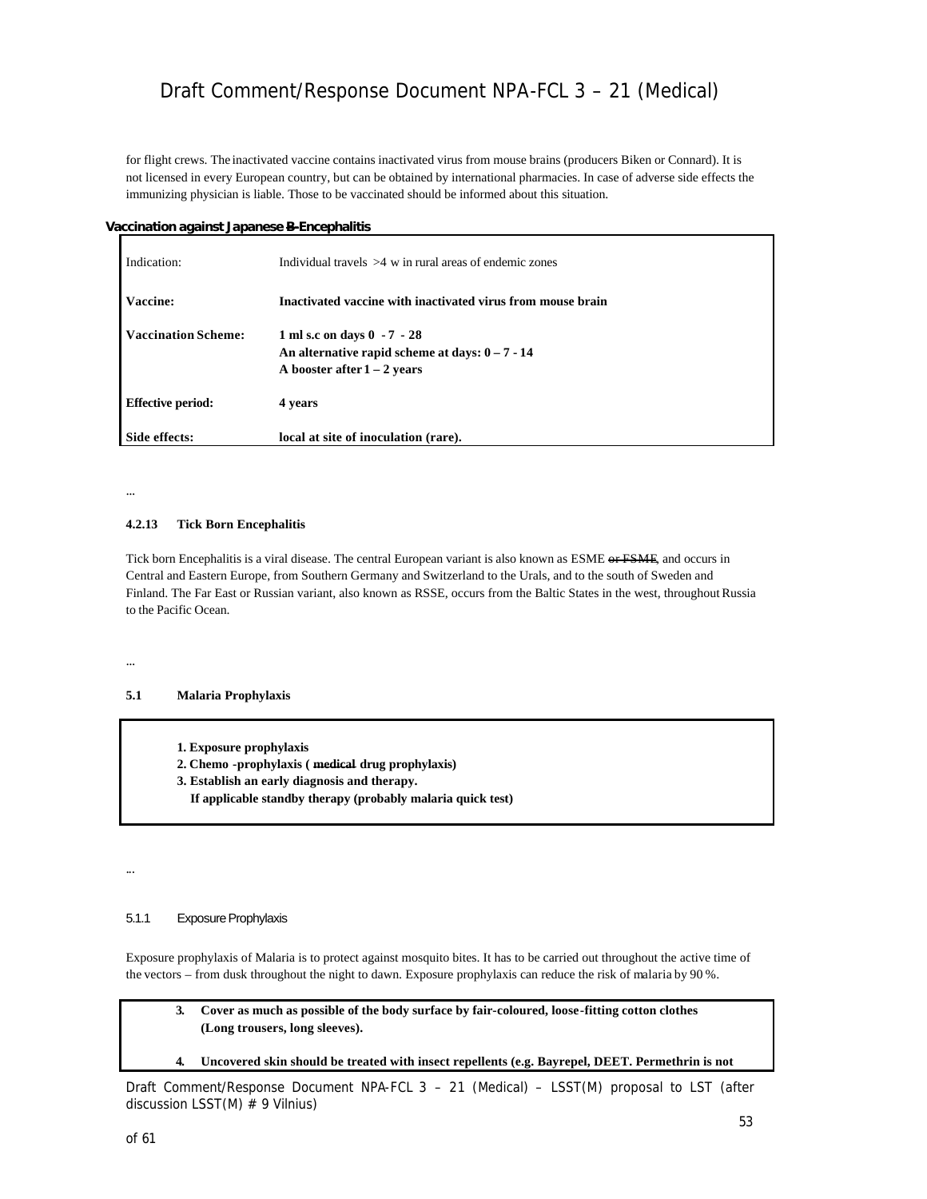for flight crews. The inactivated vaccine contains inactivated virus from mouse brains (producers Biken or Connard). It is not licensed in every European country, but can be obtained by international pharmacies. In case of adverse side effects the immunizing physician is liable. Those to be vaccinated should be informed about this situation.

**Vaccination against Japanese ~~B~~-Encephalitis**

| | |
|---|---|
| Indication: | Individual travels >4 w in rural areas of endemic zones |
| **Vaccine:** | **Inactivated vaccine with inactivated virus from mouse brain** |
| **Vaccination Scheme:** | **1 ml s.c on days 0 - 7 - 28**<br>**An alternative rapid scheme at days: 0 – 7 - 14**<br>**A booster after 1 – 2 years** |
| **Effective period:** | **4 years** |
| **Side effects:** | **local at site of inoculation (rare).** |

...

#### 4.2.13 Tick Born Encephalitis

Tick born Encephalitis is a viral disease. The central European variant is also known as ESME ~~or FSME~~, and occurs in Central and Eastern Europe, from Southern Germany and Switzerland to the Urals, and to the south of Sweden and Finland. The Far East or Russian variant, also known as RSSE, occurs from the Baltic States in the west, throughout Russia to the Pacific Ocean.

...

### 5.1 Malaria Prophylaxis

> **1. Exposure prophylaxis**
> **2. Chemo -prophylaxis ( ~~medical~~ drug prophylaxis)**
> **3. Establish an early diagnosis and therapy.**
> **If applicable standby therapy (probably malaria quick test)**

...

#### 5.1.1 Exposure Prophylaxis

Exposure prophylaxis of Malaria is to protect against mosquito bites. It has to be carried out throughout the active time of the vectors – from dusk throughout the night to dawn. Exposure prophylaxis can reduce the risk of malaria by 90 %.

> 3. **Cover as much as possible of the body surface by fair-coloured, loose-fitting cotton clothes (Long trousers, long sleeves).**
>
> 4. **Uncovered skin should be treated with insect repellents (e.g. Bayrepel, DEET. Permethrin is not**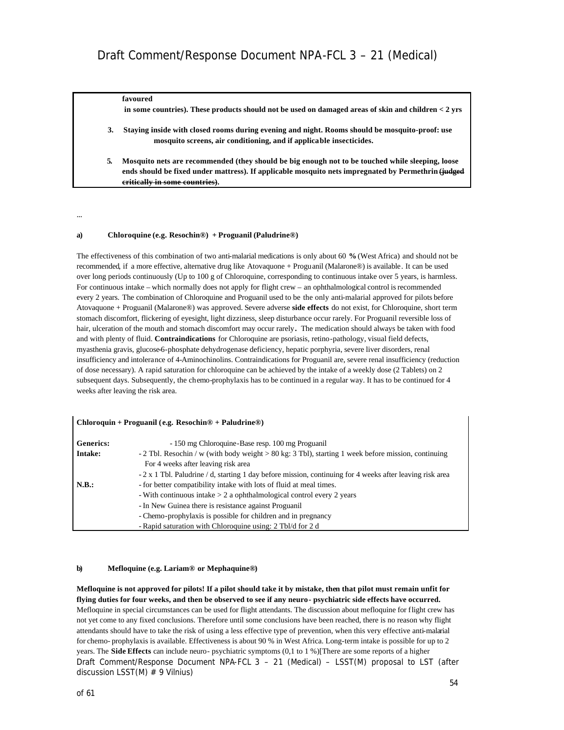**favoured in some countries). These products should not be used on damaged areas of skin and children < 2 yrs**

3. **Staying inside with closed rooms during evening and night. Rooms should be mosquito-proof: use mosquito screens, air conditioning, and if applicable insecticides.**

5. **Mosquito nets are recommended (they should be big enough not to be touched while sleeping, loose ends should be fixed under mattress). If applicable mosquito nets impregnated by Permethrin ~~(judged critically in some countries)~~.**

...

**a) Chloroquine (e.g. Resochin®) + Proguanil (Paludrine®)**

The effectiveness of this combination of two anti-malarial medications is only about 60 % (West Africa) and should not be recommended, if a more effective, alternative drug like Atovaquone + Proguanil (Malarone®) is available. It can be used over long periods continuously (Up to 100 g of Chloroquine, corresponding to continuous intake over 5 years, is harmless. For continuous intake – which normally does not apply for flight crew – an ophthalmological control is recommended every 2 years. The combination of Chloroquine and Proguanil used to be the only anti-malarial approved for pilots before Atovaquone + Proguanil (Malarone®) was approved. Severe adverse **side effects** do not exist, for Chloroquine, short term stomach discomfort, flickering of eyesight, light dizziness, sleep disturbance occur rarely. For Proguanil reversible loss of hair, ulceration of the mouth and stomach discomfort may occur rarely. The medication should always be taken with food and with plenty of fluid. **Contraindications** for Chloroquine are psoriasis, retino-pathology, visual field defects, myasthenia gravis, glucose-6-phosphate dehydrogenase deficiency, hepatic porphyria, severe liver disorders, renal insufficiency and intolerance of 4-Aminochinolins. Contraindications for Proguanil are, severe renal insufficiency (reduction of dose necessary). A rapid saturation for chloroquine can be achieved by the intake of a weekly dose (2 Tablets) on 2 subsequent days. Subsequently, the chemo-prophylaxis has to be continued in a regular way. It has to be continued for 4 weeks after leaving the risk area.

**Chloroquin + Proguanil (e.g. Resochin® + Paludrine®)**

| | |
|---|---|
| **Generics:** | - 150 mg Chloroquine-Base resp. 100 mg Proguanil |
| **Intake:** | - 2 Tbl. Resochin / w (with body weight > 80 kg: 3 Tbl), starting 1 week before mission, continuing For 4 weeks after leaving risk area |
| | - 2 x 1 Tbl. Paludrine / d, starting 1 day before mission, continuing for 4 weeks after leaving risk area |
| **N.B.:** | - for better compatibility intake with lots of fluid at meal times. |
| | - With continuous intake > 2 a ophthalmological control every 2 years |
| | - In New Guinea there is resistance against Proguanil |
| | - Chemo-prophylaxis is possible for children and in pregnancy |
| | - Rapid saturation with Chloroquine using: 2 Tbl/d for 2 d |

**b) Mefloquine (e.g. Lariam® or Mephaquine®)**

**Mefloquine is not approved for pilots! If a pilot should take it by mistake, then that pilot must remain unfit for flying duties for four weeks, and then be observed to see if any neuro- psychiatric side effects have occurred.** Mefloquine in special circumstances can be used for flight attendants. The discussion about mefloquine for flight crew has not yet come to any fixed conclusions. Therefore until some conclusions have been reached, there is no reason why flight attendants should have to take the risk of using a less effective type of prevention, when this very effective anti-malarial for chemo- prophylaxis is available. Effectiveness is about 90 % in West Africa. Long-term intake is possible for up to 2 years. The **Side Effects** can include neuro- psychiatric symptoms (0,1 to 1 %)[There are some reports of a higher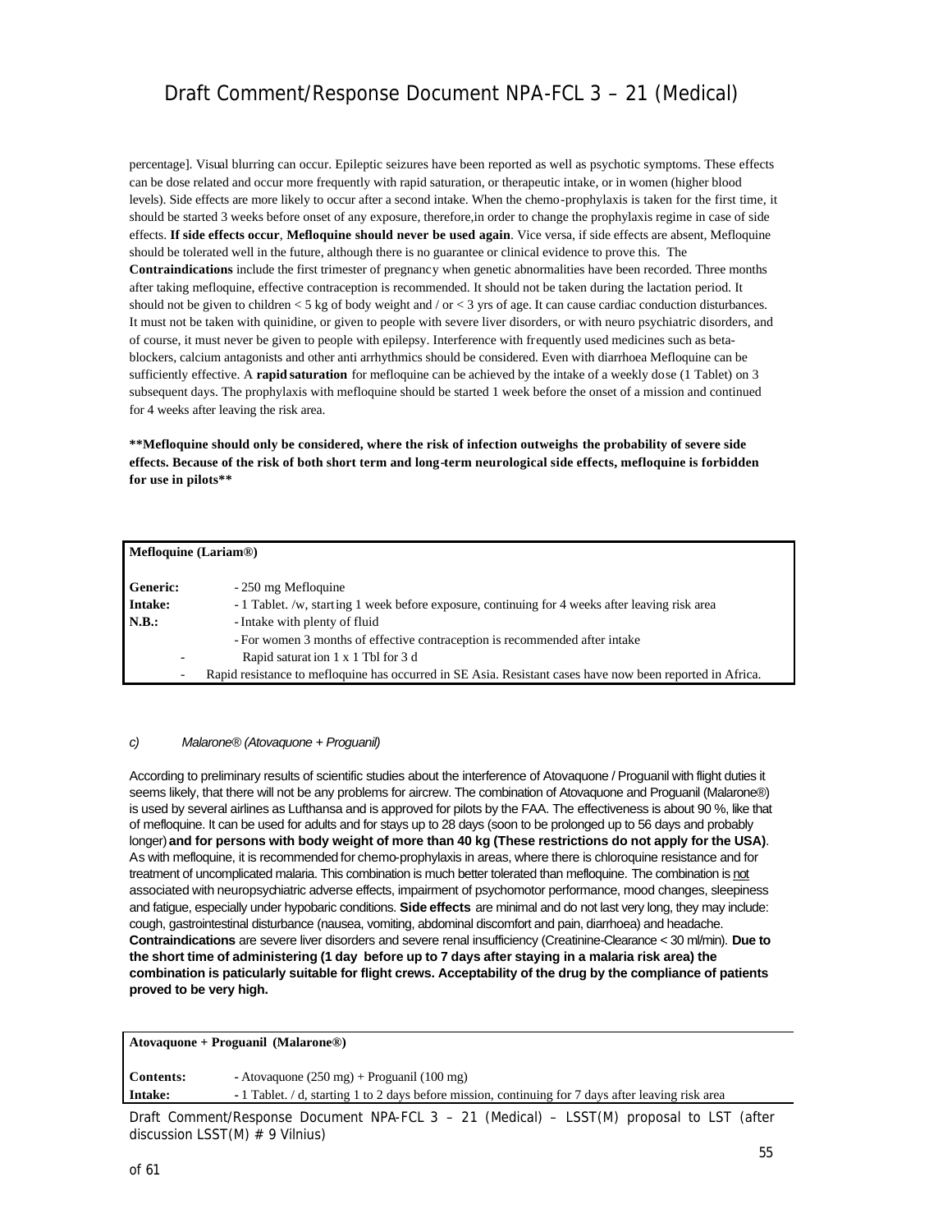percentage]. Visual blurring can occur. Epileptic seizures have been reported as well as psychotic symptoms. These effects can be dose related and occur more frequently with rapid saturation, or therapeutic intake, or in women (higher blood levels). Side effects are more likely to occur after a second intake. When the chemo-prophylaxis is taken for the first time, it should be started 3 weeks before onset of any exposure, therefore,in order to change the prophylaxis regime in case of side effects. **If side effects occur**, **Mefloquine should never be used again**. Vice versa, if side effects are absent, Mefloquine should be tolerated well in the future, although there is no guarantee or clinical evidence to prove this. The **Contraindications** include the first trimester of pregnancy when genetic abnormalities have been recorded. Three months after taking mefloquine, effective contraception is recommended. It should not be taken during the lactation period. It should not be given to children < 5 kg of body weight and / or < 3 yrs of age. It can cause cardiac conduction disturbances. It must not be taken with quinidine, or given to people with severe liver disorders, or with neuro psychiatric disorders, and of course, it must never be given to people with epilepsy. Interference with frequently used medicines such as beta-blockers, calcium antagonists and other anti arrhythmics should be considered. Even with diarrhoea Mefloquine can be sufficiently effective. A **rapid saturation** for mefloquine can be achieved by the intake of a weekly dose (1 Tablet) on 3 subsequent days. The prophylaxis with mefloquine should be started 1 week before the onset of a mission and continued for 4 weeks after leaving the risk area.

**\*\*Mefloquine should only be considered, where the risk of infection outweighs the probability of severe side effects. Because of the risk of both short term and long-term neurological side effects, mefloquine is forbidden for use in pilots\*\***

| **Mefloquine (Lariam®)** | |
|---|---|
| **Generic:** | - 250 mg Mefloquine |
| **Intake:** | - 1 Tablet. /w, starting 1 week before exposure, continuing for 4 weeks after leaving risk area |
| **N.B.:** | - Intake with plenty of fluid |
| | - For women 3 months of effective contraception is recommended after intake |
| - | Rapid saturation 1 x 1 Tbl for 3 d |
| - | Rapid resistance to mefloquine has occurred in SE Asia. Resistant cases have now been reported in Africa. |

*c) Malarone® (Atovaquone + Proguanil)*

According to preliminary results of scientific studies about the interference of Atovaquone / Proguanil with flight duties it seems likely, that there will not be any problems for aircrew. The combination of Atovaquone and Proguanil (Malarone®) is used by several airlines as Lufthansa and is approved for pilots by the FAA. The effectiveness is about 90 %, like that of mefloquine. It can be used for adults and for stays up to 28 days (soon to be prolonged up to 56 days and probably longer) **and for persons with body weight of more than 40 kg (These restrictions do not apply for the USA)**. As with mefloquine, it is recommended for chemo-prophylaxis in areas, where there is chloroquine resistance and for treatment of uncomplicated malaria. This combination is much better tolerated than mefloquine. The combination is <u>not</u> associated with neuropsychiatric adverse effects, impairment of psychomotor performance, mood changes, sleepiness and fatigue, especially under hypobaric conditions. **Side effects** are minimal and do not last very long, they may include: cough, gastrointestinal disturbance (nausea, vomiting, abdominal discomfort and pain, diarrhoea) and headache. **Contraindications** are severe liver disorders and severe renal insufficiency (Creatinine-Clearance < 30 ml/min). **Due to the short time of administering (1 day before up to 7 days after staying in a malaria risk area) the combination is paticularly suitable for flight crews. Acceptability of the drug by the compliance of patients proved to be very high.**

| **Atovaquone + Proguanil (Malarone®)** | |
|---|---|
| **Contents:** | - Atovaquone (250 mg) + Proguanil (100 mg) |
| **Intake:** | - 1 Tablet. / d, starting 1 to 2 days before mission, continuing for 7 days after leaving risk area |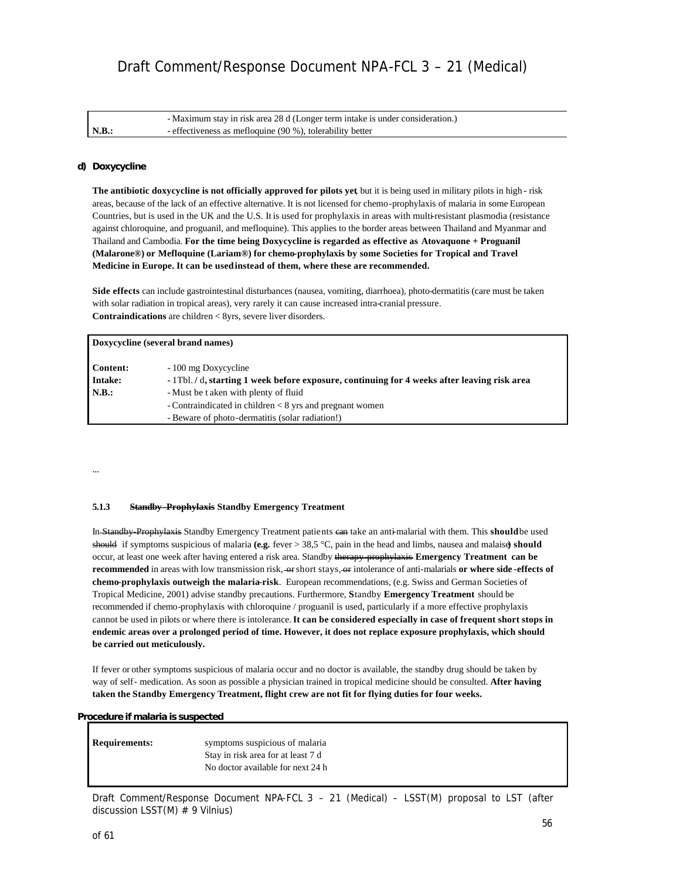| | |
|---|---|
| | - Maximum stay in risk area 28 d (Longer term intake is under consideration.) |
| **N.B.:** | - effectiveness as mefloquine (90 %), tolerability better |

**d) Doxycycline**

**The antibiotic doxycycline is not officially approved for pilots yet**, but it is being used in military pilots in high - risk areas, because of the lack of an effective alternative. It is not licensed for chemo-prophylaxis of malaria in some European Countries, but is used in the UK and the U.S. It is used for prophylaxis in areas with multi-resistant plasmodia (resistance against chloroquine, and proguanil, and mefloquine). This applies to the border areas between Thailand and Myanmar and Thailand and Cambodia. **For the time being Doxycycline is regarded as effective as Atovaquone + Proguanil (Malarone®) or Mefloquine (Lariam®) for chemo-prophylaxis by some Societies for Tropical and Travel Medicine in Europe. It can be used instead of them, where these are recommended.**

**Side effects** can include gastrointestinal disturbances (nausea, vomiting, diarrhoea), photo-dermatitis (care must be taken with solar radiation in tropical areas), very rarely it can cause increased intra-cranial pressure.
**Contraindications** are children < 8yrs, severe liver disorders.

| **Doxycycline (several brand names)** | |
|---|---|
| **Content:** | - 100 mg Doxycycline |
| **Intake:** | - 1Tbl. / d**, starting 1 week before exposure, continuing for 4 weeks after leaving risk area** |
| **N.B.:** | - Must be taken with plenty of fluid |
| | - Contraindicated in children < 8 yrs and pregnant women |
| | - Beware of photo-dermatitis (solar radiation!) |

...

### 5.1.3 ~~Standby Prophylaxis~~ Standby Emergency Treatment

In ~~Standby-Prophylaxis~~ Standby Emergency Treatment patients ~~can~~ take an anti-malarial with them. This **should** be used ~~should~~ if symptoms suspicious of malaria **(e.g.** fever > 38,5 °C, pain in the head and limbs, nausea and malaise**) should** occur, at least one week after having entered a risk area. Standby ~~therapy prophylaxis~~ **Emergency Treatment can be recommended** in areas with low transmission risk, ~~or~~ short stays, ~~or~~ intolerance of anti-malarials **or where side-effects of chemo-prophylaxis outweigh the malaria-risk**. European recommendations, (e.g. Swiss and German Societies of Tropical Medicine, 2001) advise standby precautions. Furthermore, **S**tandby **Emergency Treatment** should be recommended if chemo-prophylaxis with chloroquine / proguanil is used, particularly if a more effective prophylaxis cannot be used in pilots or where there is intolerance. **It can be considered especially in case of frequent short stops in endemic areas over a prolonged period of time. However, it does not replace exposure prophylaxis, which should be carried out meticulously.**

If fever or other symptoms suspicious of malaria occur and no doctor is available, the standby drug should be taken by way of self- medication. As soon as possible a physician trained in tropical medicine should be consulted. **After having taken the Standby Emergency Treatment, flight crew are not fit for flying duties for four weeks.**

**Procedure if malaria is suspected**

| | |
|---|---|
| **Requirements:** | symptoms suspicious of malaria<br>Stay in risk area for at least 7 d<br>No doctor available for next 24 h |

Draft Comment/Response Document NPA-FCL 3 – 21 (Medical) – LSST(M) proposal to LST (after discussion LSST(M) # 9 Vilnius)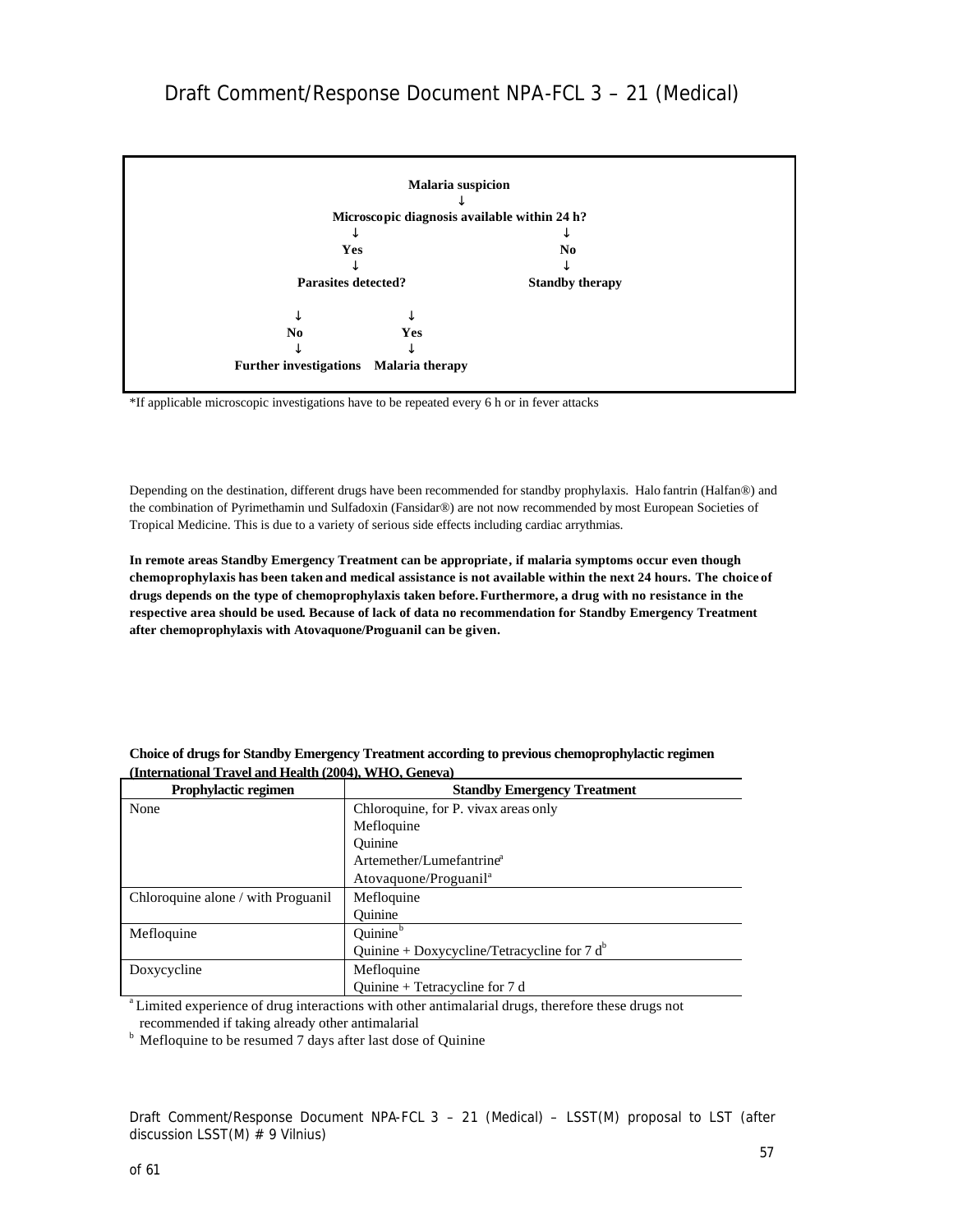**Malaria suspicion**

↓

**Microscopic diagnosis available within 24 h?**

| ↓ | ↓ |
|---|---|
| **Yes** | **No** |
| ↓ | ↓ |
| **Parasites detected?** | **Standby therapy** |

| ↓ | ↓ |
|---|---|
| **No** | **Yes** |
| ↓ | ↓ |
| **Further investigations** | **Malaria therapy** |

*If applicable microscopic investigations have to be repeated every 6 h or in fever attacks

Depending on the destination, different drugs have been recommended for standby prophylaxis. Halo fantrin (Halfan®) and the combination of Pyrimethamin und Sulfadoxin (Fansidar®) are not now recommended by most European Societies of Tropical Medicine. This is due to a variety of serious side effects including cardiac arrythmias.

**In remote areas Standby Emergency Treatment can be appropriate, if malaria symptoms occur even though chemoprophylaxis has been taken and medical assistance is not available within the next 24 hours. The choice of drugs depends on the type of chemoprophylaxis taken before. Furthermore, a drug with no resistance in the respective area should be used. Because of lack of data no recommendation for Standby Emergency Treatment after chemoprophylaxis with Atovaquone/Proguanil can be given.**

**Choice of drugs for Standby Emergency Treatment according to previous chemoprophylactic regimen (International Travel and Health (2004), WHO, Geneva)**

| Prophylactic regimen | Standby Emergency Treatment |
|---|---|
| None | Chloroquine, for P. vivax areas only<br>Mefloquine<br>Quinine<br>Artemether/Lumefantrine[a]<br>Atovaquone/Proguanil[a] |
| Chloroquine alone / with Proguanil | Mefloquine<br>Quinine |
| Mefloquine | Quinine[b]<br>Quinine + Doxycycline/Tetracycline for 7 d[b] |
| Doxycycline | Mefloquine<br>Quinine + Tetracycline for 7 d |

[a] Limited experience of drug interactions with other antimalarial drugs, therefore these drugs not recommended if taking already other antimalarial

[b] Mefloquine to be resumed 7 days after last dose of Quinine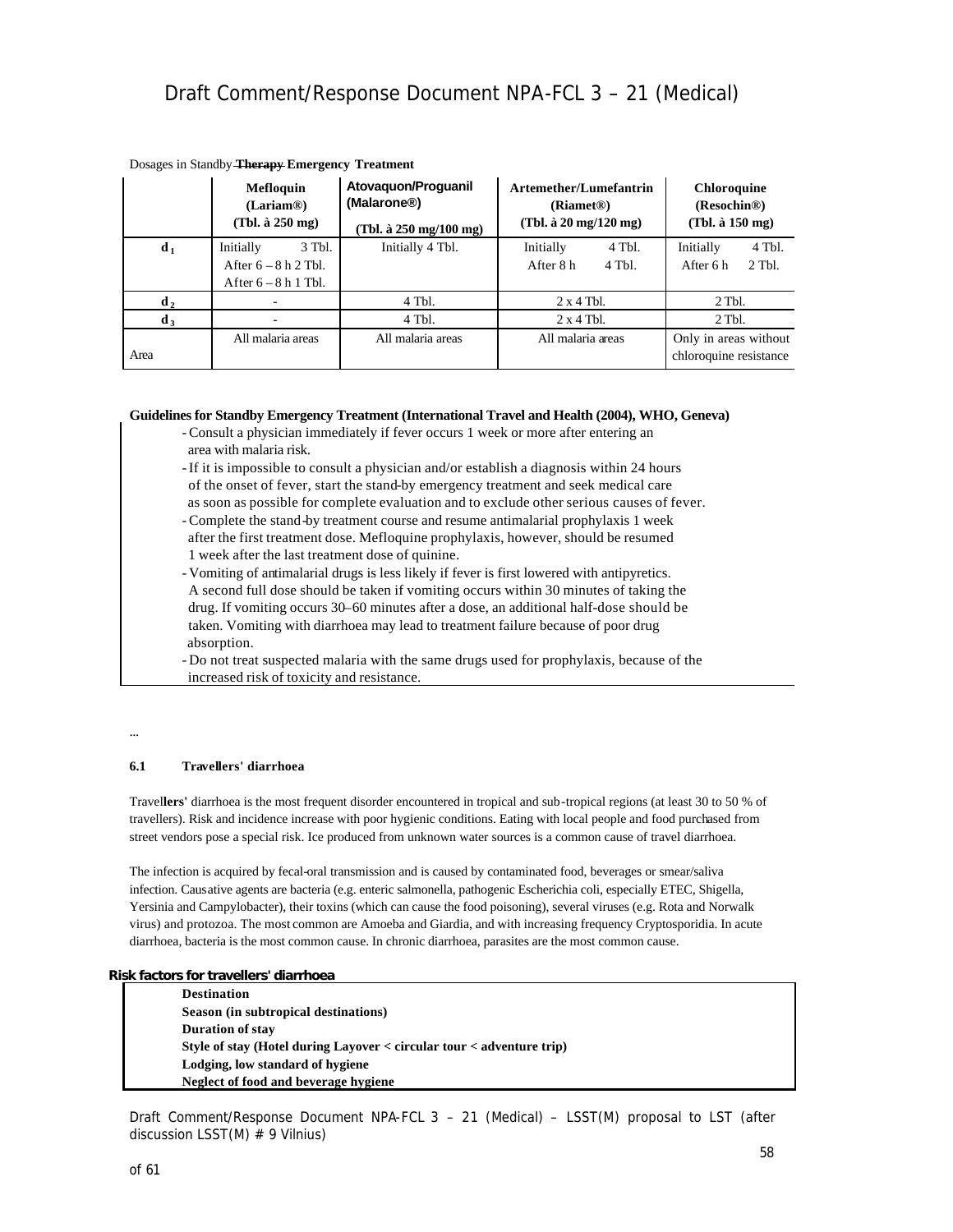Dosages in Standby ~~Therapy~~ **Emergency Treatment**

| | **Mefloquin (Lariam®) (Tbl. à 250 mg)** | **Atovaquon/Proguanil (Malarone®) (Tbl. à 250 mg/100 mg)** | **Artemether/Lumefantrin (Riamet®) (Tbl. à 20 mg/120 mg)** | **Chloroquine (Resochin®) (Tbl. à 150 mg)** |
|---|---|---|---|---|
| **$d_1$** | Initially 3 Tbl.<br>After 6 – 8 h 2 Tbl.<br>After 6 – 8 h 1 Tbl. | Initially 4 Tbl. | Initially 4 Tbl.<br>After 8 h 4 Tbl. | Initially 4 Tbl.<br>After 6 h 2 Tbl. |
| **$d_2$** | - | 4 Tbl. | 2 x 4 Tbl. | 2 Tbl. |
| **$d_3$** | - | 4 Tbl. | 2 x 4 Tbl. | 2 Tbl. |
| Area | All malaria areas | All malaria areas | All malaria areas | Only in areas without chloroquine resistance |

**Guidelines for Standby Emergency Treatment (International Travel and Health (2004), WHO, Geneva)**

- Consult a physician immediately if fever occurs 1 week or more after entering an area with malaria risk.
- If it is impossible to consult a physician and/or establish a diagnosis within 24 hours of the onset of fever, start the stand-by emergency treatment and seek medical care as soon as possible for complete evaluation and to exclude other serious causes of fever.
- Complete the stand-by treatment course and resume antimalarial prophylaxis 1 week after the first treatment dose. Mefloquine prophylaxis, however, should be resumed 1 week after the last treatment dose of quinine.
- Vomiting of antimalarial drugs is less likely if fever is first lowered with antipyretics. A second full dose should be taken if vomiting occurs within 30 minutes of taking the drug. If vomiting occurs 30–60 minutes after a dose, an additional half-dose should be taken. Vomiting with diarrhoea may lead to treatment failure because of poor drug absorption.
- Do not treat suspected malaria with the same drugs used for prophylaxis, because of the increased risk of toxicity and resistance.

...

### 6.1 Travellers' diarrhoea

Travel**lers'** diarrhoea is the most frequent disorder encountered in tropical and sub-tropical regions (at least 30 to 50 % of travellers). Risk and incidence increase with poor hygienic conditions. Eating with local people and food purchased from street vendors pose a special risk. Ice produced from unknown water sources is a common cause of travel diarrhoea.

The infection is acquired by fecal-oral transmission and is caused by contaminated food, beverages or smear/saliva infection. Causative agents are bacteria (e.g. enteric salmonella, pathogenic Escherichia coli, especially ETEC, Shigella, Yersinia and Campylobacter), their toxins (which can cause the food poisoning), several viruses (e.g. Rota and Norwalk virus) and protozoa. The most common are Amoeba and Giardia, and with increasing frequency Cryptosporidia. In acute diarrhoea, bacteria is the most common cause. In chronic diarrhoea, parasites are the most common cause.

**Risk factors for travellers' diarrhoea**

| |
|---|
| **Destination** |
| **Season (in subtropical destinations)** |
| **Duration of stay** |
| **Style of stay (Hotel during Layover < circular tour < adventure trip)** |
| **Lodging, low standard of hygiene** |
| **Neglect of food and beverage hygiene** |

Draft Comment/Response Document NPA-FCL 3 – 21 (Medical) – LSST(M) proposal to LST (after discussion LSST(M) # 9 Vilnius)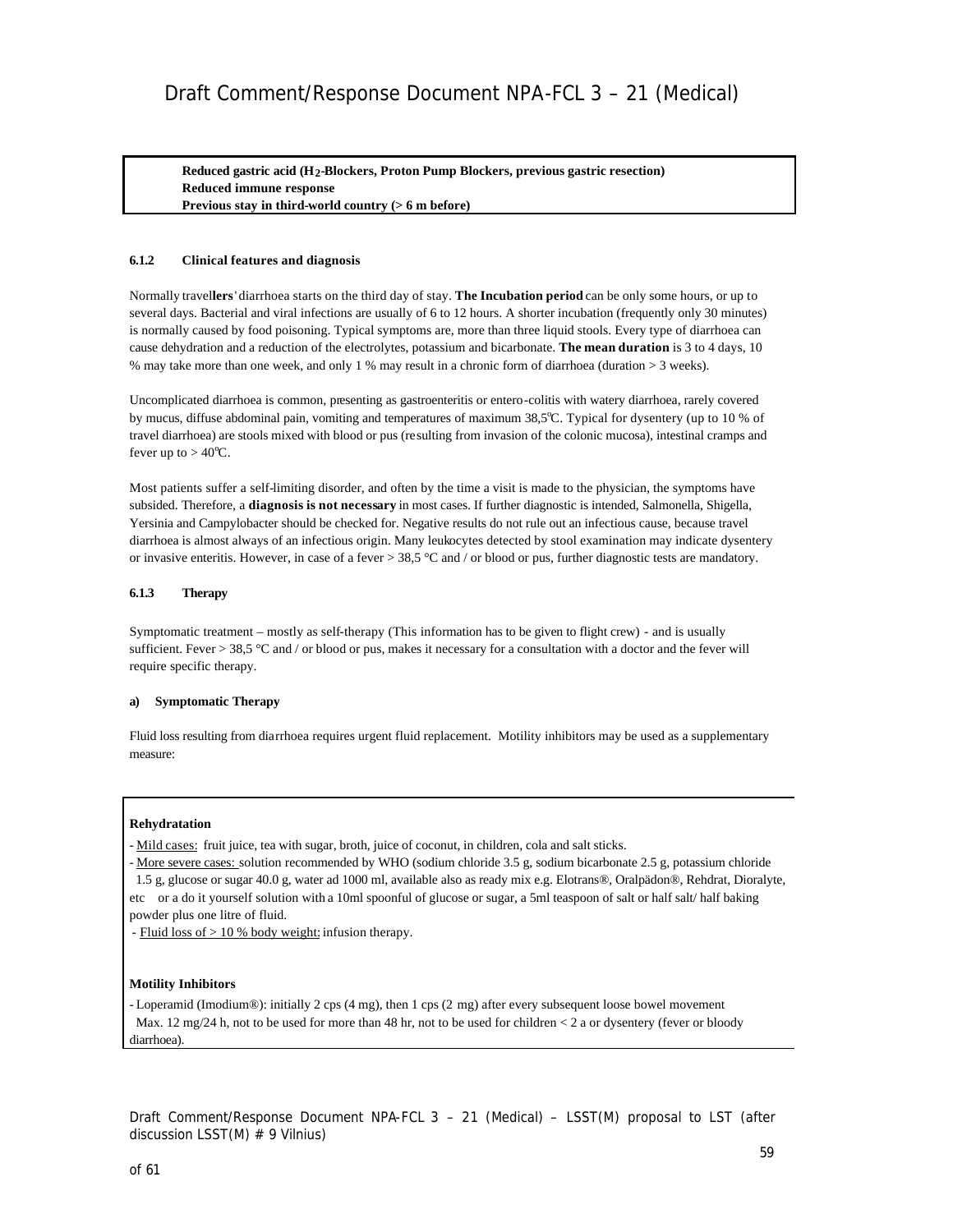**Reduced gastric acid ($H_2$-Blockers, Proton Pump Blockers, previous gastric resection)**
**Reduced immune response**
**Previous stay in third-world country (> 6 m before)**

### 6.1.2 Clinical features and diagnosis

Normally travel**lers**' diarrhoea starts on the third day of stay. **The Incubation period** can be only some hours, or up to several days. Bacterial and viral infections are usually of 6 to 12 hours. A shorter incubation (frequently only 30 minutes) is normally caused by food poisoning. Typical symptoms are, more than three liquid stools. Every type of diarrhoea can cause dehydration and a reduction of the electrolytes, potassium and bicarbonate. **The mean duration** is 3 to 4 days, 10 % may take more than one week, and only 1 % may result in a chronic form of diarrhoea (duration > 3 weeks).

Uncomplicated diarrhoea is common, presenting as gastroenteritis or entero-colitis with watery diarrhoea, rarely covered by mucus, diffuse abdominal pain, vomiting and temperatures of maximum 38,5°C. Typical for dysentery (up to 10 % of travel diarrhoea) are stools mixed with blood or pus (resulting from invasion of the colonic mucosa), intestinal cramps and fever up to > 40°C.

Most patients suffer a self-limiting disorder, and often by the time a visit is made to the physician, the symptoms have subsided. Therefore, a **diagnosis is not necessary** in most cases. If further diagnostic is intended, Salmonella, Shigella, Yersinia and Campylobacter should be checked for. Negative results do not rule out an infectious cause, because travel diarrhoea is almost always of an infectious origin. Many leukocytes detected by stool examination may indicate dysentery or invasive enteritis. However, in case of a fever > 38,5 °C and / or blood or pus, further diagnostic tests are mandatory.

### 6.1.3 Therapy

Symptomatic treatment – mostly as self-therapy (This information has to be given to flight crew) - and is usually sufficient. Fever > 38,5 °C and / or blood or pus, makes it necessary for a consultation with a doctor and the fever will require specific therapy.

#### a) Symptomatic Therapy

Fluid loss resulting from diarrhoea requires urgent fluid replacement. Motility inhibitors may be used as a supplementary measure:

**Rehydratation**

- Mild cases: fruit juice, tea with sugar, broth, juice of coconut, in children, cola and salt sticks.
- More severe cases: solution recommended by WHO (sodium chloride 3.5 g, sodium bicarbonate 2.5 g, potassium chloride 1.5 g, glucose or sugar 40.0 g, water ad 1000 ml, available also as ready mix e.g. Elotrans®, Oralpädon®, Rehdrat, Dioralyte, etc or a do it yourself solution with a 10ml spoonful of glucose or sugar, a 5ml teaspoon of salt or half salt/ half baking powder plus one litre of fluid.
- Fluid loss of > 10 % body weight: infusion therapy.

**Motility Inhibitors**

- Loperamid (Imodium®): initially 2 cps (4 mg), then 1 cps (2 mg) after every subsequent loose bowel movement Max. 12 mg/24 h, not to be used for more than 48 hr, not to be used for children < 2 a or dysentery (fever or bloody diarrhoea).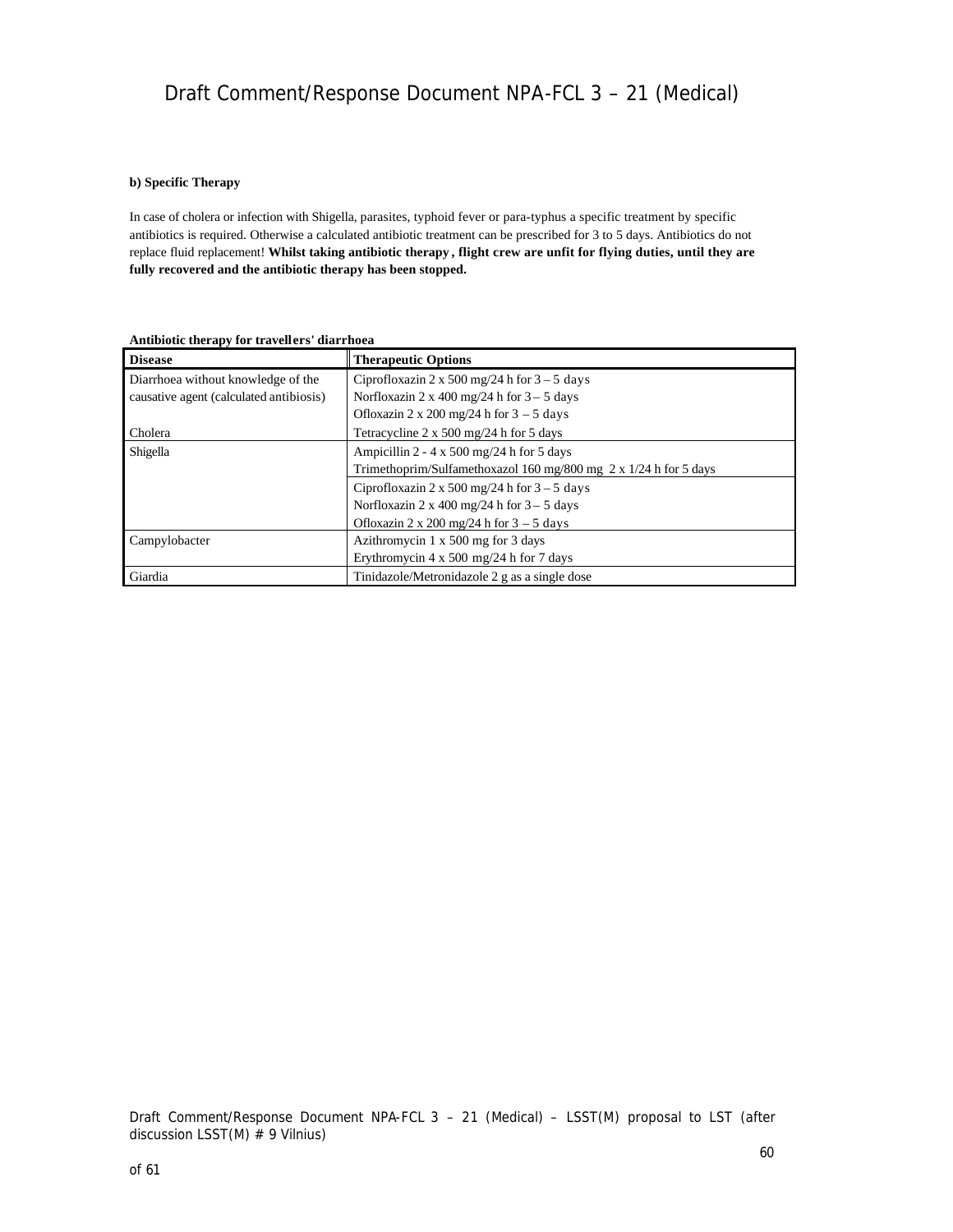**b) Specific Therapy**

In case of cholera or infection with Shigella, parasites, typhoid fever or para-typhus a specific treatment by specific antibiotics is required. Otherwise a calculated antibiotic treatment can be prescribed for 3 to 5 days. Antibiotics do not replace fluid replacement! **Whilst taking antibiotic therapy, flight crew are unfit for flying duties, until they are fully recovered and the antibiotic therapy has been stopped.**

**Antibiotic therapy for travellers' diarrhoea**

| Disease | Therapeutic Options |
|---|---|
| Diarrhoea without knowledge of the causative agent (calculated antibiosis) | Ciprofloxazin 2 x 500 mg/24 h for 3 – 5 days<br>Norfloxazin 2 x 400 mg/24 h for 3 – 5 days<br>Ofloxazin 2 x 200 mg/24 h for 3 – 5 days |
| Cholera | Tetracycline 2 x 500 mg/24 h for 5 days |
| Shigella | Ampicillin 2 - 4 x 500 mg/24 h for 5 days<br>Trimethoprim/Sulfamethoxazol 160 mg/800 mg 2 x 1/24 h for 5 days |
| | Ciprofloxazin 2 x 500 mg/24 h for 3 – 5 days<br>Norfloxazin 2 x 400 mg/24 h for 3 – 5 days<br>Ofloxazin 2 x 200 mg/24 h for 3 – 5 days |
| Campylobacter | Azithromycin 1 x 500 mg for 3 days<br>Erythromycin 4 x 500 mg/24 h for 7 days |
| Giardia | Tinidazole/Metronidazole 2 g as a single dose |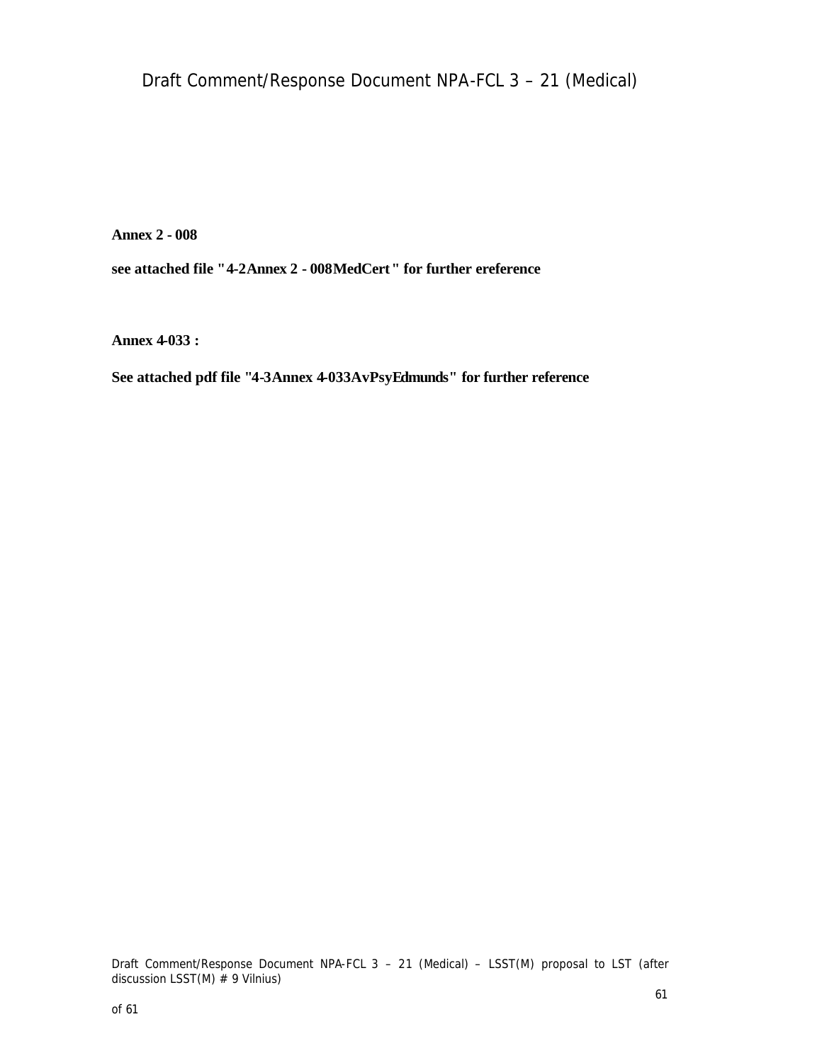**Annex 2 - 008**

**see attached file "4-2Annex 2 - 008MedCert" for further ereference**

**Annex 4-033 :**

**See attached pdf file "4-3Annex 4-033AvPsyEdmunds" for further reference**